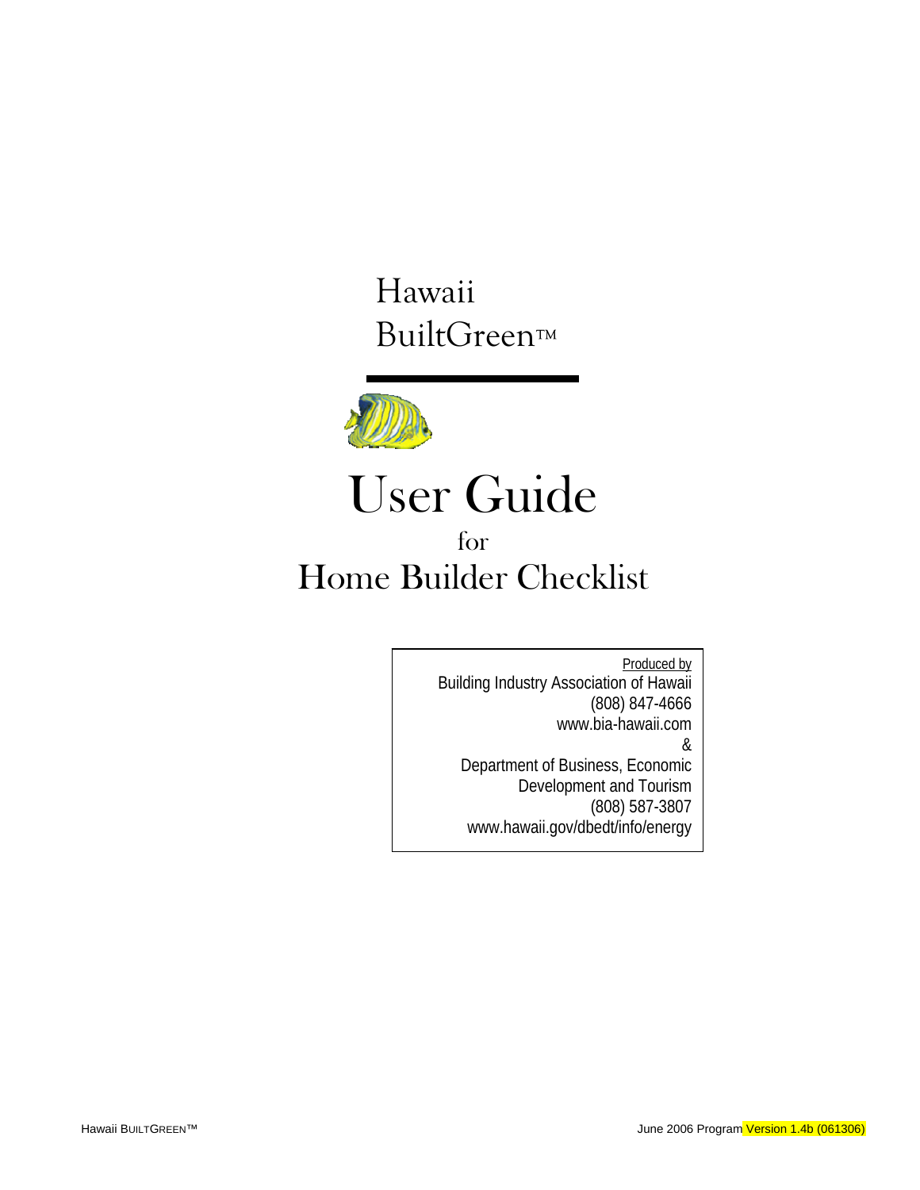# Hawaii BuiltGreen™

# User Guide

for

# Home Builder Checklist

Produced by
Building Industry Association of Hawaii
(808) 847-4666
www.bia-hawaii.com
&
Department of Business, Economic Development and Tourism
(808) 587-3807
www.hawaii.gov/dbedt/info/energy

June 2006 Program Version 1.4b (061306)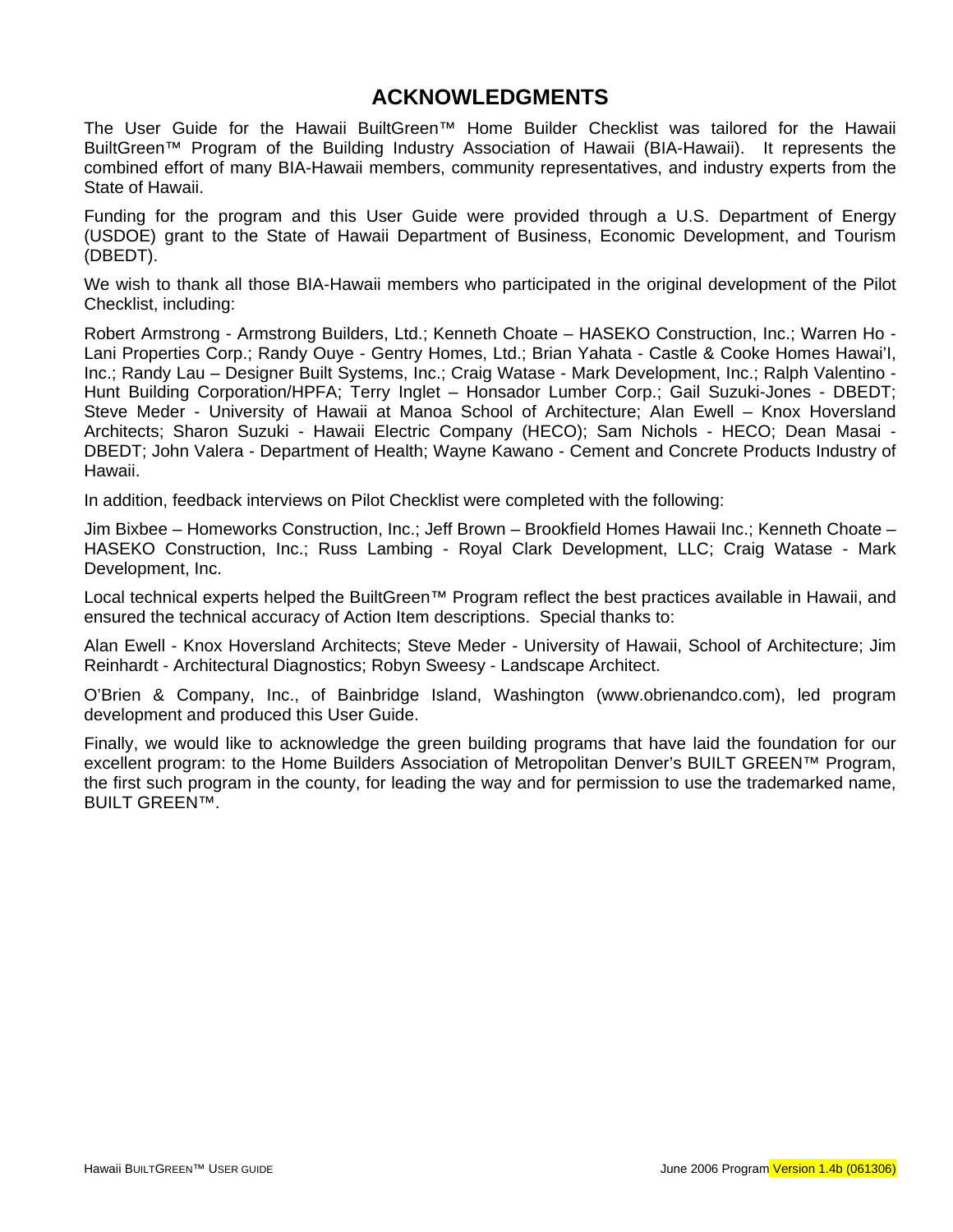# ACKNOWLEDGMENTS

The User Guide for the Hawaii BuiltGreen™ Home Builder Checklist was tailored for the Hawaii BuiltGreen™ Program of the Building Industry Association of Hawaii (BIA-Hawaii). It represents the combined effort of many BIA-Hawaii members, community representatives, and industry experts from the State of Hawaii.

Funding for the program and this User Guide were provided through a U.S. Department of Energy (USDOE) grant to the State of Hawaii Department of Business, Economic Development, and Tourism (DBEDT).

We wish to thank all those BIA-Hawaii members who participated in the original development of the Pilot Checklist, including:

Robert Armstrong - Armstrong Builders, Ltd.; Kenneth Choate – HASEKO Construction, Inc.; Warren Ho - Lani Properties Corp.; Randy Ouye - Gentry Homes, Ltd.; Brian Yahata - Castle & Cooke Homes Hawai'I, Inc.; Randy Lau – Designer Built Systems, Inc.; Craig Watase - Mark Development, Inc.; Ralph Valentino - Hunt Building Corporation/HPFA; Terry Inglet – Honsador Lumber Corp.; Gail Suzuki-Jones - DBEDT; Steve Meder - University of Hawaii at Manoa School of Architecture; Alan Ewell – Knox Hoversland Architects; Sharon Suzuki - Hawaii Electric Company (HECO); Sam Nichols - HECO; Dean Masai - DBEDT; John Valera - Department of Health; Wayne Kawano - Cement and Concrete Products Industry of Hawaii.

In addition, feedback interviews on Pilot Checklist were completed with the following:

Jim Bixbee – Homeworks Construction, Inc.; Jeff Brown – Brookfield Homes Hawaii Inc.; Kenneth Choate – HASEKO Construction, Inc.; Russ Lambing - Royal Clark Development, LLC; Craig Watase - Mark Development, Inc.

Local technical experts helped the BuiltGreen™ Program reflect the best practices available in Hawaii, and ensured the technical accuracy of Action Item descriptions. Special thanks to:

Alan Ewell - Knox Hoversland Architects; Steve Meder - University of Hawaii, School of Architecture; Jim Reinhardt - Architectural Diagnostics; Robyn Sweesy - Landscape Architect.

O'Brien & Company, Inc., of Bainbridge Island, Washington (www.obrienandco.com), led program development and produced this User Guide.

Finally, we would like to acknowledge the green building programs that have laid the foundation for our excellent program: to the Home Builders Association of Metropolitan Denver's BUILT GREEN™ Program, the first such program in the county, for leading the way and for permission to use the trademarked name, BUILT GREEN™.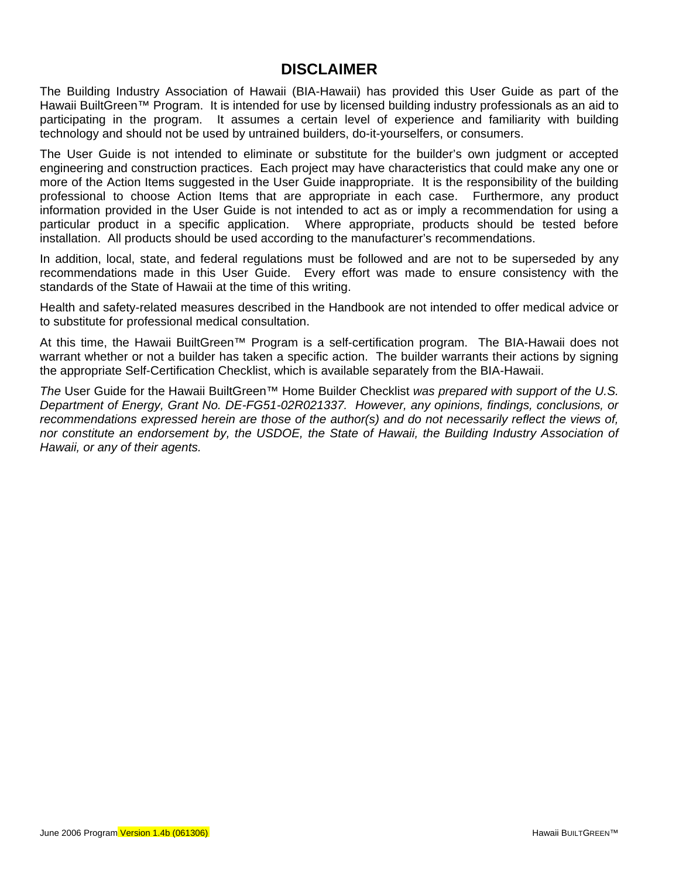## DISCLAIMER

The Building Industry Association of Hawaii (BIA-Hawaii) has provided this User Guide as part of the Hawaii BuiltGreen™ Program. It is intended for use by licensed building industry professionals as an aid to participating in the program. It assumes a certain level of experience and familiarity with building technology and should not be used by untrained builders, do-it-yourselfers, or consumers.

The User Guide is not intended to eliminate or substitute for the builder's own judgment or accepted engineering and construction practices. Each project may have characteristics that could make any one or more of the Action Items suggested in the User Guide inappropriate. It is the responsibility of the building professional to choose Action Items that are appropriate in each case. Furthermore, any product information provided in the User Guide is not intended to act as or imply a recommendation for using a particular product in a specific application. Where appropriate, products should be tested before installation. All products should be used according to the manufacturer's recommendations.

In addition, local, state, and federal regulations must be followed and are not to be superseded by any recommendations made in this User Guide. Every effort was made to ensure consistency with the standards of the State of Hawaii at the time of this writing.

Health and safety-related measures described in the Handbook are not intended to offer medical advice or to substitute for professional medical consultation.

At this time, the Hawaii BuiltGreen™ Program is a self-certification program. The BIA-Hawaii does not warrant whether or not a builder has taken a specific action. The builder warrants their actions by signing the appropriate Self-Certification Checklist, which is available separately from the BIA-Hawaii.

*The* User Guide for the Hawaii BuiltGreen™ Home Builder Checklist *was prepared with support of the U.S. Department of Energy, Grant No. DE-FG51-02R021337. However, any opinions, findings, conclusions, or recommendations expressed herein are those of the author(s) and do not necessarily reflect the views of, nor constitute an endorsement by, the USDOE, the State of Hawaii, the Building Industry Association of Hawaii, or any of their agents.*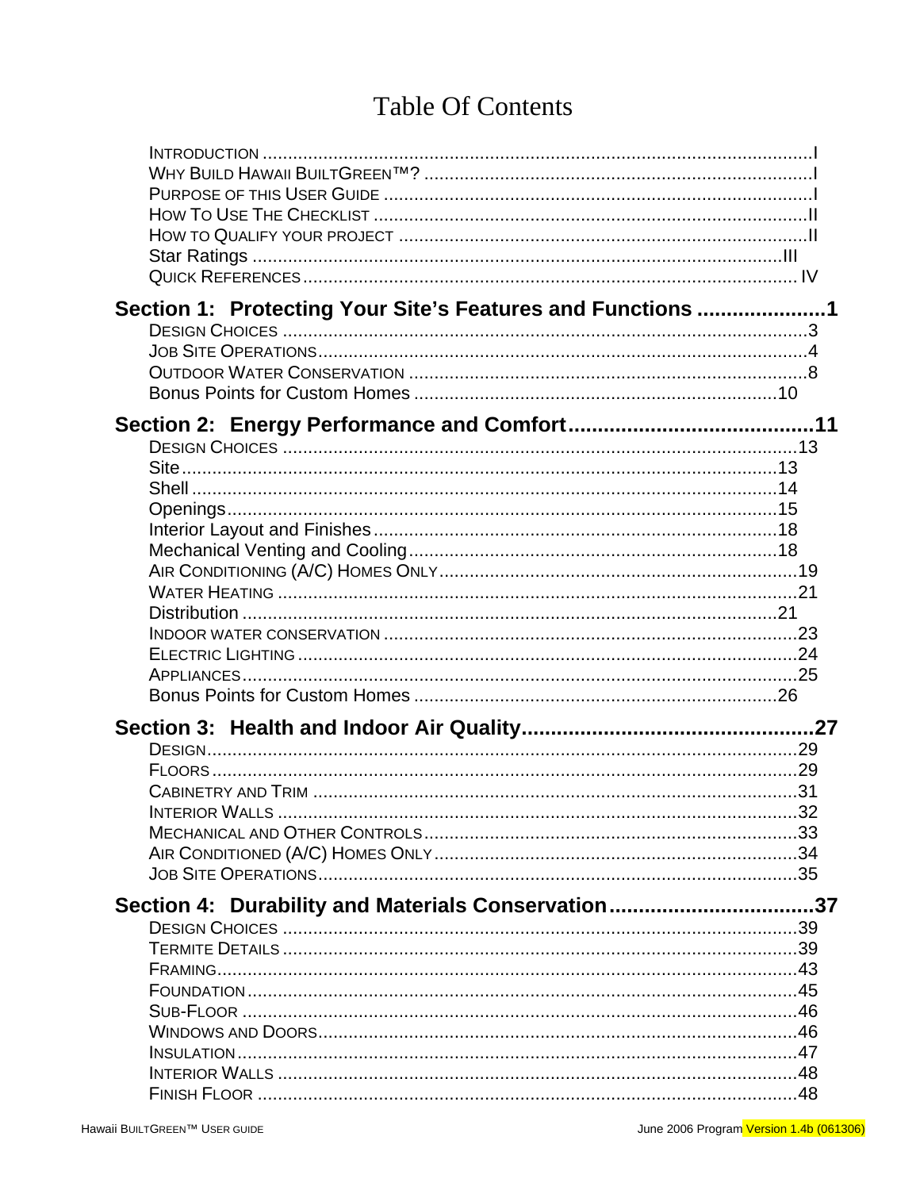# Table Of Contents

INTRODUCTION ..... I
WHY BUILD HAWAII BUILTGREEN™? ..... I
PURPOSE OF THIS USER GUIDE ..... I
HOW TO USE THE CHECKLIST ..... II
HOW TO QUALIFY YOUR PROJECT ..... II
Star Ratings ..... III
QUICK REFERENCES ..... IV

**Section 1: Protecting Your Site's Features and Functions ..... 1**

DESIGN CHOICES ..... 3
JOB SITE OPERATIONS ..... 4
OUTDOOR WATER CONSERVATION ..... 8
Bonus Points for Custom Homes ..... 10

**Section 2: Energy Performance and Comfort ..... 11**

DESIGN CHOICES ..... 13
Site ..... 13
Shell ..... 14
Openings ..... 15
Interior Layout and Finishes ..... 18
Mechanical Venting and Cooling ..... 18
AIR CONDITIONING (A/C) HOMES ONLY ..... 19
WATER HEATING ..... 21
Distribution ..... 21
INDOOR WATER CONSERVATION ..... 23
ELECTRIC LIGHTING ..... 24
APPLIANCES ..... 25
Bonus Points for Custom Homes ..... 26

**Section 3: Health and Indoor Air Quality ..... 27**

DESIGN ..... 29
FLOORS ..... 29
CABINETRY AND TRIM ..... 31
INTERIOR WALLS ..... 32
MECHANICAL AND OTHER CONTROLS ..... 33
AIR CONDITIONED (A/C) HOMES ONLY ..... 34
JOB SITE OPERATIONS ..... 35

**Section 4: Durability and Materials Conservation ..... 37**

DESIGN CHOICES ..... 39
TERMITE DETAILS ..... 39
FRAMING ..... 43
FOUNDATION ..... 45
SUB-FLOOR ..... 46
WINDOWS AND DOORS ..... 46
INSULATION ..... 47
INTERIOR WALLS ..... 48
FINISH FLOOR ..... 48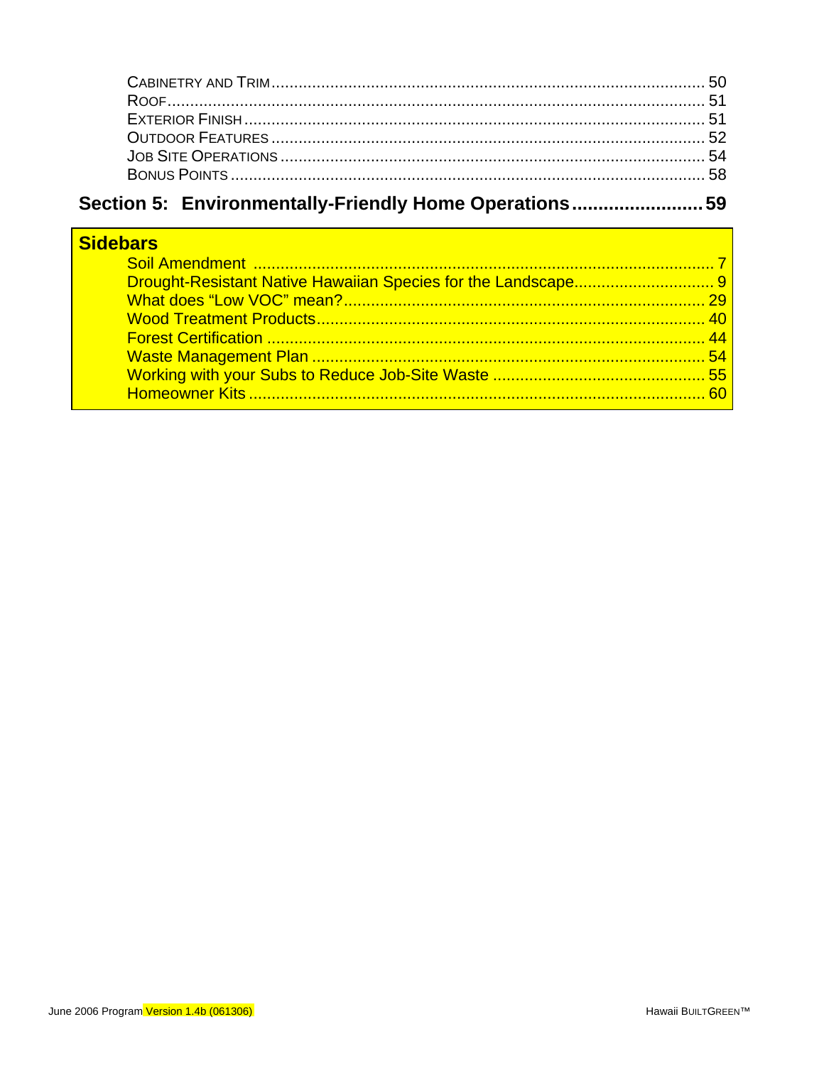Cabinetry and Trim ........................................................................................................ 50
Roof ........................................................................................................ 51
Exterior Finish ........................................................................................................ 51
Outdoor Features ........................................................................................................ 52
Job Site Operations ........................................................................................................ 54
Bonus Points ........................................................................................................ 58

## Section 5: Environmentally-Friendly Home Operations ........................ 59

## Sidebars

Soil Amendment ........................................................................................................ 7
Drought-Resistant Native Hawaiian Species for the Landscape ........................................ 9
What does "Low VOC" mean? ........................................................................................ 29
Wood Treatment Products ........................................................................................ 40
Forest Certification ........................................................................................................ 44
Waste Management Plan ........................................................................................ 54
Working with your Subs to Reduce Job-Site Waste ........................................................ 55
Homeowner Kits ........................................................................................................ 60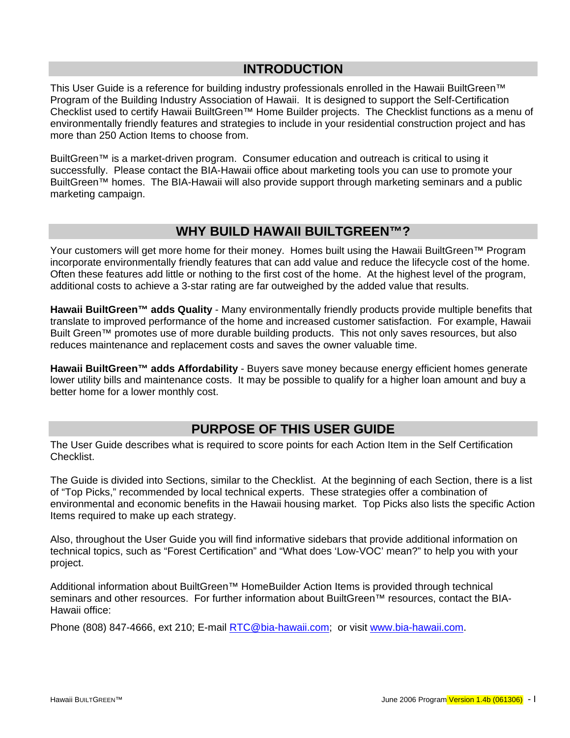## INTRODUCTION

This User Guide is a reference for building industry professionals enrolled in the Hawaii BuiltGreen™ Program of the Building Industry Association of Hawaii. It is designed to support the Self-Certification Checklist used to certify Hawaii BuiltGreen™ Home Builder projects. The Checklist functions as a menu of environmentally friendly features and strategies to include in your residential construction project and has more than 250 Action Items to choose from.

BuiltGreen™ is a market-driven program. Consumer education and outreach is critical to using it successfully. Please contact the BIA-Hawaii office about marketing tools you can use to promote your BuiltGreen™ homes. The BIA-Hawaii will also provide support through marketing seminars and a public marketing campaign.

## WHY BUILD HAWAII BUILTGREEN™?

Your customers will get more home for their money. Homes built using the Hawaii BuiltGreen™ Program incorporate environmentally friendly features that can add value and reduce the lifecycle cost of the home. Often these features add little or nothing to the first cost of the home. At the highest level of the program, additional costs to achieve a 3-star rating are far outweighed by the added value that results.

**Hawaii BuiltGreen™ adds Quality** - Many environmentally friendly products provide multiple benefits that translate to improved performance of the home and increased customer satisfaction. For example, Hawaii Built Green™ promotes use of more durable building products. This not only saves resources, but also reduces maintenance and replacement costs and saves the owner valuable time.

**Hawaii BuiltGreen™ adds Affordability** - Buyers save money because energy efficient homes generate lower utility bills and maintenance costs. It may be possible to qualify for a higher loan amount and buy a better home for a lower monthly cost.

## PURPOSE OF THIS USER GUIDE

The User Guide describes what is required to score points for each Action Item in the Self Certification Checklist.

The Guide is divided into Sections, similar to the Checklist. At the beginning of each Section, there is a list of "Top Picks," recommended by local technical experts. These strategies offer a combination of environmental and economic benefits in the Hawaii housing market. Top Picks also lists the specific Action Items required to make up each strategy.

Also, throughout the User Guide you will find informative sidebars that provide additional information on technical topics, such as "Forest Certification" and "What does 'Low-VOC' mean?" to help you with your project.

Additional information about BuiltGreen™ HomeBuilder Action Items is provided through technical seminars and other resources. For further information about BuiltGreen™ resources, contact the BIA-Hawaii office:

Phone (808) 847-4666, ext 210; E-mail RTC@bia-hawaii.com; or visit www.bia-hawaii.com.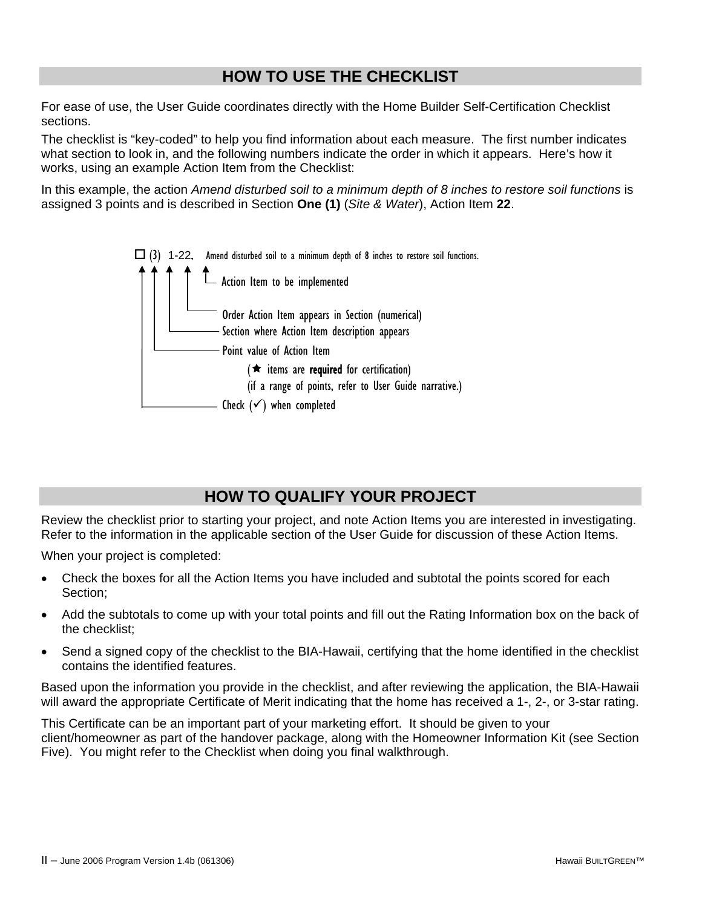## HOW TO USE THE CHECKLIST

For ease of use, the User Guide coordinates directly with the Home Builder Self-Certification Checklist sections.

The checklist is "key-coded" to help you find information about each measure. The first number indicates what section to look in, and the following numbers indicate the order in which it appears. Here's how it works, using an example Action Item from the Checklist:

In this example, the action *Amend disturbed soil to a minimum depth of 8 inches to restore soil functions* is assigned 3 points and is described in Section **One (1)** (*Site & Water*), Action Item **22**.

☐ (3) 1-22. Amend disturbed soil to a minimum depth of 8 inches to restore soil functions.

- Action Item to be implemented
- Order Action Item appears in Section (numerical)
- Section where Action Item description appears
- Point value of Action Item
  - (★ items are **required** for certification)
  - (if a range of points, refer to User Guide narrative.)
- Check (✓) when completed

## HOW TO QUALIFY YOUR PROJECT

Review the checklist prior to starting your project, and note Action Items you are interested in investigating. Refer to the information in the applicable section of the User Guide for discussion of these Action Items.

When your project is completed:

- Check the boxes for all the Action Items you have included and subtotal the points scored for each Section;
- Add the subtotals to come up with your total points and fill out the Rating Information box on the back of the checklist;
- Send a signed copy of the checklist to the BIA-Hawaii, certifying that the home identified in the checklist contains the identified features.

Based upon the information you provide in the checklist, and after reviewing the application, the BIA-Hawaii will award the appropriate Certificate of Merit indicating that the home has received a 1-, 2-, or 3-star rating.

This Certificate can be an important part of your marketing effort. It should be given to your client/homeowner as part of the handover package, along with the Homeowner Information Kit (see Section Five). You might refer to the Checklist when doing you final walkthrough.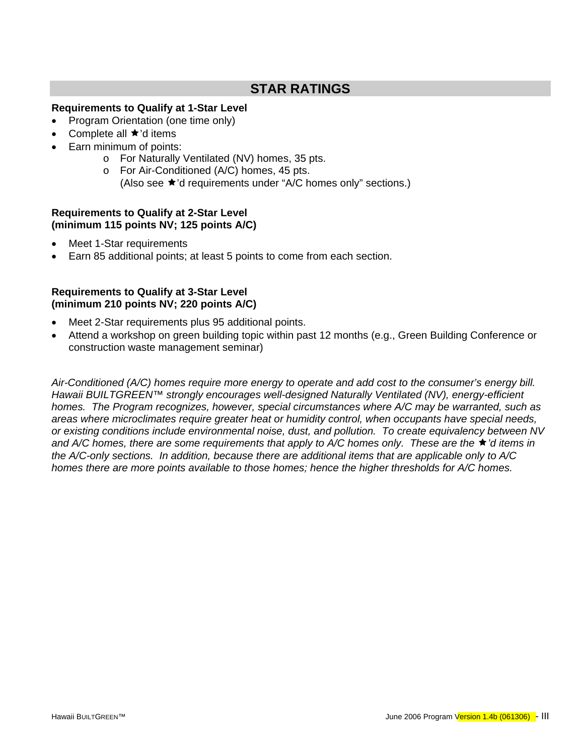## STAR RATINGS

**Requirements to Qualify at 1-Star Level**

- Program Orientation (one time only)
- Complete all ★'d items
- Earn minimum of points:
    - For Naturally Ventilated (NV) homes, 35 pts.
    - For Air-Conditioned (A/C) homes, 45 pts.
      (Also see ★'d requirements under "A/C homes only" sections.)

**Requirements to Qualify at 2-Star Level**
**(minimum 115 points NV; 125 points A/C)**

- Meet 1-Star requirements
- Earn 85 additional points; at least 5 points to come from each section.

**Requirements to Qualify at 3-Star Level**
**(minimum 210 points NV; 220 points A/C)**

- Meet 2-Star requirements plus 95 additional points.
- Attend a workshop on green building topic within past 12 months (e.g., Green Building Conference or construction waste management seminar)

*Air-Conditioned (A/C) homes require more energy to operate and add cost to the consumer's energy bill. Hawaii BUILTGREEN™ strongly encourages well-designed Naturally Ventilated (NV), energy-efficient homes. The Program recognizes, however, special circumstances where A/C may be warranted, such as areas where microclimates require greater heat or humidity control, when occupants have special needs, or existing conditions include environmental noise, dust, and pollution. To create equivalency between NV and A/C homes, there are some requirements that apply to A/C homes only. These are the ★'d items in the A/C-only sections. In addition, because there are additional items that are applicable only to A/C homes there are more points available to those homes; hence the higher thresholds for A/C homes.*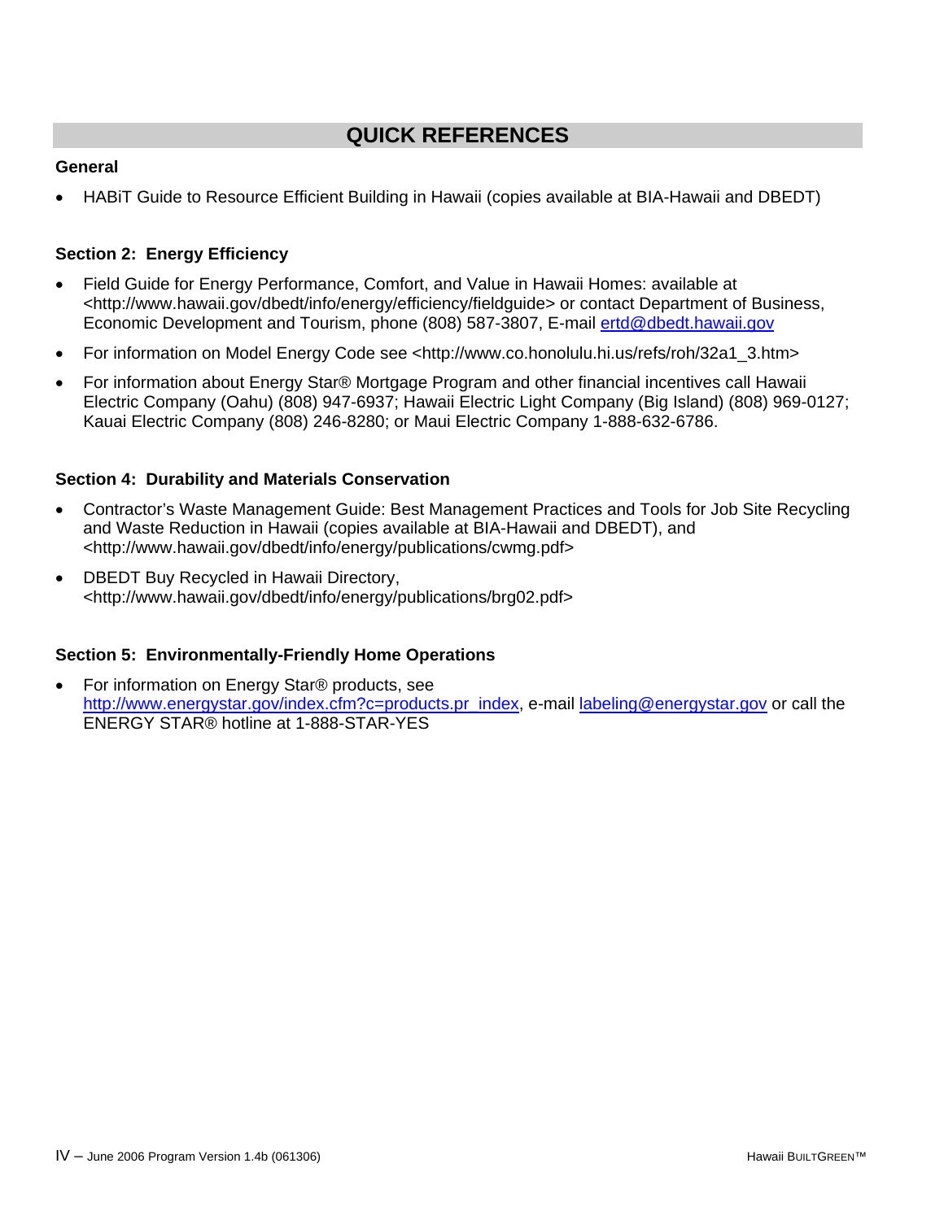# QUICK REFERENCES

### General

- HABiT Guide to Resource Efficient Building in Hawaii (copies available at BIA-Hawaii and DBEDT)

### Section 2: Energy Efficiency

- Field Guide for Energy Performance, Comfort, and Value in Hawaii Homes: available at <http://www.hawaii.gov/dbedt/info/energy/efficiency/fieldguide> or contact Department of Business, Economic Development and Tourism, phone (808) 587-3807, E-mail ertd@dbedt.hawaii.gov
- For information on Model Energy Code see <http://www.co.honolulu.hi.us/refs/roh/32a1_3.htm>
- For information about Energy Star® Mortgage Program and other financial incentives call Hawaii Electric Company (Oahu) (808) 947-6937; Hawaii Electric Light Company (Big Island) (808) 969-0127; Kauai Electric Company (808) 246-8280; or Maui Electric Company 1-888-632-6786.

### Section 4: Durability and Materials Conservation

- Contractor's Waste Management Guide: Best Management Practices and Tools for Job Site Recycling and Waste Reduction in Hawaii (copies available at BIA-Hawaii and DBEDT), and <http://www.hawaii.gov/dbedt/info/energy/publications/cwmg.pdf>
- DBEDT Buy Recycled in Hawaii Directory, <http://www.hawaii.gov/dbedt/info/energy/publications/brg02.pdf>

### Section 5: Environmentally-Friendly Home Operations

- For information on Energy Star® products, see http://www.energystar.gov/index.cfm?c=products.pr_index, e-mail labeling@energystar.gov or call the ENERGY STAR® hotline at 1-888-STAR-YES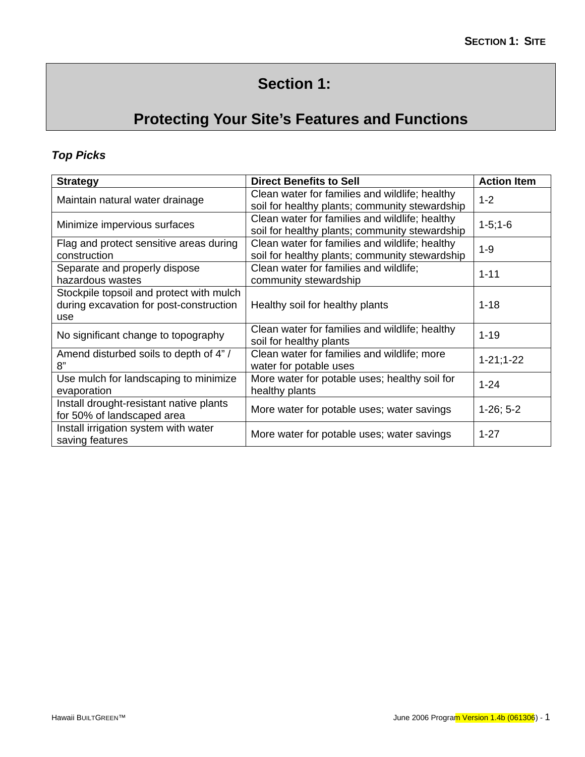# Section 1:

# Protecting Your Site's Features and Functions

***Top Picks***

| Strategy | Direct Benefits to Sell | Action Item |
| --- | --- | --- |
| Maintain natural water drainage | Clean water for families and wildlife; healthy soil for healthy plants; community stewardship | 1-2 |
| Minimize impervious surfaces | Clean water for families and wildlife; healthy soil for healthy plants; community stewardship | 1-5;1-6 |
| Flag and protect sensitive areas during construction | Clean water for families and wildlife; healthy soil for healthy plants; community stewardship | 1-9 |
| Separate and properly dispose hazardous wastes | Clean water for families and wildlife; community stewardship | 1-11 |
| Stockpile topsoil and protect with mulch during excavation for post-construction use | Healthy soil for healthy plants | 1-18 |
| No significant change to topography | Clean water for families and wildlife; healthy soil for healthy plants | 1-19 |
| Amend disturbed soils to depth of 4" / 8" | Clean water for families and wildlife; more water for potable uses | 1-21;1-22 |
| Use mulch for landscaping to minimize evaporation | More water for potable uses; healthy soil for healthy plants | 1-24 |
| Install drought-resistant native plants for 50% of landscaped area | More water for potable uses; water savings | 1-26; 5-2 |
| Install irrigation system with water saving features | More water for potable uses; water savings | 1-27 |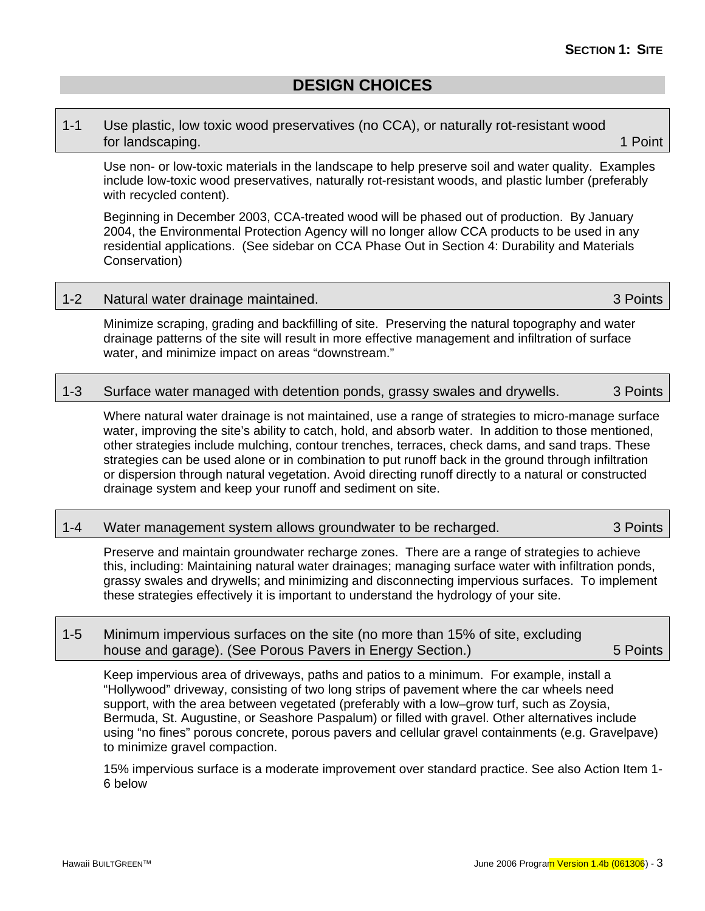## DESIGN CHOICES

**1-1 Use plastic, low toxic wood preservatives (no CCA), or naturally rot-resistant wood for landscaping. — 1 Point**

Use non- or low-toxic materials in the landscape to help preserve soil and water quality. Examples include low-toxic wood preservatives, naturally rot-resistant woods, and plastic lumber (preferably with recycled content).

Beginning in December 2003, CCA-treated wood will be phased out of production. By January 2004, the Environmental Protection Agency will no longer allow CCA products to be used in any residential applications. (See sidebar on CCA Phase Out in Section 4: Durability and Materials Conservation)

**1-2 Natural water drainage maintained. — 3 Points**

Minimize scraping, grading and backfilling of site. Preserving the natural topography and water drainage patterns of the site will result in more effective management and infiltration of surface water, and minimize impact on areas "downstream."

**1-3 Surface water managed with detention ponds, grassy swales and drywells. — 3 Points**

Where natural water drainage is not maintained, use a range of strategies to micro-manage surface water, improving the site's ability to catch, hold, and absorb water. In addition to those mentioned, other strategies include mulching, contour trenches, terraces, check dams, and sand traps. These strategies can be used alone or in combination to put runoff back in the ground through infiltration or dispersion through natural vegetation. Avoid directing runoff directly to a natural or constructed drainage system and keep your runoff and sediment on site.

**1-4 Water management system allows groundwater to be recharged. — 3 Points**

Preserve and maintain groundwater recharge zones. There are a range of strategies to achieve this, including: Maintaining natural water drainages; managing surface water with infiltration ponds, grassy swales and drywells; and minimizing and disconnecting impervious surfaces. To implement these strategies effectively it is important to understand the hydrology of your site.

**1-5 Minimum impervious surfaces on the site (no more than 15% of site, excluding house and garage). (See Porous Pavers in Energy Section.) — 5 Points**

Keep impervious area of driveways, paths and patios to a minimum. For example, install a "Hollywood" driveway, consisting of two long strips of pavement where the car wheels need support, with the area between vegetated (preferably with a low–grow turf, such as Zoysia, Bermuda, St. Augustine, or Seashore Paspalum) or filled with gravel. Other alternatives include using "no fines" porous concrete, porous pavers and cellular gravel containments (e.g. Gravelpave) to minimize gravel compaction.

15% impervious surface is a moderate improvement over standard practice. See also Action Item 1-6 below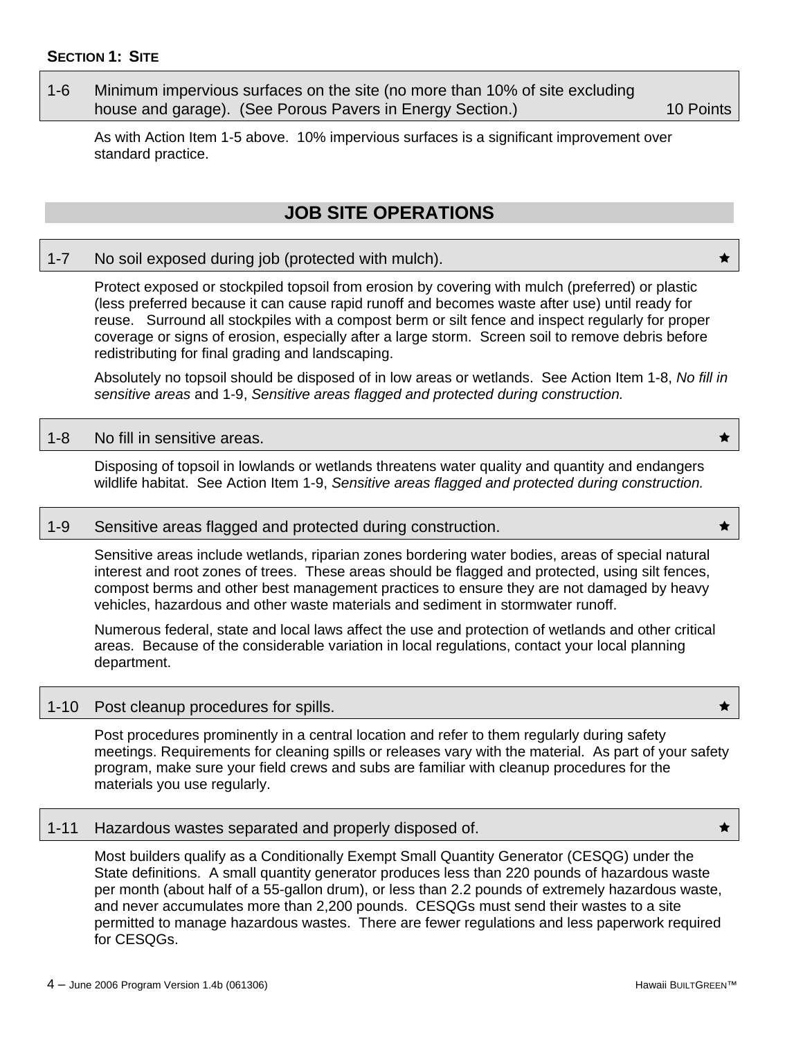**SECTION 1: SITE**

**1-6 Minimum impervious surfaces on the site (no more than 10% of site excluding house and garage). (See Porous Pavers in Energy Section.) — 10 Points**

As with Action Item 1-5 above. 10% impervious surfaces is a significant improvement over standard practice.

## JOB SITE OPERATIONS

**1-7 No soil exposed during job (protected with mulch).** ★

Protect exposed or stockpiled topsoil from erosion by covering with mulch (preferred) or plastic (less preferred because it can cause rapid runoff and becomes waste after use) until ready for reuse. Surround all stockpiles with a compost berm or silt fence and inspect regularly for proper coverage or signs of erosion, especially after a large storm. Screen soil to remove debris before redistributing for final grading and landscaping.

Absolutely no topsoil should be disposed of in low areas or wetlands. See Action Item 1-8, *No fill in sensitive areas* and 1-9, *Sensitive areas flagged and protected during construction.*

**1-8 No fill in sensitive areas.** ★

Disposing of topsoil in lowlands or wetlands threatens water quality and quantity and endangers wildlife habitat. See Action Item 1-9, *Sensitive areas flagged and protected during construction.*

**1-9 Sensitive areas flagged and protected during construction.** ★

Sensitive areas include wetlands, riparian zones bordering water bodies, areas of special natural interest and root zones of trees. These areas should be flagged and protected, using silt fences, compost berms and other best management practices to ensure they are not damaged by heavy vehicles, hazardous and other waste materials and sediment in stormwater runoff.

Numerous federal, state and local laws affect the use and protection of wetlands and other critical areas. Because of the considerable variation in local regulations, contact your local planning department.

**1-10 Post cleanup procedures for spills.** ★

Post procedures prominently in a central location and refer to them regularly during safety meetings. Requirements for cleaning spills or releases vary with the material. As part of your safety program, make sure your field crews and subs are familiar with cleanup procedures for the materials you use regularly.

**1-11 Hazardous wastes separated and properly disposed of.** ★

Most builders qualify as a Conditionally Exempt Small Quantity Generator (CESQG) under the State definitions. A small quantity generator produces less than 220 pounds of hazardous waste per month (about half of a 55-gallon drum), or less than 2.2 pounds of extremely hazardous waste, and never accumulates more than 2,200 pounds. CESQGs must send their wastes to a site permitted to manage hazardous wastes. There are fewer regulations and less paperwork required for CESQGs.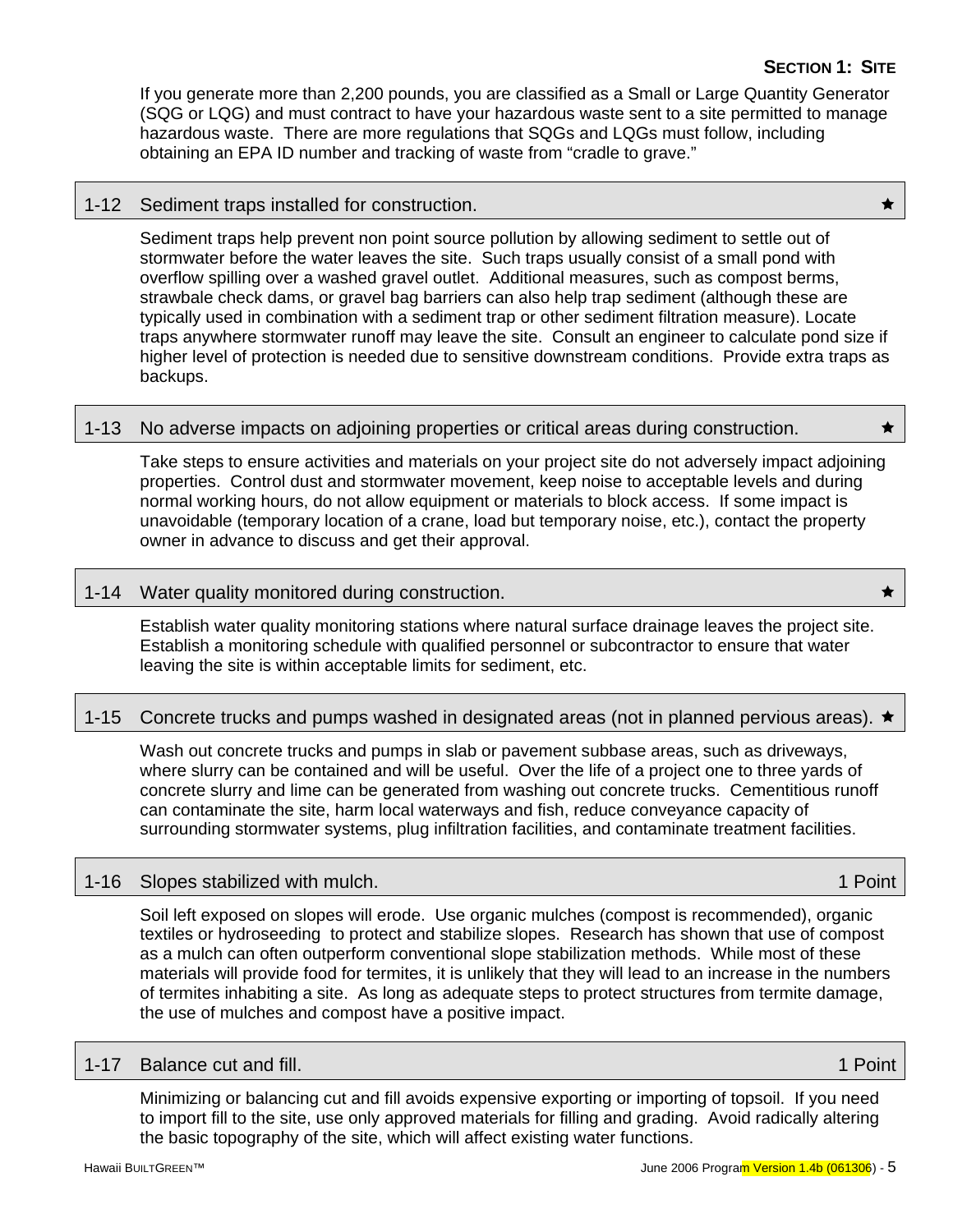If you generate more than 2,200 pounds, you are classified as a Small or Large Quantity Generator (SQG or LQG) and must contract to have your hazardous waste sent to a site permitted to manage hazardous waste. There are more regulations that SQGs and LQGs must follow, including obtaining an EPA ID number and tracking of waste from "cradle to grave."

### 1-12 Sediment traps installed for construction. ★

Sediment traps help prevent non point source pollution by allowing sediment to settle out of stormwater before the water leaves the site. Such traps usually consist of a small pond with overflow spilling over a washed gravel outlet. Additional measures, such as compost berms, strawbale check dams, or gravel bag barriers can also help trap sediment (although these are typically used in combination with a sediment trap or other sediment filtration measure). Locate traps anywhere stormwater runoff may leave the site. Consult an engineer to calculate pond size if higher level of protection is needed due to sensitive downstream conditions. Provide extra traps as backups.

### 1-13 No adverse impacts on adjoining properties or critical areas during construction. ★

Take steps to ensure activities and materials on your project site do not adversely impact adjoining properties. Control dust and stormwater movement, keep noise to acceptable levels and during normal working hours, do not allow equipment or materials to block access. If some impact is unavoidable (temporary location of a crane, load but temporary noise, etc.), contact the property owner in advance to discuss and get their approval.

### 1-14 Water quality monitored during construction. ★

Establish water quality monitoring stations where natural surface drainage leaves the project site. Establish a monitoring schedule with qualified personnel or subcontractor to ensure that water leaving the site is within acceptable limits for sediment, etc.

### 1-15 Concrete trucks and pumps washed in designated areas (not in planned pervious areas). ★

Wash out concrete trucks and pumps in slab or pavement subbase areas, such as driveways, where slurry can be contained and will be useful. Over the life of a project one to three yards of concrete slurry and lime can be generated from washing out concrete trucks. Cementitious runoff can contaminate the site, harm local waterways and fish, reduce conveyance capacity of surrounding stormwater systems, plug infiltration facilities, and contaminate treatment facilities.

### 1-16 Slopes stabilized with mulch. 1 Point

Soil left exposed on slopes will erode. Use organic mulches (compost is recommended), organic textiles or hydroseeding to protect and stabilize slopes. Research has shown that use of compost as a mulch can often outperform conventional slope stabilization methods. While most of these materials will provide food for termites, it is unlikely that they will lead to an increase in the numbers of termites inhabiting a site. As long as adequate steps to protect structures from termite damage, the use of mulches and compost have a positive impact.

### 1-17 Balance cut and fill. 1 Point

Minimizing or balancing cut and fill avoids expensive exporting or importing of topsoil. If you need to import fill to the site, use only approved materials for filling and grading. Avoid radically altering the basic topography of the site, which will affect existing water functions.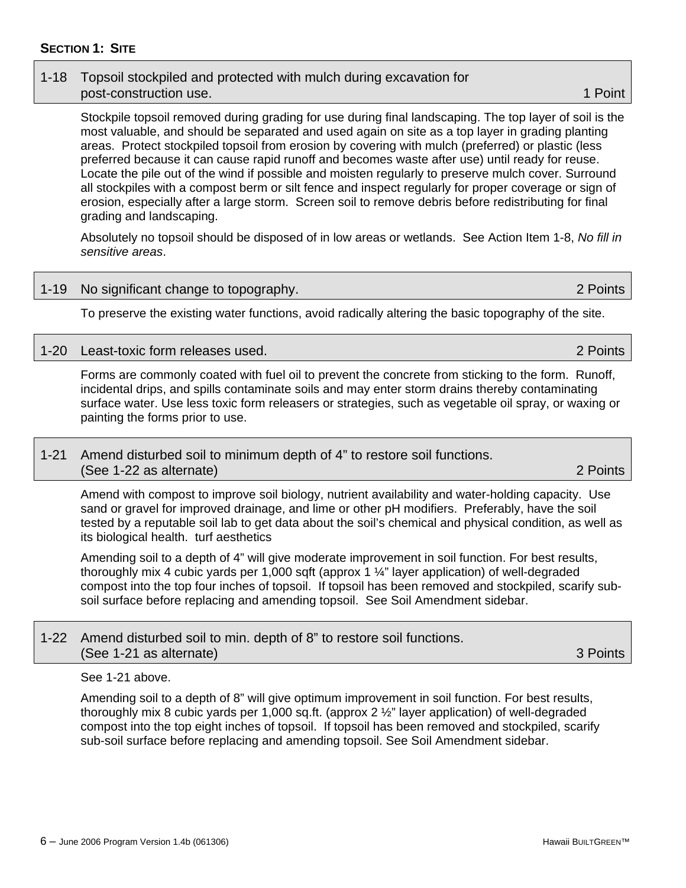**SECTION 1: SITE**

### 1-18 Topsoil stockpiled and protected with mulch during excavation for post-construction use. 1 Point

Stockpile topsoil removed during grading for use during final landscaping. The top layer of soil is the most valuable, and should be separated and used again on site as a top layer in grading planting areas. Protect stockpiled topsoil from erosion by covering with mulch (preferred) or plastic (less preferred because it can cause rapid runoff and becomes waste after use) until ready for reuse. Locate the pile out of the wind if possible and moisten regularly to preserve mulch cover. Surround all stockpiles with a compost berm or silt fence and inspect regularly for proper coverage or sign of erosion, especially after a large storm. Screen soil to remove debris before redistributing for final grading and landscaping.

Absolutely no topsoil should be disposed of in low areas or wetlands. See Action Item 1-8, *No fill in sensitive areas*.

### 1-19 No significant change to topography. 2 Points

To preserve the existing water functions, avoid radically altering the basic topography of the site.

### 1-20 Least-toxic form releases used. 2 Points

Forms are commonly coated with fuel oil to prevent the concrete from sticking to the form. Runoff, incidental drips, and spills contaminate soils and may enter storm drains thereby contaminating surface water. Use less toxic form releasers or strategies, such as vegetable oil spray, or waxing or painting the forms prior to use.

### 1-21 Amend disturbed soil to minimum depth of 4" to restore soil functions. (See 1-22 as alternate) 2 Points

Amend with compost to improve soil biology, nutrient availability and water-holding capacity. Use sand or gravel for improved drainage, and lime or other pH modifiers. Preferably, have the soil tested by a reputable soil lab to get data about the soil's chemical and physical condition, as well as its biological health. turf aesthetics

Amending soil to a depth of 4" will give moderate improvement in soil function. For best results, thoroughly mix 4 cubic yards per 1,000 sqft (approx 1 ¼" layer application) of well-degraded compost into the top four inches of topsoil. If topsoil has been removed and stockpiled, scarify sub-soil surface before replacing and amending topsoil. See Soil Amendment sidebar.

### 1-22 Amend disturbed soil to min. depth of 8" to restore soil functions. (See 1-21 as alternate) 3 Points

See 1-21 above.

Amending soil to a depth of 8" will give optimum improvement in soil function. For best results, thoroughly mix 8 cubic yards per 1,000 sq.ft. (approx 2 ½" layer application) of well-degraded compost into the top eight inches of topsoil. If topsoil has been removed and stockpiled, scarify sub-soil surface before replacing and amending topsoil. See Soil Amendment sidebar.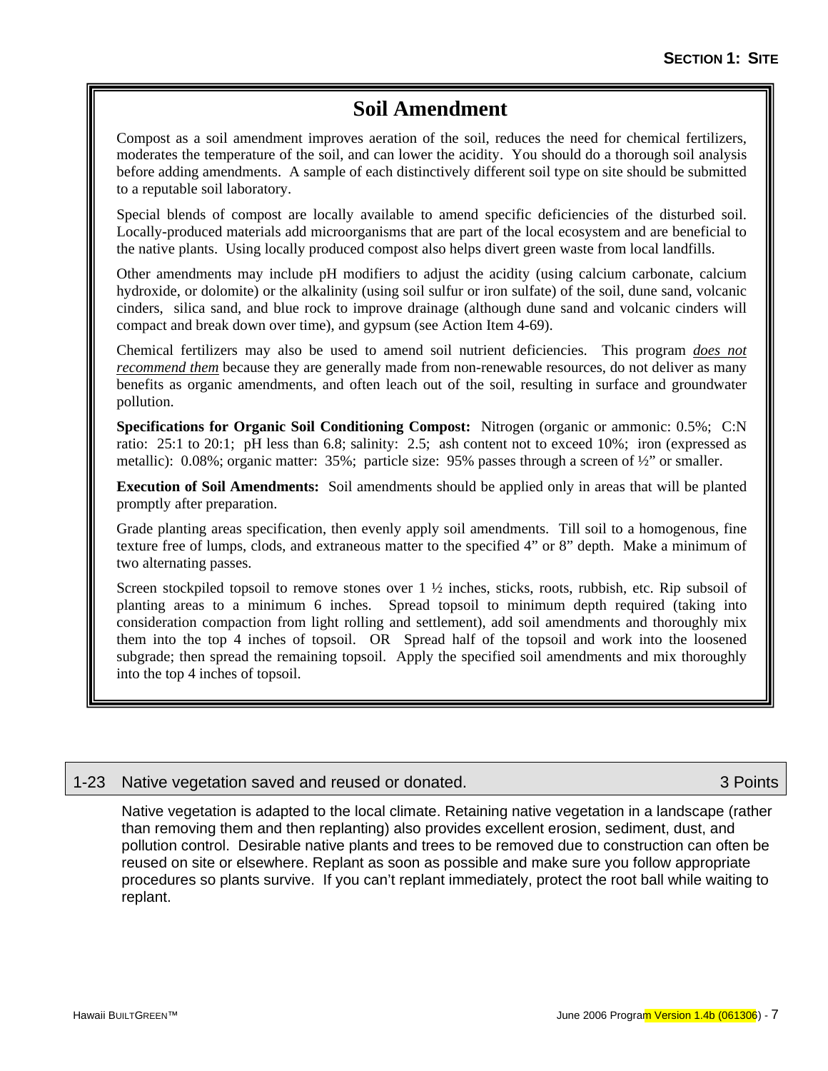## Soil Amendment

Compost as a soil amendment improves aeration of the soil, reduces the need for chemical fertilizers, moderates the temperature of the soil, and can lower the acidity. You should do a thorough soil analysis before adding amendments. A sample of each distinctively different soil type on site should be submitted to a reputable soil laboratory.

Special blends of compost are locally available to amend specific deficiencies of the disturbed soil. Locally-produced materials add microorganisms that are part of the local ecosystem and are beneficial to the native plants. Using locally produced compost also helps divert green waste from local landfills.

Other amendments may include pH modifiers to adjust the acidity (using calcium carbonate, calcium hydroxide, or dolomite) or the alkalinity (using soil sulfur or iron sulfate) of the soil, dune sand, volcanic cinders, silica sand, and blue rock to improve drainage (although dune sand and volcanic cinders will compact and break down over time), and gypsum (see Action Item 4-69).

Chemical fertilizers may also be used to amend soil nutrient deficiencies. This program *does not recommend them* because they are generally made from non-renewable resources, do not deliver as many benefits as organic amendments, and often leach out of the soil, resulting in surface and groundwater pollution.

**Specifications for Organic Soil Conditioning Compost:** Nitrogen (organic or ammonic: 0.5%; C:N ratio: 25:1 to 20:1; pH less than 6.8; salinity: 2.5; ash content not to exceed 10%; iron (expressed as metallic): 0.08%; organic matter: 35%; particle size: 95% passes through a screen of ½" or smaller.

**Execution of Soil Amendments:** Soil amendments should be applied only in areas that will be planted promptly after preparation.

Grade planting areas specification, then evenly apply soil amendments. Till soil to a homogenous, fine texture free of lumps, clods, and extraneous matter to the specified 4" or 8" depth. Make a minimum of two alternating passes.

Screen stockpiled topsoil to remove stones over 1 ½ inches, sticks, roots, rubbish, etc. Rip subsoil of planting areas to a minimum 6 inches. Spread topsoil to minimum depth required (taking into consideration compaction from light rolling and settlement), add soil amendments and thoroughly mix them into the top 4 inches of topsoil. OR Spread half of the topsoil and work into the loosened subgrade; then spread the remaining topsoil. Apply the specified soil amendments and mix thoroughly into the top 4 inches of topsoil.

## 1-23 Native vegetation saved and reused or donated. 3 Points

Native vegetation is adapted to the local climate. Retaining native vegetation in a landscape (rather than removing them and then replanting) also provides excellent erosion, sediment, dust, and pollution control. Desirable native plants and trees to be removed due to construction can often be reused on site or elsewhere. Replant as soon as possible and make sure you follow appropriate procedures so plants survive. If you can't replant immediately, protect the root ball while waiting to replant.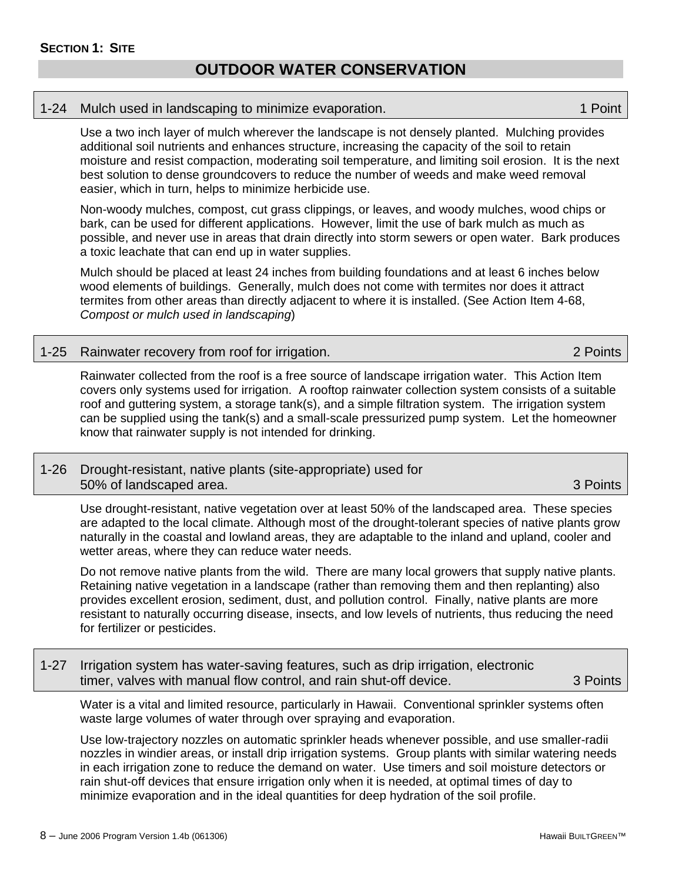**SECTION 1: SITE**

## OUTDOOR WATER CONSERVATION

### 1-24 Mulch used in landscaping to minimize evaporation. 1 Point

Use a two inch layer of mulch wherever the landscape is not densely planted. Mulching provides additional soil nutrients and enhances structure, increasing the capacity of the soil to retain moisture and resist compaction, moderating soil temperature, and limiting soil erosion. It is the next best solution to dense groundcovers to reduce the number of weeds and make weed removal easier, which in turn, helps to minimize herbicide use.

Non-woody mulches, compost, cut grass clippings, or leaves, and woody mulches, wood chips or bark, can be used for different applications. However, limit the use of bark mulch as much as possible, and never use in areas that drain directly into storm sewers or open water. Bark produces a toxic leachate that can end up in water supplies.

Mulch should be placed at least 24 inches from building foundations and at least 6 inches below wood elements of buildings. Generally, mulch does not come with termites nor does it attract termites from other areas than directly adjacent to where it is installed. (See Action Item 4-68, *Compost or mulch used in landscaping*)

### 1-25 Rainwater recovery from roof for irrigation. 2 Points

Rainwater collected from the roof is a free source of landscape irrigation water. This Action Item covers only systems used for irrigation. A rooftop rainwater collection system consists of a suitable roof and guttering system, a storage tank(s), and a simple filtration system. The irrigation system can be supplied using the tank(s) and a small-scale pressurized pump system. Let the homeowner know that rainwater supply is not intended for drinking.

### 1-26 Drought-resistant, native plants (site-appropriate) used for 50% of landscaped area. 3 Points

Use drought-resistant, native vegetation over at least 50% of the landscaped area. These species are adapted to the local climate. Although most of the drought-tolerant species of native plants grow naturally in the coastal and lowland areas, they are adaptable to the inland and upland, cooler and wetter areas, where they can reduce water needs.

Do not remove native plants from the wild. There are many local growers that supply native plants. Retaining native vegetation in a landscape (rather than removing them and then replanting) also provides excellent erosion, sediment, dust, and pollution control. Finally, native plants are more resistant to naturally occurring disease, insects, and low levels of nutrients, thus reducing the need for fertilizer or pesticides.

### 1-27 Irrigation system has water-saving features, such as drip irrigation, electronic timer, valves with manual flow control, and rain shut-off device. 3 Points

Water is a vital and limited resource, particularly in Hawaii. Conventional sprinkler systems often waste large volumes of water through over spraying and evaporation.

Use low-trajectory nozzles on automatic sprinkler heads whenever possible, and use smaller-radii nozzles in windier areas, or install drip irrigation systems. Group plants with similar watering needs in each irrigation zone to reduce the demand on water. Use timers and soil moisture detectors or rain shut-off devices that ensure irrigation only when it is needed, at optimal times of day to minimize evaporation and in the ideal quantities for deep hydration of the soil profile.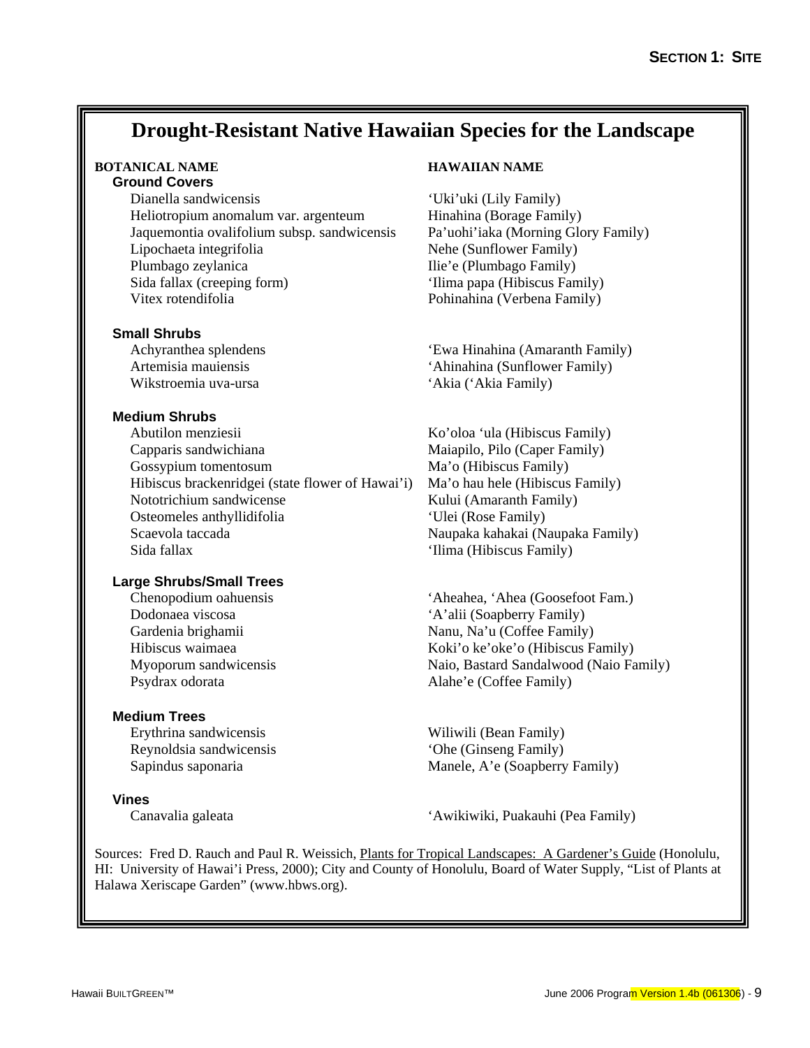# Drought-Resistant Native Hawaiian Species for the Landscape

| BOTANICAL NAME | HAWAIIAN NAME |
|---|---|
| **Ground Covers** | |
| Dianella sandwicensis | ‘Uki’uki (Lily Family) |
| Heliotropium anomalum var. argenteum | Hinahina (Borage Family) |
| Jaquemontia ovalifolium subsp. sandwicensis | Pa’uohi’iaka (Morning Glory Family) |
| Lipochaeta integrifolia | Nehe (Sunflower Family) |
| Plumbago zeylanica | Ilie’e (Plumbago Family) |
| Sida fallax (creeping form) | ‘Ilima papa (Hibiscus Family) |
| Vitex rotendifolia | Pohinahina (Verbena Family) |
| **Small Shrubs** | |
| Achyranthea splendens | ‘Ewa Hinahina (Amaranth Family) |
| Artemisia mauiensis | ‘Ahinahina (Sunflower Family) |
| Wikstroemia uva-ursa | ‘Akia (‘Akia Family) |
| **Medium Shrubs** | |
| Abutilon menziesii | Ko’oloa ‘ula (Hibiscus Family) |
| Capparis sandwichiana | Maiapilo, Pilo (Caper Family) |
| Gossypium tomentosum | Ma’o (Hibiscus Family) |
| Hibiscus brackenridgei (state flower of Hawai’i) | Ma’o hau hele (Hibiscus Family) |
| Nototrichium sandwicense | Kului (Amaranth Family) |
| Osteomeles anthyllidifolia | ‘Ulei (Rose Family) |
| Scaevola taccada | Naupaka kahakai (Naupaka Family) |
| Sida fallax | ‘Ilima (Hibiscus Family) |
| **Large Shrubs/Small Trees** | |
| Chenopodium oahuensis | ‘Aheahea, ‘Ahea (Goosefoot Fam.) |
| Dodonaea viscosa | ‘A’alii (Soapberry Family) |
| Gardenia brighamii | Nanu, Na’u (Coffee Family) |
| Hibiscus waimaea | Koki’o ke’oke’o (Hibiscus Family) |
| Myoporum sandwicensis | Naio, Bastard Sandalwood (Naio Family) |
| Psydrax odorata | Alahe’e (Coffee Family) |
| **Medium Trees** | |
| Erythrina sandwicensis | Wiliwili (Bean Family) |
| Reynoldsia sandwicensis | ‘Ohe (Ginseng Family) |
| Sapindus saponaria | Manele, A’e (Soapberry Family) |
| **Vines** | |
| Canavalia galeata | ‘Awikiwiki, Puakauhi (Pea Family) |

Sources: Fred D. Rauch and Paul R. Weissich, Plants for Tropical Landscapes: A Gardener’s Guide (Honolulu, HI: University of Hawai’i Press, 2000); City and County of Honolulu, Board of Water Supply, “List of Plants at Halawa Xeriscape Garden” (www.hbws.org).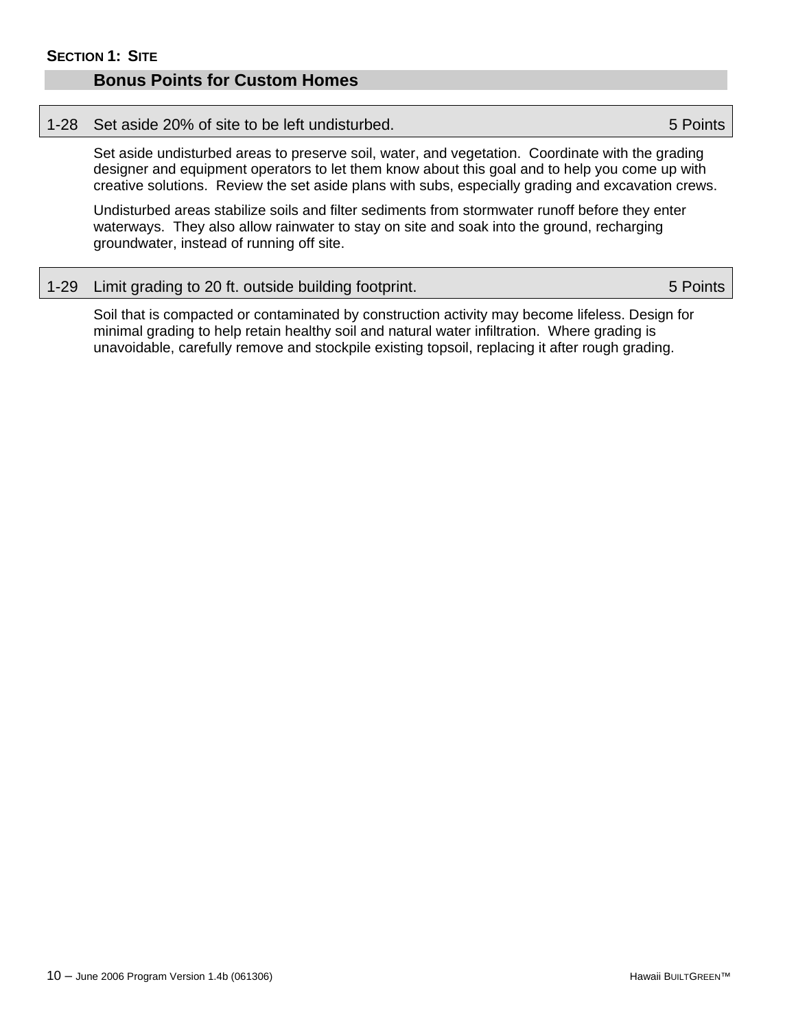**SECTION 1: SITE**

## Bonus Points for Custom Homes

### 1-28 Set aside 20% of site to be left undisturbed. 5 Points

Set aside undisturbed areas to preserve soil, water, and vegetation. Coordinate with the grading designer and equipment operators to let them know about this goal and to help you come up with creative solutions. Review the set aside plans with subs, especially grading and excavation crews.

Undisturbed areas stabilize soils and filter sediments from stormwater runoff before they enter waterways. They also allow rainwater to stay on site and soak into the ground, recharging groundwater, instead of running off site.

### 1-29 Limit grading to 20 ft. outside building footprint. 5 Points

Soil that is compacted or contaminated by construction activity may become lifeless. Design for minimal grading to help retain healthy soil and natural water infiltration. Where grading is unavoidable, carefully remove and stockpile existing topsoil, replacing it after rough grading.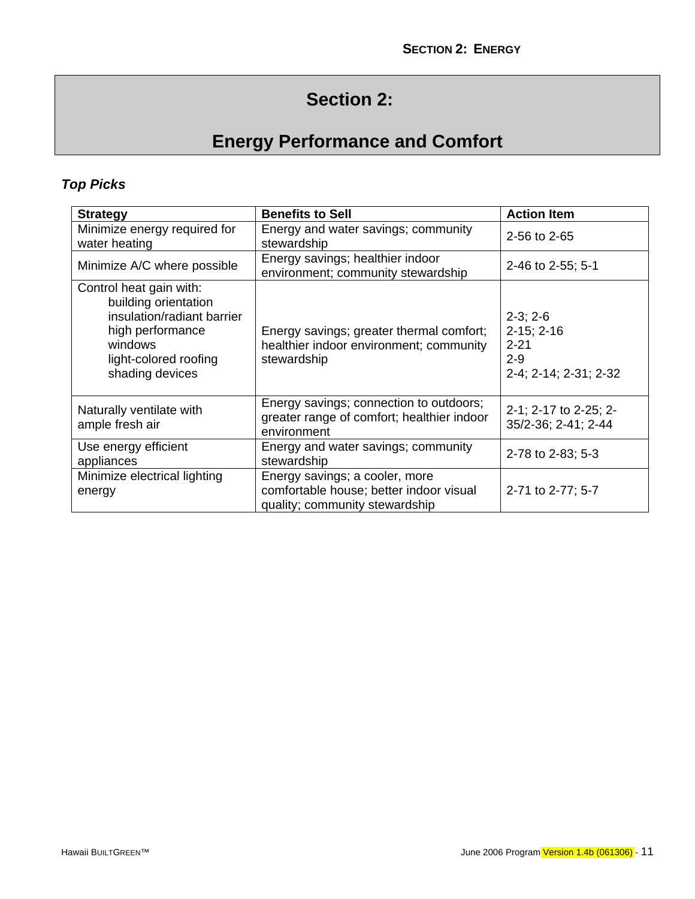# Section 2:

# Energy Performance and Comfort

***Top Picks***

| Strategy | Benefits to Sell | Action Item |
|---|---|---|
| Minimize energy required for water heating | Energy and water savings; community stewardship | 2-56 to 2-65 |
| Minimize A/C where possible | Energy savings; healthier indoor environment; community stewardship | 2-46 to 2-55; 5-1 |
| Control heat gain with: building orientation; insulation/radiant barrier; high performance windows; light-colored roofing; shading devices | Energy savings; greater thermal comfort; healthier indoor environment; community stewardship | 2-3; 2-6; 2-15; 2-16; 2-21; 2-9; 2-4; 2-14; 2-31; 2-32 |
| Naturally ventilate with ample fresh air | Energy savings; connection to outdoors; greater range of comfort; healthier indoor environment | 2-1; 2-17 to 2-25; 2-35/2-36; 2-41; 2-44 |
| Use energy efficient appliances | Energy and water savings; community stewardship | 2-78 to 2-83; 5-3 |
| Minimize electrical lighting energy | Energy savings; a cooler, more comfortable house; better indoor visual quality; community stewardship | 2-71 to 2-77; 5-7 |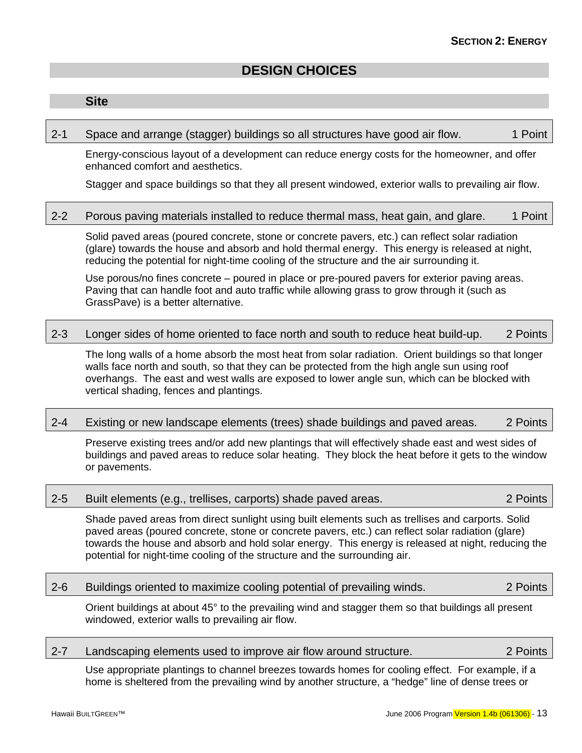## DESIGN CHOICES

### Site

**2-1 Space and arrange (stagger) buildings so all structures have good air flow. — 1 Point**

Energy-conscious layout of a development can reduce energy costs for the homeowner, and offer enhanced comfort and aesthetics.

Stagger and space buildings so that they all present windowed, exterior walls to prevailing air flow.

**2-2 Porous paving materials installed to reduce thermal mass, heat gain, and glare. — 1 Point**

Solid paved areas (poured concrete, stone or concrete pavers, etc.) can reflect solar radiation (glare) towards the house and absorb and hold thermal energy. This energy is released at night, reducing the potential for night-time cooling of the structure and the air surrounding it.

Use porous/no fines concrete – poured in place or pre-poured pavers for exterior paving areas. Paving that can handle foot and auto traffic while allowing grass to grow through it (such as GrassPave) is a better alternative.

**2-3 Longer sides of home oriented to face north and south to reduce heat build-up. — 2 Points**

The long walls of a home absorb the most heat from solar radiation. Orient buildings so that longer walls face north and south, so that they can be protected from the high angle sun using roof overhangs. The east and west walls are exposed to lower angle sun, which can be blocked with vertical shading, fences and plantings.

**2-4 Existing or new landscape elements (trees) shade buildings and paved areas. — 2 Points**

Preserve existing trees and/or add new plantings that will effectively shade east and west sides of buildings and paved areas to reduce solar heating. They block the heat before it gets to the window or pavements.

**2-5 Built elements (e.g., trellises, carports) shade paved areas. — 2 Points**

Shade paved areas from direct sunlight using built elements such as trellises and carports. Solid paved areas (poured concrete, stone or concrete pavers, etc.) can reflect solar radiation (glare) towards the house and absorb and hold solar energy. This energy is released at night, reducing the potential for night-time cooling of the structure and the surrounding air.

**2-6 Buildings oriented to maximize cooling potential of prevailing winds. — 2 Points**

Orient buildings at about 45° to the prevailing wind and stagger them so that buildings all present windowed, exterior walls to prevailing air flow.

**2-7 Landscaping elements used to improve air flow around structure. — 2 Points**

Use appropriate plantings to channel breezes towards homes for cooling effect. For example, if a home is sheltered from the prevailing wind by another structure, a "hedge" line of dense trees or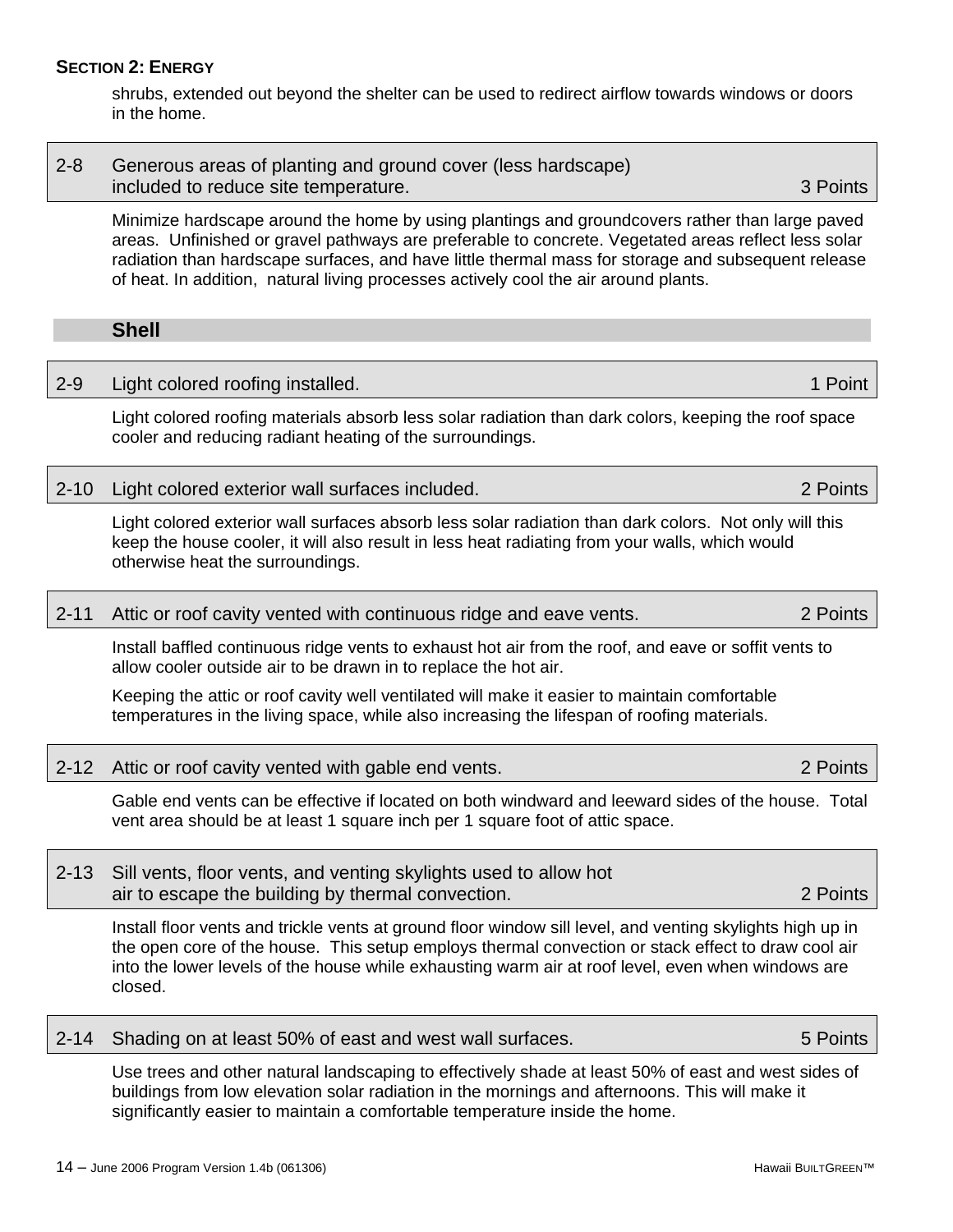shrubs, extended out beyond the shelter can be used to redirect airflow towards windows or doors in the home.

### 2-8 Generous areas of planting and ground cover (less hardscape) included to reduce site temperature. — 3 Points

Minimize hardscape around the home by using plantings and groundcovers rather than large paved areas. Unfinished or gravel pathways are preferable to concrete. Vegetated areas reflect less solar radiation than hardscape surfaces, and have little thermal mass for storage and subsequent release of heat. In addition, natural living processes actively cool the air around plants.

## Shell

### 2-9 Light colored roofing installed. — 1 Point

Light colored roofing materials absorb less solar radiation than dark colors, keeping the roof space cooler and reducing radiant heating of the surroundings.

### 2-10 Light colored exterior wall surfaces included. — 2 Points

Light colored exterior wall surfaces absorb less solar radiation than dark colors. Not only will this keep the house cooler, it will also result in less heat radiating from your walls, which would otherwise heat the surroundings.

### 2-11 Attic or roof cavity vented with continuous ridge and eave vents. — 2 Points

Install baffled continuous ridge vents to exhaust hot air from the roof, and eave or soffit vents to allow cooler outside air to be drawn in to replace the hot air.

Keeping the attic or roof cavity well ventilated will make it easier to maintain comfortable temperatures in the living space, while also increasing the lifespan of roofing materials.

### 2-12 Attic or roof cavity vented with gable end vents. — 2 Points

Gable end vents can be effective if located on both windward and leeward sides of the house. Total vent area should be at least 1 square inch per 1 square foot of attic space.

### 2-13 Sill vents, floor vents, and venting skylights used to allow hot air to escape the building by thermal convection. — 2 Points

Install floor vents and trickle vents at ground floor window sill level, and venting skylights high up in the open core of the house. This setup employs thermal convection or stack effect to draw cool air into the lower levels of the house while exhausting warm air at roof level, even when windows are closed.

### 2-14 Shading on at least 50% of east and west wall surfaces. — 5 Points

Use trees and other natural landscaping to effectively shade at least 50% of east and west sides of buildings from low elevation solar radiation in the mornings and afternoons. This will make it significantly easier to maintain a comfortable temperature inside the home.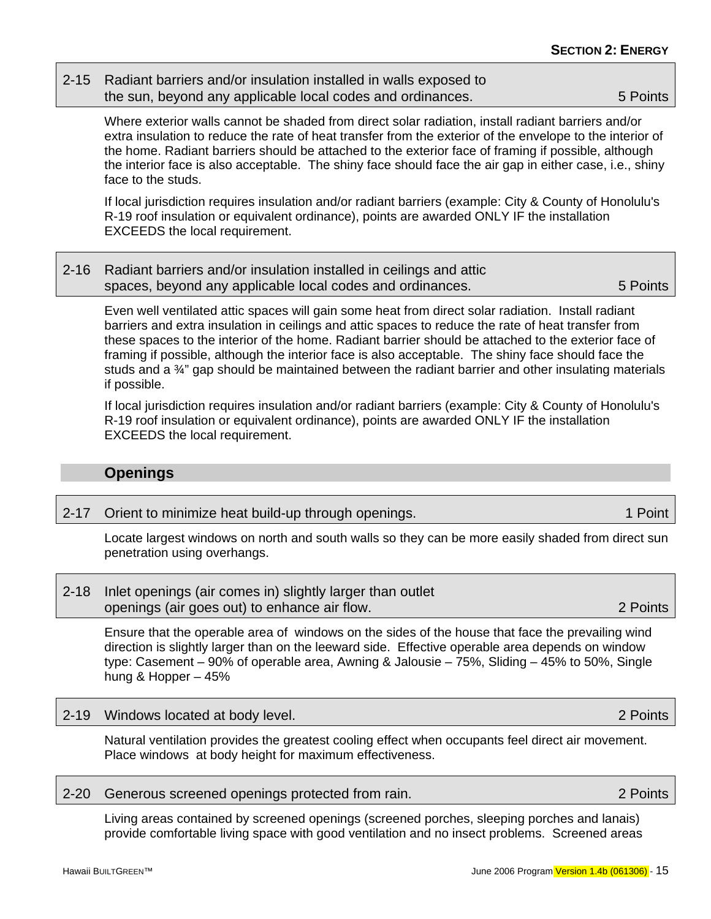### 2-15 Radiant barriers and/or insulation installed in walls exposed to the sun, beyond any applicable local codes and ordinances. — 5 Points

Where exterior walls cannot be shaded from direct solar radiation, install radiant barriers and/or extra insulation to reduce the rate of heat transfer from the exterior of the envelope to the interior of the home. Radiant barriers should be attached to the exterior face of framing if possible, although the interior face is also acceptable. The shiny face should face the air gap in either case, i.e., shiny face to the studs.

If local jurisdiction requires insulation and/or radiant barriers (example: City & County of Honolulu's R-19 roof insulation or equivalent ordinance), points are awarded ONLY IF the installation EXCEEDS the local requirement.

### 2-16 Radiant barriers and/or insulation installed in ceilings and attic spaces, beyond any applicable local codes and ordinances. — 5 Points

Even well ventilated attic spaces will gain some heat from direct solar radiation. Install radiant barriers and extra insulation in ceilings and attic spaces to reduce the rate of heat transfer from these spaces to the interior of the home. Radiant barrier should be attached to the exterior face of framing if possible, although the interior face is also acceptable. The shiny face should face the studs and a ¾" gap should be maintained between the radiant barrier and other insulating materials if possible.

If local jurisdiction requires insulation and/or radiant barriers (example: City & County of Honolulu's R-19 roof insulation or equivalent ordinance), points are awarded ONLY IF the installation EXCEEDS the local requirement.

## Openings

### 2-17 Orient to minimize heat build-up through openings. — 1 Point

Locate largest windows on north and south walls so they can be more easily shaded from direct sun penetration using overhangs.

### 2-18 Inlet openings (air comes in) slightly larger than outlet openings (air goes out) to enhance air flow. — 2 Points

Ensure that the operable area of windows on the sides of the house that face the prevailing wind direction is slightly larger than on the leeward side. Effective operable area depends on window type: Casement – 90% of operable area, Awning & Jalousie – 75%, Sliding – 45% to 50%, Single hung & Hopper – 45%

### 2-19 Windows located at body level. — 2 Points

Natural ventilation provides the greatest cooling effect when occupants feel direct air movement. Place windows at body height for maximum effectiveness.

### 2-20 Generous screened openings protected from rain. — 2 Points

Living areas contained by screened openings (screened porches, sleeping porches and lanais) provide comfortable living space with good ventilation and no insect problems. Screened areas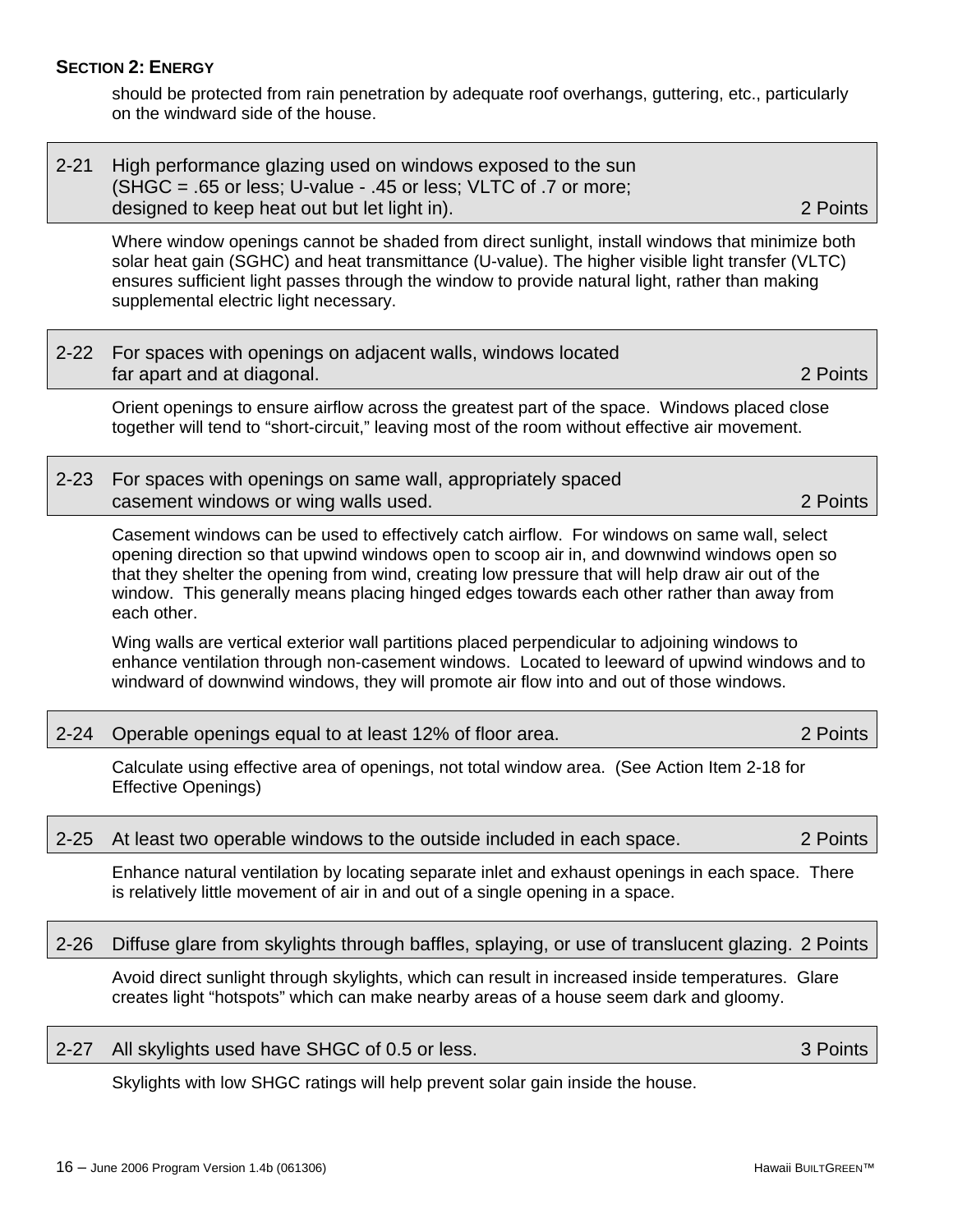should be protected from rain penetration by adequate roof overhangs, guttering, etc., particularly on the windward side of the house.

**2-21 High performance glazing used on windows exposed to the sun (SHGC = .65 or less; U-value - .45 or less; VLTC of .7 or more; designed to keep heat out but let light in). — 2 Points**

Where window openings cannot be shaded from direct sunlight, install windows that minimize both solar heat gain (SGHC) and heat transmittance (U-value). The higher visible light transfer (VLTC) ensures sufficient light passes through the window to provide natural light, rather than making supplemental electric light necessary.

**2-22 For spaces with openings on adjacent walls, windows located far apart and at diagonal. — 2 Points**

Orient openings to ensure airflow across the greatest part of the space. Windows placed close together will tend to "short-circuit," leaving most of the room without effective air movement.

**2-23 For spaces with openings on same wall, appropriately spaced casement windows or wing walls used. — 2 Points**

Casement windows can be used to effectively catch airflow. For windows on same wall, select opening direction so that upwind windows open to scoop air in, and downwind windows open so that they shelter the opening from wind, creating low pressure that will help draw air out of the window. This generally means placing hinged edges towards each other rather than away from each other.

Wing walls are vertical exterior wall partitions placed perpendicular to adjoining windows to enhance ventilation through non-casement windows. Located to leeward of upwind windows and to windward of downwind windows, they will promote air flow into and out of those windows.

**2-24 Operable openings equal to at least 12% of floor area. — 2 Points**

Calculate using effective area of openings, not total window area. (See Action Item 2-18 for Effective Openings)

**2-25 At least two operable windows to the outside included in each space. — 2 Points**

Enhance natural ventilation by locating separate inlet and exhaust openings in each space. There is relatively little movement of air in and out of a single opening in a space.

**2-26 Diffuse glare from skylights through baffles, splaying, or use of translucent glazing. — 2 Points**

Avoid direct sunlight through skylights, which can result in increased inside temperatures. Glare creates light "hotspots" which can make nearby areas of a house seem dark and gloomy.

**2-27 All skylights used have SHGC of 0.5 or less. — 3 Points**

Skylights with low SHGC ratings will help prevent solar gain inside the house.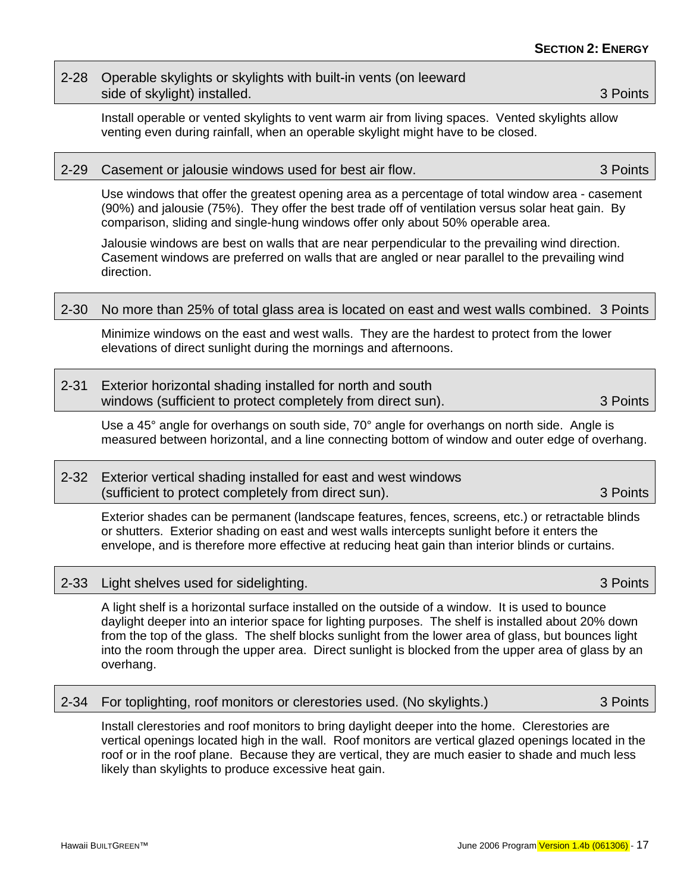### 2-28 Operable skylights or skylights with built-in vents (on leeward side of skylight) installed. — 3 Points

Install operable or vented skylights to vent warm air from living spaces. Vented skylights allow venting even during rainfall, when an operable skylight might have to be closed.

### 2-29 Casement or jalousie windows used for best air flow. — 3 Points

Use windows that offer the greatest opening area as a percentage of total window area - casement (90%) and jalousie (75%). They offer the best trade off of ventilation versus solar heat gain. By comparison, sliding and single-hung windows offer only about 50% operable area.

Jalousie windows are best on walls that are near perpendicular to the prevailing wind direction. Casement windows are preferred on walls that are angled or near parallel to the prevailing wind direction.

### 2-30 No more than 25% of total glass area is located on east and west walls combined. — 3 Points

Minimize windows on the east and west walls. They are the hardest to protect from the lower elevations of direct sunlight during the mornings and afternoons.

### 2-31 Exterior horizontal shading installed for north and south windows (sufficient to protect completely from direct sun). — 3 Points

Use a 45° angle for overhangs on south side, 70° angle for overhangs on north side. Angle is measured between horizontal, and a line connecting bottom of window and outer edge of overhang.

### 2-32 Exterior vertical shading installed for east and west windows (sufficient to protect completely from direct sun). — 3 Points

Exterior shades can be permanent (landscape features, fences, screens, etc.) or retractable blinds or shutters. Exterior shading on east and west walls intercepts sunlight before it enters the envelope, and is therefore more effective at reducing heat gain than interior blinds or curtains.

### 2-33 Light shelves used for sidelighting. — 3 Points

A light shelf is a horizontal surface installed on the outside of a window. It is used to bounce daylight deeper into an interior space for lighting purposes. The shelf is installed about 20% down from the top of the glass. The shelf blocks sunlight from the lower area of glass, but bounces light into the room through the upper area. Direct sunlight is blocked from the upper area of glass by an overhang.

### 2-34 For toplighting, roof monitors or clerestories used. (No skylights.) — 3 Points

Install clerestories and roof monitors to bring daylight deeper into the home. Clerestories are vertical openings located high in the wall. Roof monitors are vertical glazed openings located in the roof or in the roof plane. Because they are vertical, they are much easier to shade and much less likely than skylights to produce excessive heat gain.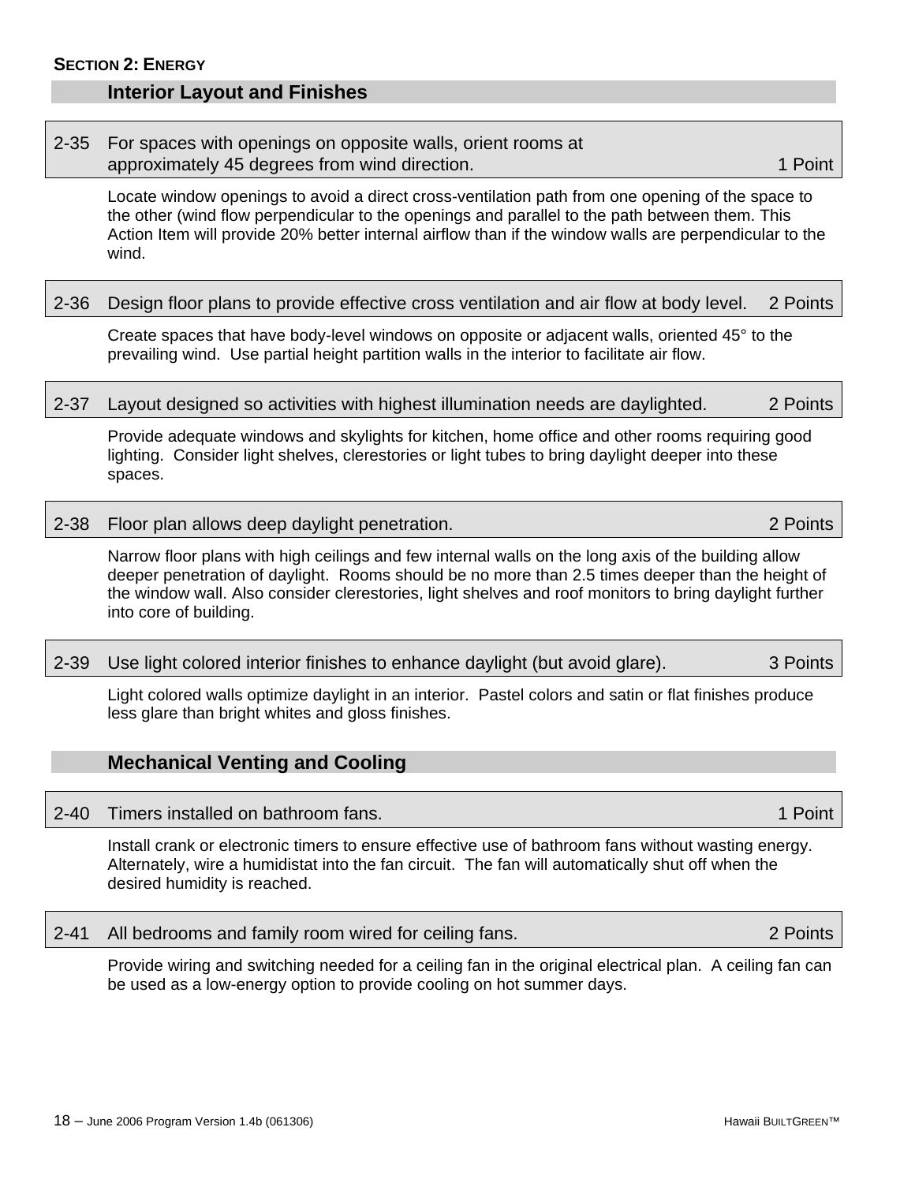## SECTION 2: ENERGY

### Interior Layout and Finishes

**2-35 For spaces with openings on opposite walls, orient rooms at approximately 45 degrees from wind direction. — 1 Point**

Locate window openings to avoid a direct cross-ventilation path from one opening of the space to the other (wind flow perpendicular to the openings and parallel to the path between them. This Action Item will provide 20% better internal airflow than if the window walls are perpendicular to the wind.

**2-36 Design floor plans to provide effective cross ventilation and air flow at body level. — 2 Points**

Create spaces that have body-level windows on opposite or adjacent walls, oriented 45° to the prevailing wind. Use partial height partition walls in the interior to facilitate air flow.

**2-37 Layout designed so activities with highest illumination needs are daylighted. — 2 Points**

Provide adequate windows and skylights for kitchen, home office and other rooms requiring good lighting. Consider light shelves, clerestories or light tubes to bring daylight deeper into these spaces.

**2-38 Floor plan allows deep daylight penetration. — 2 Points**

Narrow floor plans with high ceilings and few internal walls on the long axis of the building allow deeper penetration of daylight. Rooms should be no more than 2.5 times deeper than the height of the window wall. Also consider clerestories, light shelves and roof monitors to bring daylight further into core of building.

**2-39 Use light colored interior finishes to enhance daylight (but avoid glare). — 3 Points**

Light colored walls optimize daylight in an interior. Pastel colors and satin or flat finishes produce less glare than bright whites and gloss finishes.

### Mechanical Venting and Cooling

**2-40 Timers installed on bathroom fans. — 1 Point**

Install crank or electronic timers to ensure effective use of bathroom fans without wasting energy. Alternately, wire a humidistat into the fan circuit. The fan will automatically shut off when the desired humidity is reached.

**2-41 All bedrooms and family room wired for ceiling fans. — 2 Points**

Provide wiring and switching needed for a ceiling fan in the original electrical plan. A ceiling fan can be used as a low-energy option to provide cooling on hot summer days.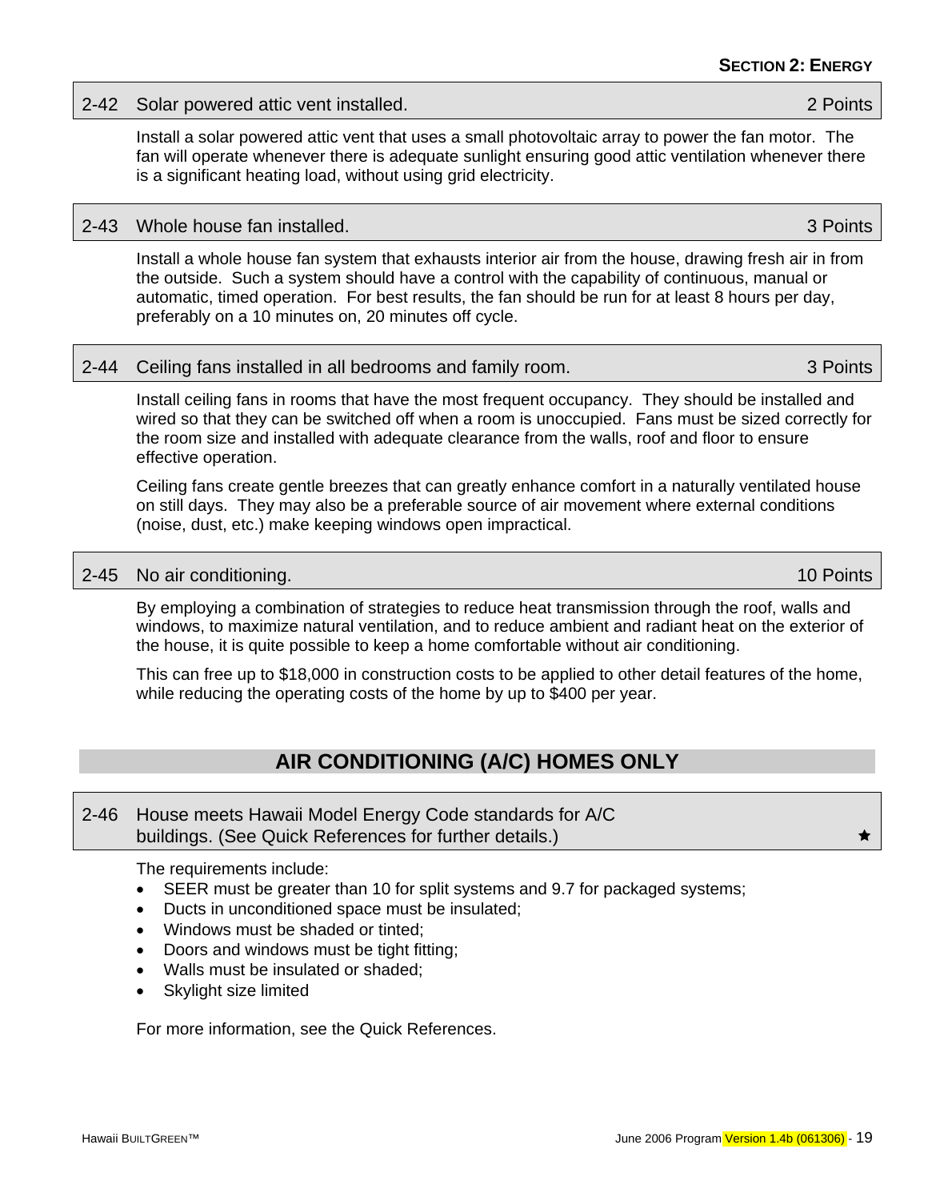### 2-42 Solar powered attic vent installed. 2 Points

Install a solar powered attic vent that uses a small photovoltaic array to power the fan motor. The fan will operate whenever there is adequate sunlight ensuring good attic ventilation whenever there is a significant heating load, without using grid electricity.

### 2-43 Whole house fan installed. 3 Points

Install a whole house fan system that exhausts interior air from the house, drawing fresh air in from the outside. Such a system should have a control with the capability of continuous, manual or automatic, timed operation. For best results, the fan should be run for at least 8 hours per day, preferably on a 10 minutes on, 20 minutes off cycle.

### 2-44 Ceiling fans installed in all bedrooms and family room. 3 Points

Install ceiling fans in rooms that have the most frequent occupancy. They should be installed and wired so that they can be switched off when a room is unoccupied. Fans must be sized correctly for the room size and installed with adequate clearance from the walls, roof and floor to ensure effective operation.

Ceiling fans create gentle breezes that can greatly enhance comfort in a naturally ventilated house on still days. They may also be a preferable source of air movement where external conditions (noise, dust, etc.) make keeping windows open impractical.

### 2-45 No air conditioning. 10 Points

By employing a combination of strategies to reduce heat transmission through the roof, walls and windows, to maximize natural ventilation, and to reduce ambient and radiant heat on the exterior of the house, it is quite possible to keep a home comfortable without air conditioning.

This can free up to $18,000 in construction costs to be applied to other detail features of the home, while reducing the operating costs of the home by up to $400 per year.

## AIR CONDITIONING (A/C) HOMES ONLY

### 2-46 House meets Hawaii Model Energy Code standards for A/C buildings. (See Quick References for further details.) ★

The requirements include:

- SEER must be greater than 10 for split systems and 9.7 for packaged systems;
- Ducts in unconditioned space must be insulated;
- Windows must be shaded or tinted;
- Doors and windows must be tight fitting;
- Walls must be insulated or shaded;
- Skylight size limited

For more information, see the Quick References.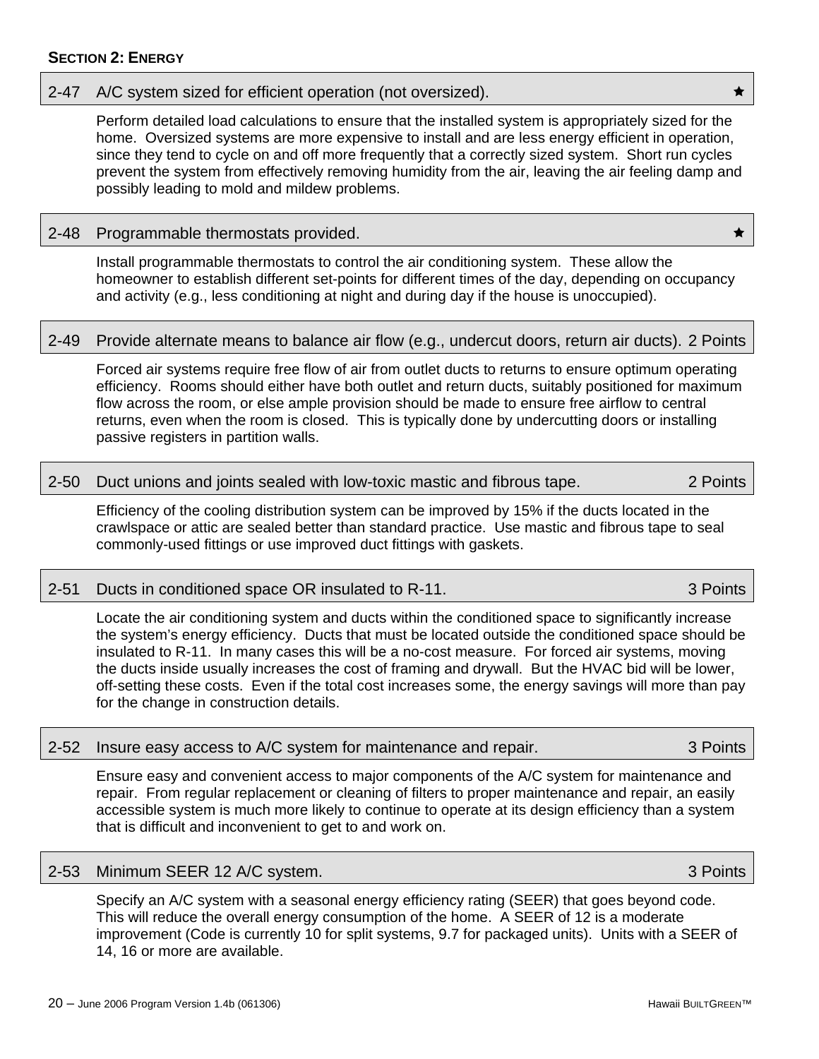## Section 2: Energy

### 2-47 A/C system sized for efficient operation (not oversized). ★

Perform detailed load calculations to ensure that the installed system is appropriately sized for the home. Oversized systems are more expensive to install and are less energy efficient in operation, since they tend to cycle on and off more frequently that a correctly sized system. Short run cycles prevent the system from effectively removing humidity from the air, leaving the air feeling damp and possibly leading to mold and mildew problems.

### 2-48 Programmable thermostats provided. ★

Install programmable thermostats to control the air conditioning system. These allow the homeowner to establish different set-points for different times of the day, depending on occupancy and activity (e.g., less conditioning at night and during day if the house is unoccupied).

### 2-49 Provide alternate means to balance air flow (e.g., undercut doors, return air ducts). 2 Points

Forced air systems require free flow of air from outlet ducts to returns to ensure optimum operating efficiency. Rooms should either have both outlet and return ducts, suitably positioned for maximum flow across the room, or else ample provision should be made to ensure free airflow to central returns, even when the room is closed. This is typically done by undercutting doors or installing passive registers in partition walls.

### 2-50 Duct unions and joints sealed with low-toxic mastic and fibrous tape. 2 Points

Efficiency of the cooling distribution system can be improved by 15% if the ducts located in the crawlspace or attic are sealed better than standard practice. Use mastic and fibrous tape to seal commonly-used fittings or use improved duct fittings with gaskets.

### 2-51 Ducts in conditioned space OR insulated to R-11. 3 Points

Locate the air conditioning system and ducts within the conditioned space to significantly increase the system's energy efficiency. Ducts that must be located outside the conditioned space should be insulated to R-11. In many cases this will be a no-cost measure. For forced air systems, moving the ducts inside usually increases the cost of framing and drywall. But the HVAC bid will be lower, off-setting these costs. Even if the total cost increases some, the energy savings will more than pay for the change in construction details.

### 2-52 Insure easy access to A/C system for maintenance and repair. 3 Points

Ensure easy and convenient access to major components of the A/C system for maintenance and repair. From regular replacement or cleaning of filters to proper maintenance and repair, an easily accessible system is much more likely to continue to operate at its design efficiency than a system that is difficult and inconvenient to get to and work on.

### 2-53 Minimum SEER 12 A/C system. 3 Points

Specify an A/C system with a seasonal energy efficiency rating (SEER) that goes beyond code. This will reduce the overall energy consumption of the home. A SEER of 12 is a moderate improvement (Code is currently 10 for split systems, 9.7 for packaged units). Units with a SEER of 14, 16 or more are available.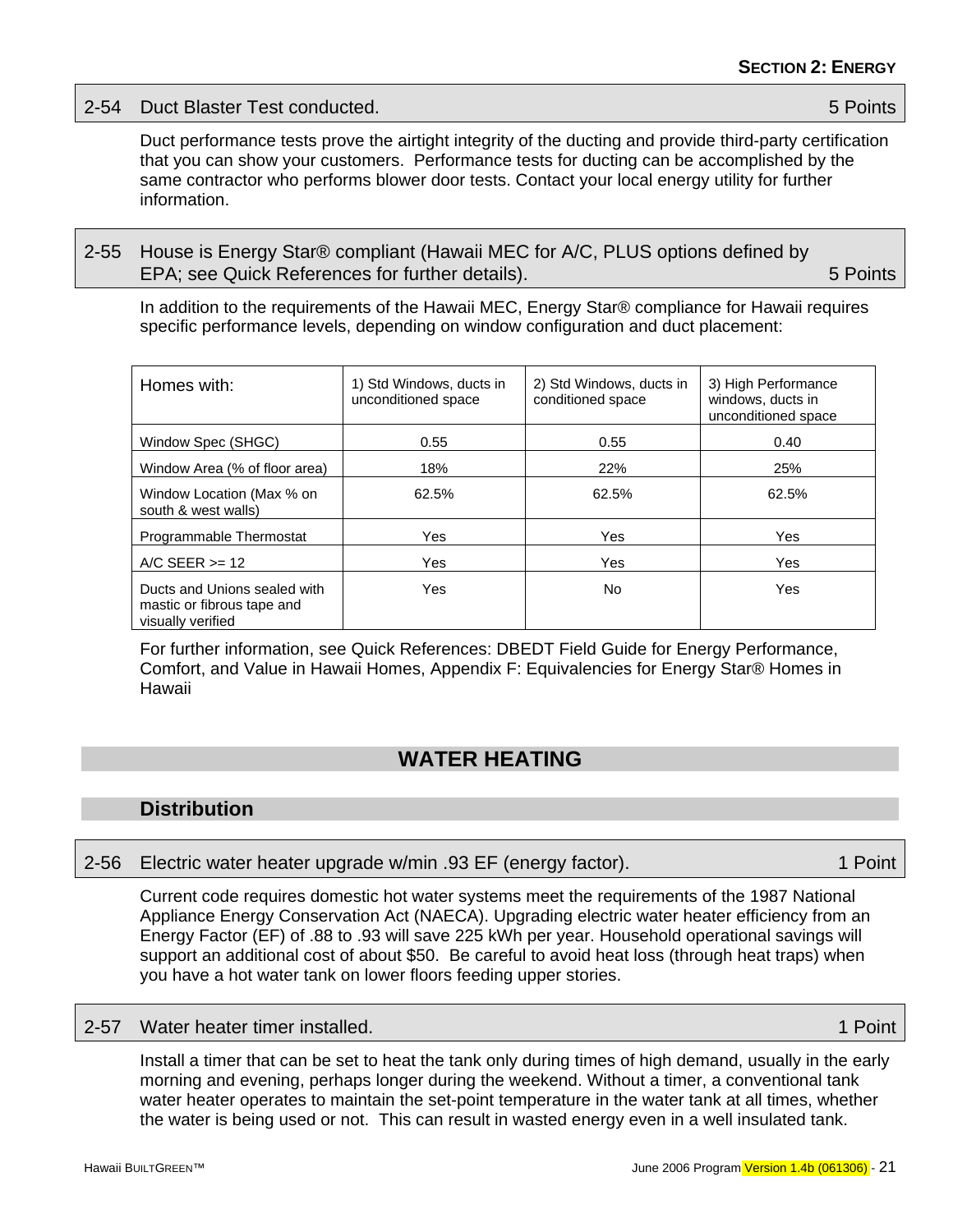## 2-54 Duct Blaster Test conducted. — 5 Points

Duct performance tests prove the airtight integrity of the ducting and provide third-party certification that you can show your customers. Performance tests for ducting can be accomplished by the same contractor who performs blower door tests. Contact your local energy utility for further information.

## 2-55 House is Energy Star® compliant (Hawaii MEC for A/C, PLUS options defined by EPA; see Quick References for further details). — 5 Points

In addition to the requirements of the Hawaii MEC, Energy Star® compliance for Hawaii requires specific performance levels, depending on window configuration and duct placement:

| Homes with: | 1) Std Windows, ducts in unconditioned space | 2) Std Windows, ducts in conditioned space | 3) High Performance windows, ducts in unconditioned space |
|---|---|---|---|
| Window Spec (SHGC) | 0.55 | 0.55 | 0.40 |
| Window Area (% of floor area) | 18% | 22% | 25% |
| Window Location (Max % on south & west walls) | 62.5% | 62.5% | 62.5% |
| Programmable Thermostat | Yes | Yes | Yes |
| A/C SEER >= 12 | Yes | Yes | Yes |
| Ducts and Unions sealed with mastic or fibrous tape and visually verified | Yes | No | Yes |

For further information, see Quick References: DBEDT Field Guide for Energy Performance, Comfort, and Value in Hawaii Homes, Appendix F: Equivalencies for Energy Star® Homes in Hawaii

# WATER HEATING

### Distribution

## 2-56 Electric water heater upgrade w/min .93 EF (energy factor). — 1 Point

Current code requires domestic hot water systems meet the requirements of the 1987 National Appliance Energy Conservation Act (NAECA). Upgrading electric water heater efficiency from an Energy Factor (EF) of .88 to .93 will save 225 kWh per year. Household operational savings will support an additional cost of about $50. Be careful to avoid heat loss (through heat traps) when you have a hot water tank on lower floors feeding upper stories.

## 2-57 Water heater timer installed. — 1 Point

Install a timer that can be set to heat the tank only during times of high demand, usually in the early morning and evening, perhaps longer during the weekend. Without a timer, a conventional tank water heater operates to maintain the set-point temperature in the water tank at all times, whether the water is being used or not. This can result in wasted energy even in a well insulated tank.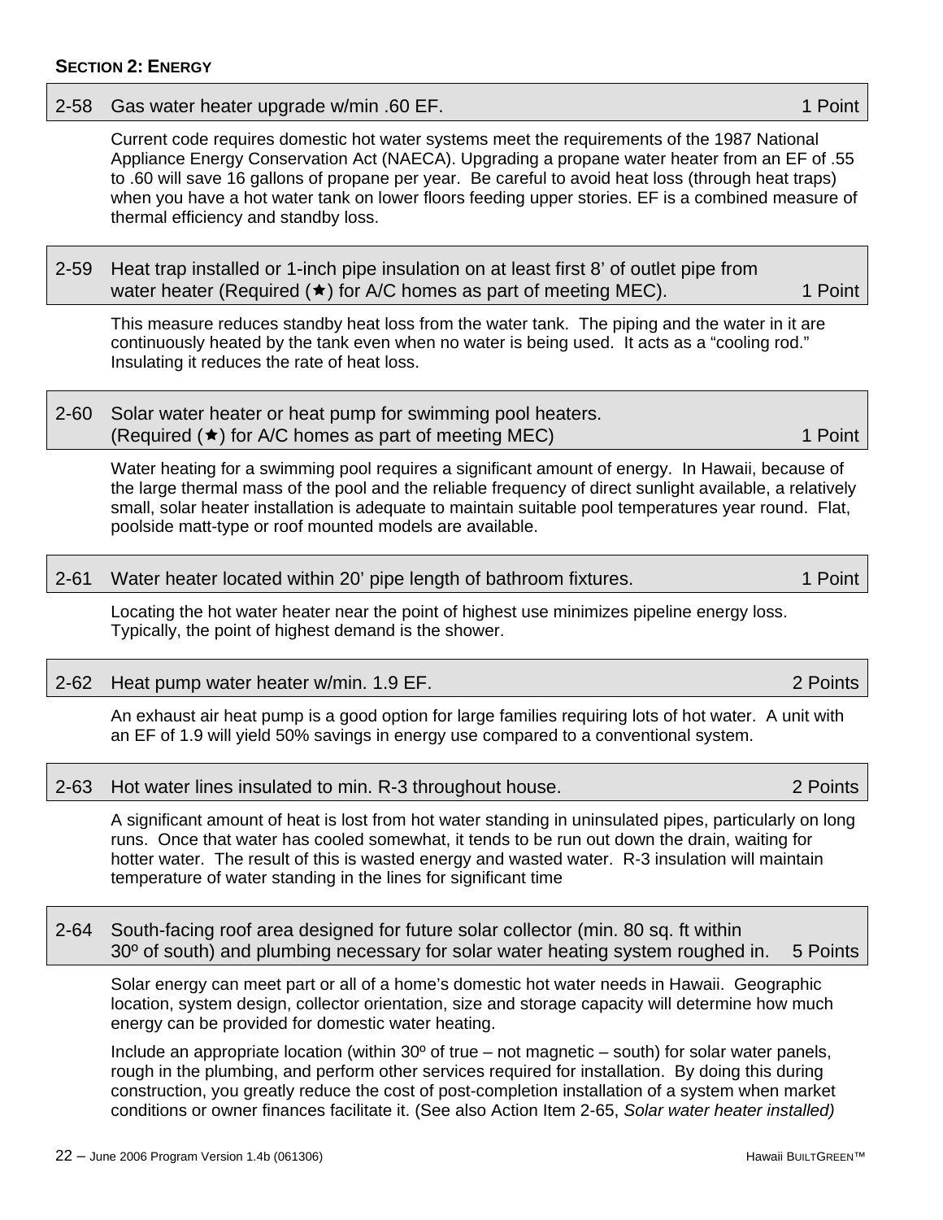**SECTION 2: ENERGY**

### 2-58 Gas water heater upgrade w/min .60 EF. — 1 Point

Current code requires domestic hot water systems meet the requirements of the 1987 National Appliance Energy Conservation Act (NAECA). Upgrading a propane water heater from an EF of .55 to .60 will save 16 gallons of propane per year. Be careful to avoid heat loss (through heat traps) when you have a hot water tank on lower floors feeding upper stories. EF is a combined measure of thermal efficiency and standby loss.

### 2-59 Heat trap installed or 1-inch pipe insulation on at least first 8' of outlet pipe from water heater (Required (★) for A/C homes as part of meeting MEC). — 1 Point

This measure reduces standby heat loss from the water tank. The piping and the water in it are continuously heated by the tank even when no water is being used. It acts as a "cooling rod." Insulating it reduces the rate of heat loss.

### 2-60 Solar water heater or heat pump for swimming pool heaters. (Required (★) for A/C homes as part of meeting MEC) — 1 Point

Water heating for a swimming pool requires a significant amount of energy. In Hawaii, because of the large thermal mass of the pool and the reliable frequency of direct sunlight available, a relatively small, solar heater installation is adequate to maintain suitable pool temperatures year round. Flat, poolside matt-type or roof mounted models are available.

### 2-61 Water heater located within 20' pipe length of bathroom fixtures. — 1 Point

Locating the hot water heater near the point of highest use minimizes pipeline energy loss. Typically, the point of highest demand is the shower.

### 2-62 Heat pump water heater w/min. 1.9 EF. — 2 Points

An exhaust air heat pump is a good option for large families requiring lots of hot water. A unit with an EF of 1.9 will yield 50% savings in energy use compared to a conventional system.

### 2-63 Hot water lines insulated to min. R-3 throughout house. — 2 Points

A significant amount of heat is lost from hot water standing in uninsulated pipes, particularly on long runs. Once that water has cooled somewhat, it tends to be run out down the drain, waiting for hotter water. The result of this is wasted energy and wasted water. R-3 insulation will maintain temperature of water standing in the lines for significant time

### 2-64 South-facing roof area designed for future solar collector (min. 80 sq. ft within 30º of south) and plumbing necessary for solar water heating system roughed in. — 5 Points

Solar energy can meet part or all of a home's domestic hot water needs in Hawaii. Geographic location, system design, collector orientation, size and storage capacity will determine how much energy can be provided for domestic water heating.

Include an appropriate location (within 30º of true – not magnetic – south) for solar water panels, rough in the plumbing, and perform other services required for installation. By doing this during construction, you greatly reduce the cost of post-completion installation of a system when market conditions or owner finances facilitate it. (See also Action Item 2-65, *Solar water heater installed)*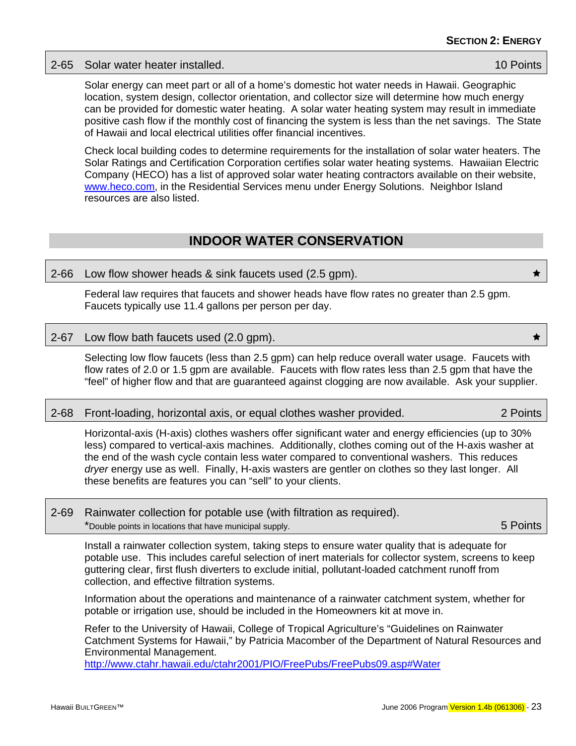### 2-65 Solar water heater installed. — 10 Points

Solar energy can meet part or all of a home's domestic hot water needs in Hawaii. Geographic location, system design, collector orientation, and collector size will determine how much energy can be provided for domestic water heating. A solar water heating system may result in immediate positive cash flow if the monthly cost of financing the system is less than the net savings. The State of Hawaii and local electrical utilities offer financial incentives.

Check local building codes to determine requirements for the installation of solar water heaters. The Solar Ratings and Certification Corporation certifies solar water heating systems. Hawaiian Electric Company (HECO) has a list of approved solar water heating contractors available on their website, www.heco.com, in the Residential Services menu under Energy Solutions. Neighbor Island resources are also listed.

## INDOOR WATER CONSERVATION

### 2-66 Low flow shower heads & sink faucets used (2.5 gpm). ★

Federal law requires that faucets and shower heads have flow rates no greater than 2.5 gpm. Faucets typically use 11.4 gallons per person per day.

### 2-67 Low flow bath faucets used (2.0 gpm). ★

Selecting low flow faucets (less than 2.5 gpm) can help reduce overall water usage. Faucets with flow rates of 2.0 or 1.5 gpm are available. Faucets with flow rates less than 2.5 gpm that have the "feel" of higher flow and that are guaranteed against clogging are now available. Ask your supplier.

### 2-68 Front-loading, horizontal axis, or equal clothes washer provided. — 2 Points

Horizontal-axis (H-axis) clothes washers offer significant water and energy efficiencies (up to 30% less) compared to vertical-axis machines. Additionally, clothes coming out of the H-axis washer at the end of the wash cycle contain less water compared to conventional washers. This reduces *dryer* energy use as well. Finally, H-axis wasters are gentler on clothes so they last longer. All these benefits are features you can "sell" to your clients.

### 2-69 Rainwater collection for potable use (with filtration as required). — 5 Points

*Double points in locations that have municipal supply.

Install a rainwater collection system, taking steps to ensure water quality that is adequate for potable use. This includes careful selection of inert materials for collector system, screens to keep guttering clear, first flush diverters to exclude initial, pollutant-loaded catchment runoff from collection, and effective filtration systems.

Information about the operations and maintenance of a rainwater catchment system, whether for potable or irrigation use, should be included in the Homeowners kit at move in.

Refer to the University of Hawaii, College of Tropical Agriculture's "Guidelines on Rainwater Catchment Systems for Hawaii," by Patricia Macomber of the Department of Natural Resources and Environmental Management.
http://www.ctahr.hawaii.edu/ctahr2001/PIO/FreePubs/FreePubs09.asp#Water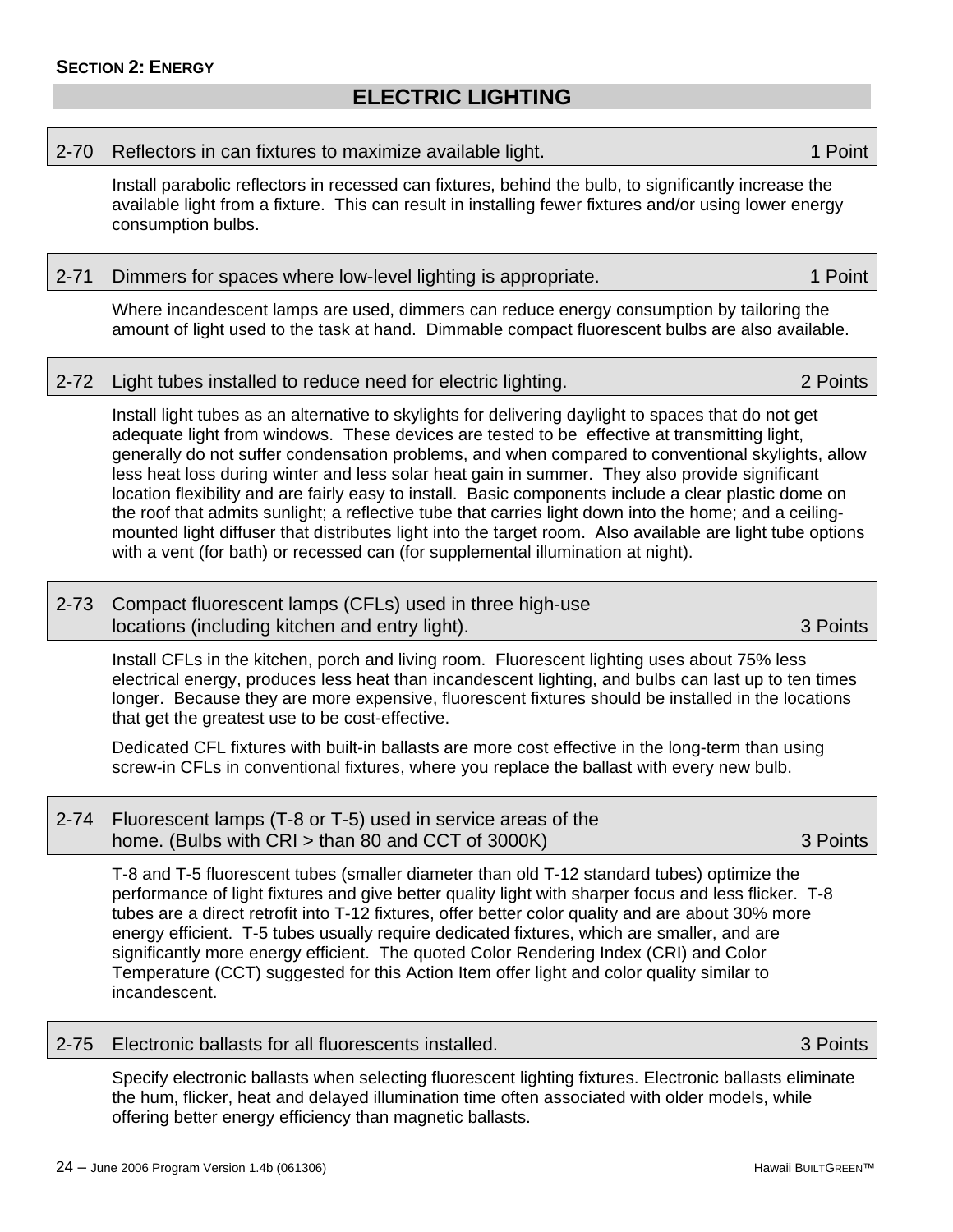**SECTION 2: ENERGY**

## ELECTRIC LIGHTING

### 2-70 Reflectors in can fixtures to maximize available light. — 1 Point

Install parabolic reflectors in recessed can fixtures, behind the bulb, to significantly increase the available light from a fixture. This can result in installing fewer fixtures and/or using lower energy consumption bulbs.

### 2-71 Dimmers for spaces where low-level lighting is appropriate. — 1 Point

Where incandescent lamps are used, dimmers can reduce energy consumption by tailoring the amount of light used to the task at hand. Dimmable compact fluorescent bulbs are also available.

### 2-72 Light tubes installed to reduce need for electric lighting. — 2 Points

Install light tubes as an alternative to skylights for delivering daylight to spaces that do not get adequate light from windows. These devices are tested to be effective at transmitting light, generally do not suffer condensation problems, and when compared to conventional skylights, allow less heat loss during winter and less solar heat gain in summer. They also provide significant location flexibility and are fairly easy to install. Basic components include a clear plastic dome on the roof that admits sunlight; a reflective tube that carries light down into the home; and a ceiling-mounted light diffuser that distributes light into the target room. Also available are light tube options with a vent (for bath) or recessed can (for supplemental illumination at night).

### 2-73 Compact fluorescent lamps (CFLs) used in three high-use locations (including kitchen and entry light). — 3 Points

Install CFLs in the kitchen, porch and living room. Fluorescent lighting uses about 75% less electrical energy, produces less heat than incandescent lighting, and bulbs can last up to ten times longer. Because they are more expensive, fluorescent fixtures should be installed in the locations that get the greatest use to be cost-effective.

Dedicated CFL fixtures with built-in ballasts are more cost effective in the long-term than using screw-in CFLs in conventional fixtures, where you replace the ballast with every new bulb.

### 2-74 Fluorescent lamps (T-8 or T-5) used in service areas of the home. (Bulbs with CRI > than 80 and CCT of 3000K) — 3 Points

T-8 and T-5 fluorescent tubes (smaller diameter than old T-12 standard tubes) optimize the performance of light fixtures and give better quality light with sharper focus and less flicker. T-8 tubes are a direct retrofit into T-12 fixtures, offer better color quality and are about 30% more energy efficient. T-5 tubes usually require dedicated fixtures, which are smaller, and are significantly more energy efficient. The quoted Color Rendering Index (CRI) and Color Temperature (CCT) suggested for this Action Item offer light and color quality similar to incandescent.

### 2-75 Electronic ballasts for all fluorescents installed. — 3 Points

Specify electronic ballasts when selecting fluorescent lighting fixtures. Electronic ballasts eliminate the hum, flicker, heat and delayed illumination time often associated with older models, while offering better energy efficiency than magnetic ballasts.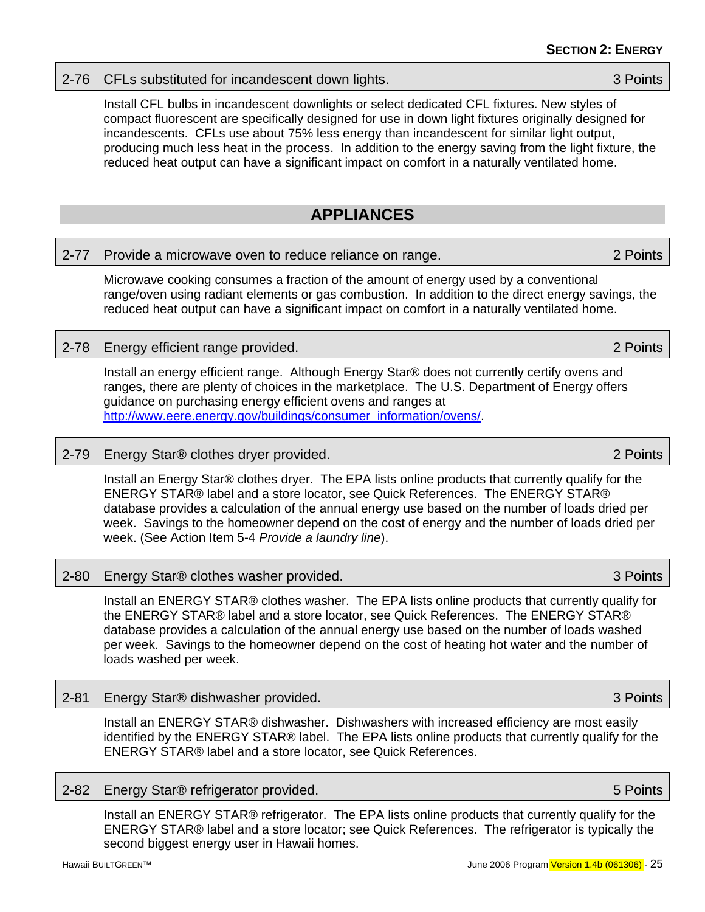### 2-76 CFLs substituted for incandescent down lights. — 3 Points

Install CFL bulbs in incandescent downlights or select dedicated CFL fixtures. New styles of compact fluorescent are specifically designed for use in down light fixtures originally designed for incandescents. CFLs use about 75% less energy than incandescent for similar light output, producing much less heat in the process. In addition to the energy saving from the light fixture, the reduced heat output can have a significant impact on comfort in a naturally ventilated home.

## APPLIANCES

### 2-77 Provide a microwave oven to reduce reliance on range. — 2 Points

Microwave cooking consumes a fraction of the amount of energy used by a conventional range/oven using radiant elements or gas combustion. In addition to the direct energy savings, the reduced heat output can have a significant impact on comfort in a naturally ventilated home.

### 2-78 Energy efficient range provided. — 2 Points

Install an energy efficient range. Although Energy Star® does not currently certify ovens and ranges, there are plenty of choices in the marketplace. The U.S. Department of Energy offers guidance on purchasing energy efficient ovens and ranges at http://www.eere.energy.gov/buildings/consumer_information/ovens/.

### 2-79 Energy Star® clothes dryer provided. — 2 Points

Install an Energy Star® clothes dryer. The EPA lists online products that currently qualify for the ENERGY STAR® label and a store locator, see Quick References. The ENERGY STAR® database provides a calculation of the annual energy use based on the number of loads dried per week. Savings to the homeowner depend on the cost of energy and the number of loads dried per week. (See Action Item 5-4 *Provide a laundry line*).

### 2-80 Energy Star® clothes washer provided. — 3 Points

Install an ENERGY STAR® clothes washer. The EPA lists online products that currently qualify for the ENERGY STAR® label and a store locator, see Quick References. The ENERGY STAR® database provides a calculation of the annual energy use based on the number of loads washed per week. Savings to the homeowner depend on the cost of heating hot water and the number of loads washed per week.

### 2-81 Energy Star® dishwasher provided. — 3 Points

Install an ENERGY STAR® dishwasher. Dishwashers with increased efficiency are most easily identified by the ENERGY STAR® label. The EPA lists online products that currently qualify for the ENERGY STAR® label and a store locator, see Quick References.

### 2-82 Energy Star® refrigerator provided. — 5 Points

Install an ENERGY STAR® refrigerator. The EPA lists online products that currently qualify for the ENERGY STAR® label and a store locator; see Quick References. The refrigerator is typically the second biggest energy user in Hawaii homes.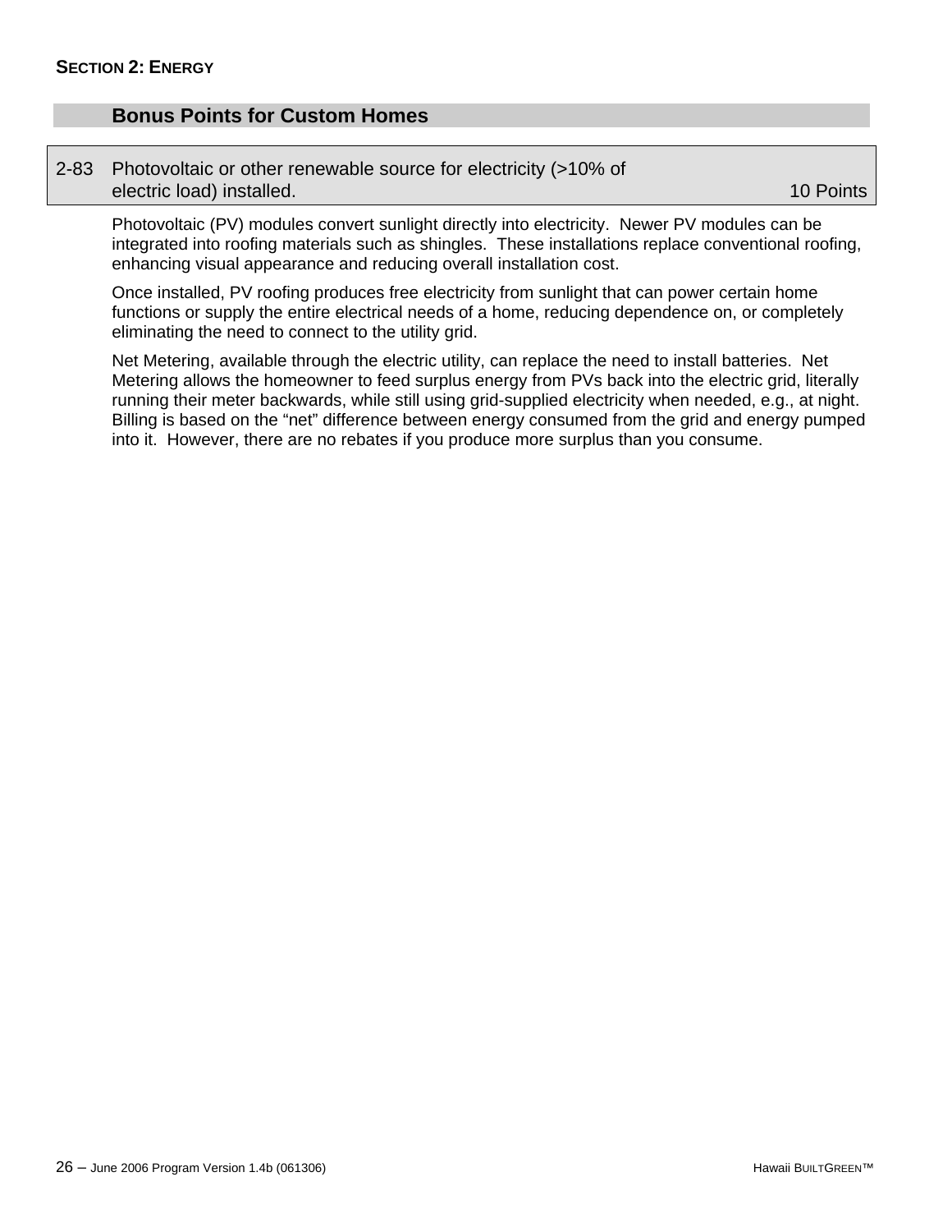## Bonus Points for Custom Homes

**2-83 Photovoltaic or other renewable source for electricity (>10% of electric load) installed. — 10 Points**

Photovoltaic (PV) modules convert sunlight directly into electricity. Newer PV modules can be integrated into roofing materials such as shingles. These installations replace conventional roofing, enhancing visual appearance and reducing overall installation cost.

Once installed, PV roofing produces free electricity from sunlight that can power certain home functions or supply the entire electrical needs of a home, reducing dependence on, or completely eliminating the need to connect to the utility grid.

Net Metering, available through the electric utility, can replace the need to install batteries. Net Metering allows the homeowner to feed surplus energy from PVs back into the electric grid, literally running their meter backwards, while still using grid-supplied electricity when needed, e.g., at night. Billing is based on the "net" difference between energy consumed from the grid and energy pumped into it. However, there are no rebates if you produce more surplus than you consume.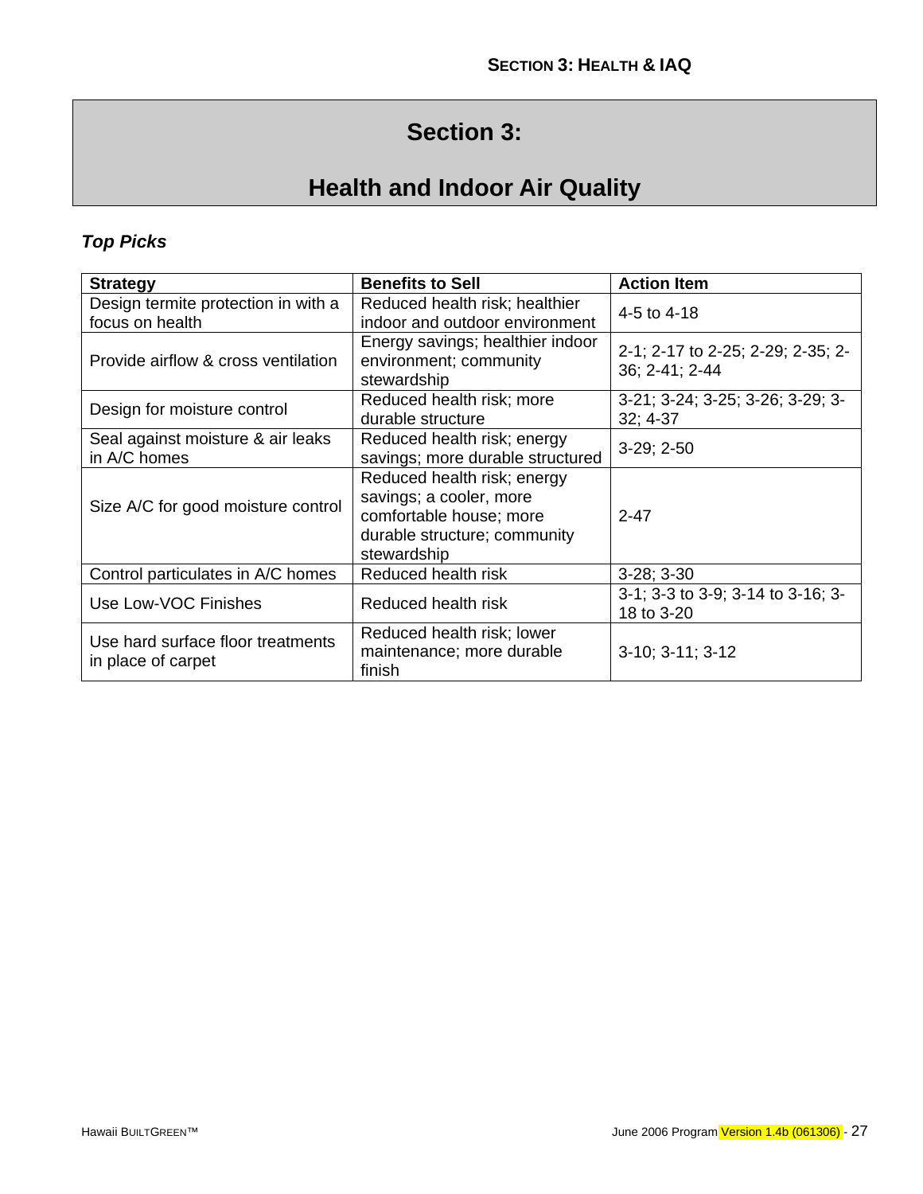# Section 3:

# Health and Indoor Air Quality

### *Top Picks*

| Strategy | Benefits to Sell | Action Item |
|---|---|---|
| Design termite protection in with a focus on health | Reduced health risk; healthier indoor and outdoor environment | 4-5 to 4-18 |
| Provide airflow & cross ventilation | Energy savings; healthier indoor environment; community stewardship | 2-1; 2-17 to 2-25; 2-29; 2-35; 2-36; 2-41; 2-44 |
| Design for moisture control | Reduced health risk; more durable structure | 3-21; 3-24; 3-25; 3-26; 3-29; 3-32; 4-37 |
| Seal against moisture & air leaks in A/C homes | Reduced health risk; energy savings; more durable structured | 3-29; 2-50 |
| Size A/C for good moisture control | Reduced health risk; energy savings; a cooler, more comfortable house; more durable structure; community stewardship | 2-47 |
| Control particulates in A/C homes | Reduced health risk | 3-28; 3-30 |
| Use Low-VOC Finishes | Reduced health risk | 3-1; 3-3 to 3-9; 3-14 to 3-16; 3-18 to 3-20 |
| Use hard surface floor treatments in place of carpet | Reduced health risk; lower maintenance; more durable finish | 3-10; 3-11; 3-12 |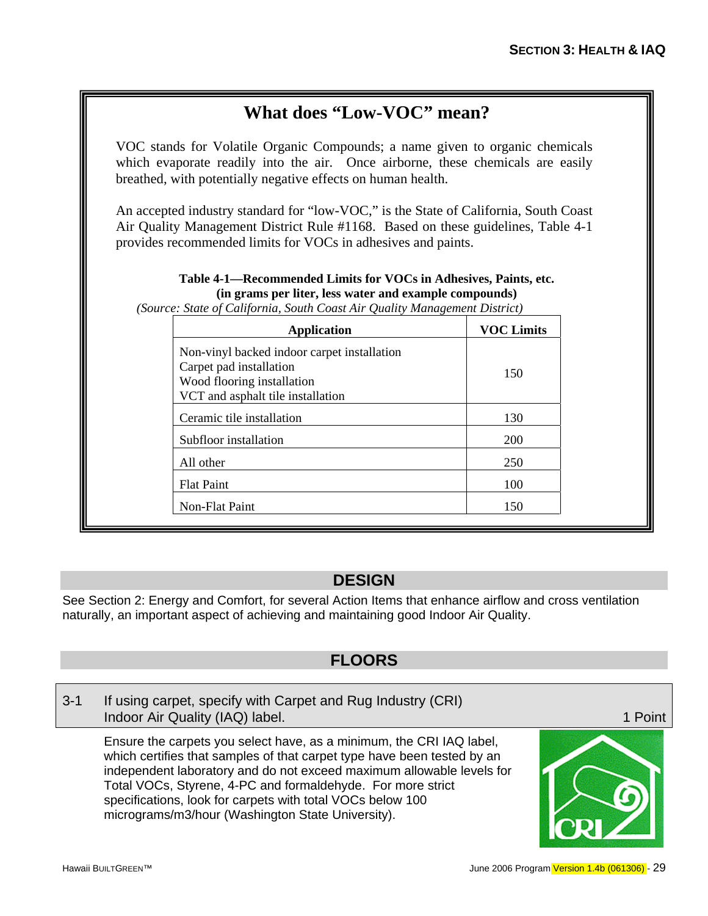## What does "Low-VOC" mean?

VOC stands for Volatile Organic Compounds; a name given to organic chemicals which evaporate readily into the air. Once airborne, these chemicals are easily breathed, with potentially negative effects on human health.

An accepted industry standard for "low-VOC," is the State of California, South Coast Air Quality Management District Rule #1168. Based on these guidelines, Table 4-1 provides recommended limits for VOCs in adhesives and paints.

**Table 4-1—Recommended Limits for VOCs in Adhesives, Paints, etc.**
**(in grams per liter, less water and example compounds)**
*(Source: State of California, South Coast Air Quality Management District)*

| Application | VOC Limits |
|---|---|
| Non-vinyl backed indoor carpet installation<br>Carpet pad installation<br>Wood flooring installation<br>VCT and asphalt tile installation | 150 |
| Ceramic tile installation | 130 |
| Subfloor installation | 200 |
| All other | 250 |
| Flat Paint | 100 |
| Non-Flat Paint | 150 |

## DESIGN

See Section 2: Energy and Comfort, for several Action Items that enhance airflow and cross ventilation naturally, an important aspect of achieving and maintaining good Indoor Air Quality.

## FLOORS

### 3-1 If using carpet, specify with Carpet and Rug Industry (CRI) Indoor Air Quality (IAQ) label. — 1 Point

Ensure the carpets you select have, as a minimum, the CRI IAQ label, which certifies that samples of that carpet type have been tested by an independent laboratory and do not exceed maximum allowable levels for Total VOCs, Styrene, 4-PC and formaldehyde. For more strict specifications, look for carpets with total VOCs below 100 micrograms/m3/hour (Washington State University).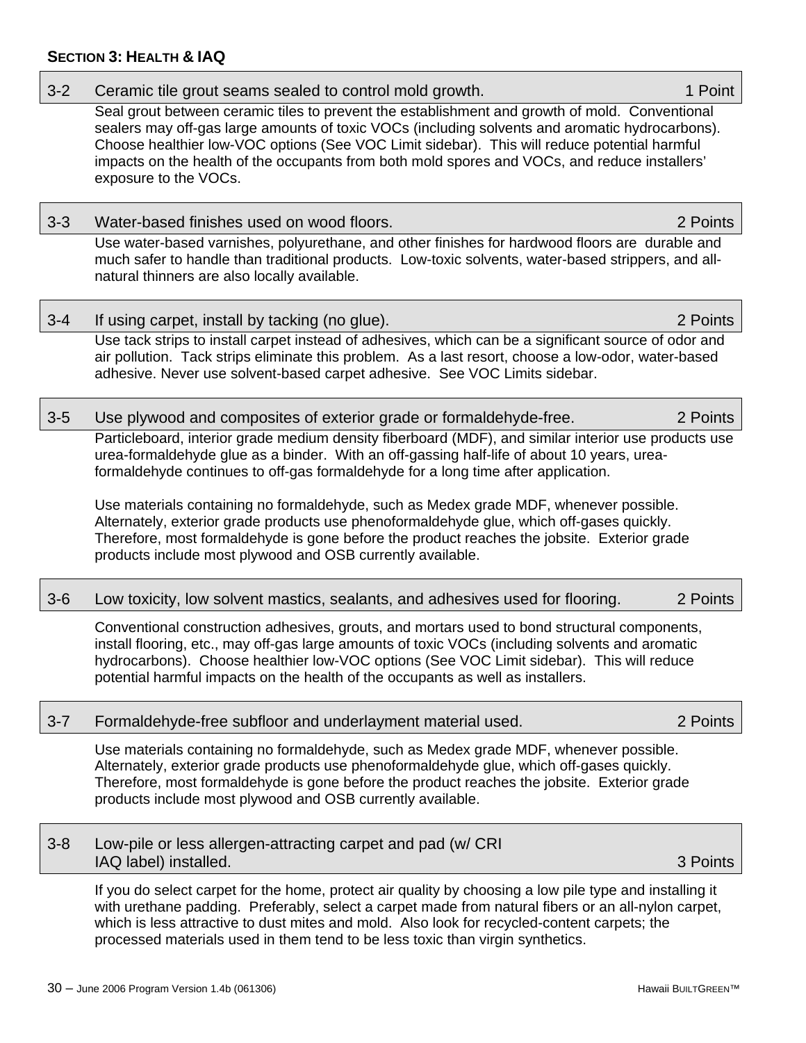## Section 3: Health & IAQ

### 3-2 Ceramic tile grout seams sealed to control mold growth. 1 Point

Seal grout between ceramic tiles to prevent the establishment and growth of mold. Conventional sealers may off-gas large amounts of toxic VOCs (including solvents and aromatic hydrocarbons). Choose healthier low-VOC options (See VOC Limit sidebar). This will reduce potential harmful impacts on the health of the occupants from both mold spores and VOCs, and reduce installers' exposure to the VOCs.

### 3-3 Water-based finishes used on wood floors. 2 Points

Use water-based varnishes, polyurethane, and other finishes for hardwood floors are durable and much safer to handle than traditional products. Low-toxic solvents, water-based strippers, and all-natural thinners are also locally available.

### 3-4 If using carpet, install by tacking (no glue). 2 Points

Use tack strips to install carpet instead of adhesives, which can be a significant source of odor and air pollution. Tack strips eliminate this problem. As a last resort, choose a low-odor, water-based adhesive. Never use solvent-based carpet adhesive. See VOC Limits sidebar.

### 3-5 Use plywood and composites of exterior grade or formaldehyde-free. 2 Points

Particleboard, interior grade medium density fiberboard (MDF), and similar interior use products use urea-formaldehyde glue as a binder. With an off-gassing half-life of about 10 years, urea-formaldehyde continues to off-gas formaldehyde for a long time after application.

Use materials containing no formaldehyde, such as Medex grade MDF, whenever possible. Alternately, exterior grade products use phenoformaldehyde glue, which off-gases quickly. Therefore, most formaldehyde is gone before the product reaches the jobsite. Exterior grade products include most plywood and OSB currently available.

### 3-6 Low toxicity, low solvent mastics, sealants, and adhesives used for flooring. 2 Points

Conventional construction adhesives, grouts, and mortars used to bond structural components, install flooring, etc., may off-gas large amounts of toxic VOCs (including solvents and aromatic hydrocarbons). Choose healthier low-VOC options (See VOC Limit sidebar). This will reduce potential harmful impacts on the health of the occupants as well as installers.

### 3-7 Formaldehyde-free subfloor and underlayment material used. 2 Points

Use materials containing no formaldehyde, such as Medex grade MDF, whenever possible. Alternately, exterior grade products use phenoformaldehyde glue, which off-gases quickly. Therefore, most formaldehyde is gone before the product reaches the jobsite. Exterior grade products include most plywood and OSB currently available.

### 3-8 Low-pile or less allergen-attracting carpet and pad (w/ CRI IAQ label) installed. 3 Points

If you do select carpet for the home, protect air quality by choosing a low pile type and installing it with urethane padding. Preferably, select a carpet made from natural fibers or an all-nylon carpet, which is less attractive to dust mites and mold. Also look for recycled-content carpets; the processed materials used in them tend to be less toxic than virgin synthetics.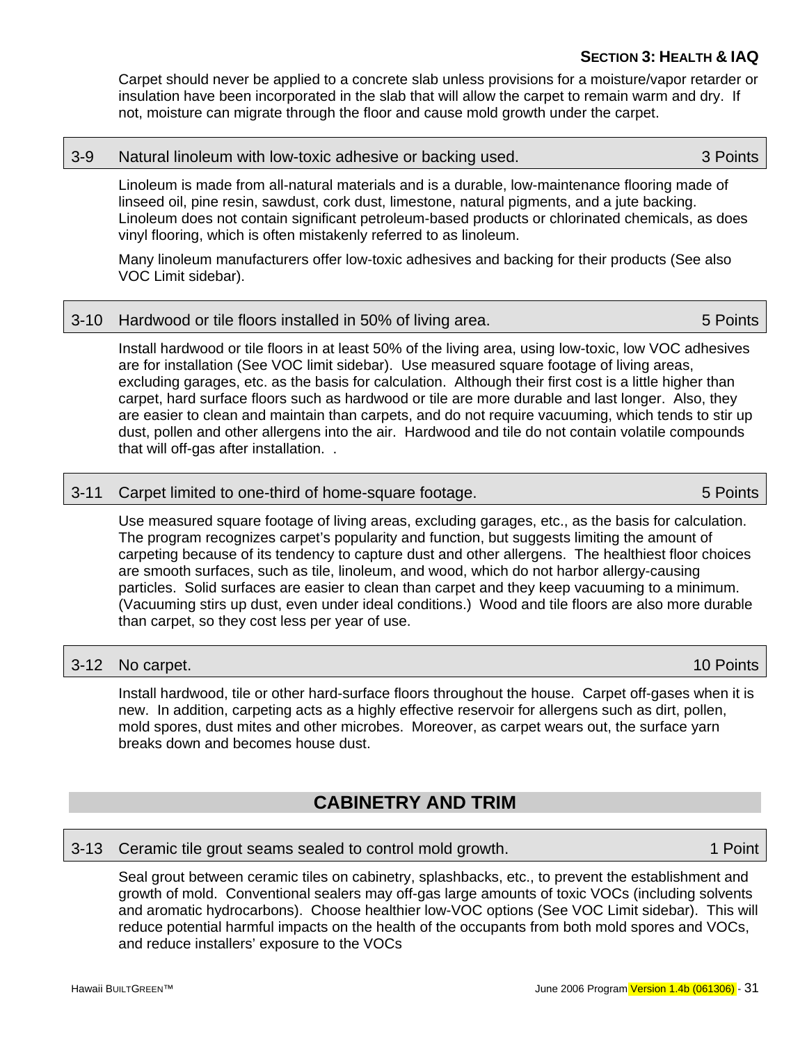Carpet should never be applied to a concrete slab unless provisions for a moisture/vapor retarder or insulation have been incorporated in the slab that will allow the carpet to remain warm and dry. If not, moisture can migrate through the floor and cause mold growth under the carpet.

### 3-9 Natural linoleum with low-toxic adhesive or backing used. — 3 Points

Linoleum is made from all-natural materials and is a durable, low-maintenance flooring made of linseed oil, pine resin, sawdust, cork dust, limestone, natural pigments, and a jute backing. Linoleum does not contain significant petroleum-based products or chlorinated chemicals, as does vinyl flooring, which is often mistakenly referred to as linoleum.

Many linoleum manufacturers offer low-toxic adhesives and backing for their products (See also VOC Limit sidebar).

### 3-10 Hardwood or tile floors installed in 50% of living area. — 5 Points

Install hardwood or tile floors in at least 50% of the living area, using low-toxic, low VOC adhesives are for installation (See VOC limit sidebar). Use measured square footage of living areas, excluding garages, etc. as the basis for calculation. Although their first cost is a little higher than carpet, hard surface floors such as hardwood or tile are more durable and last longer. Also, they are easier to clean and maintain than carpets, and do not require vacuuming, which tends to stir up dust, pollen and other allergens into the air. Hardwood and tile do not contain volatile compounds that will off-gas after installation. .

### 3-11 Carpet limited to one-third of home-square footage. — 5 Points

Use measured square footage of living areas, excluding garages, etc., as the basis for calculation. The program recognizes carpet's popularity and function, but suggests limiting the amount of carpeting because of its tendency to capture dust and other allergens. The healthiest floor choices are smooth surfaces, such as tile, linoleum, and wood, which do not harbor allergy-causing particles. Solid surfaces are easier to clean than carpet and they keep vacuuming to a minimum. (Vacuuming stirs up dust, even under ideal conditions.) Wood and tile floors are also more durable than carpet, so they cost less per year of use.

### 3-12 No carpet. — 10 Points

Install hardwood, tile or other hard-surface floors throughout the house. Carpet off-gases when it is new. In addition, carpeting acts as a highly effective reservoir for allergens such as dirt, pollen, mold spores, dust mites and other microbes. Moreover, as carpet wears out, the surface yarn breaks down and becomes house dust.

## CABINETRY AND TRIM

### 3-13 Ceramic tile grout seams sealed to control mold growth. — 1 Point

Seal grout between ceramic tiles on cabinetry, splashbacks, etc., to prevent the establishment and growth of mold. Conventional sealers may off-gas large amounts of toxic VOCs (including solvents and aromatic hydrocarbons). Choose healthier low-VOC options (See VOC Limit sidebar). This will reduce potential harmful impacts on the health of the occupants from both mold spores and VOCs, and reduce installers' exposure to the VOCs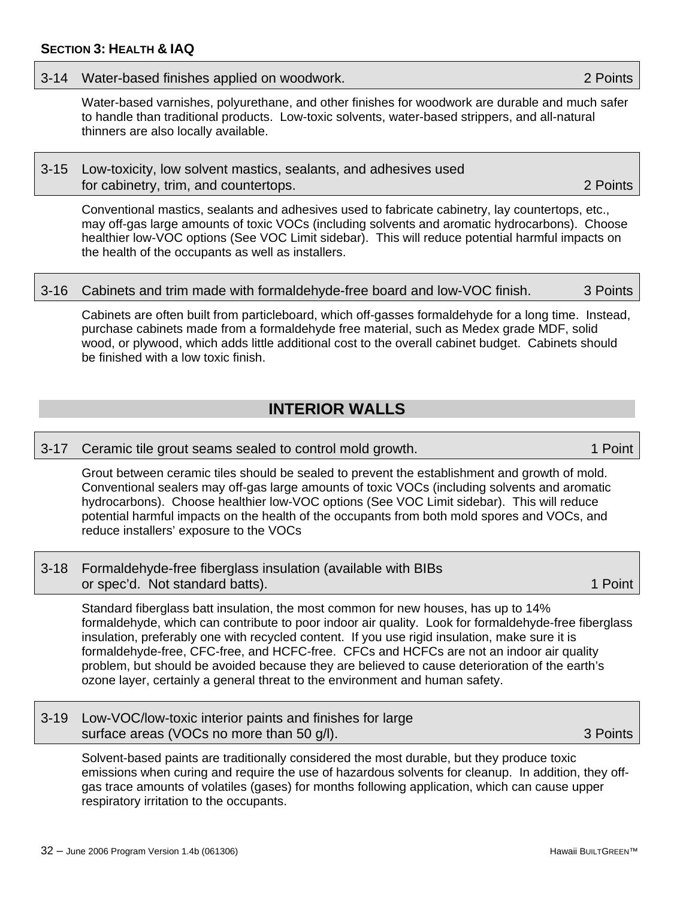**SECTION 3: HEALTH & IAQ**

### 3-14 Water-based finishes applied on woodwork. — 2 Points

Water-based varnishes, polyurethane, and other finishes for woodwork are durable and much safer to handle than traditional products. Low-toxic solvents, water-based strippers, and all-natural thinners are also locally available.

### 3-15 Low-toxicity, low solvent mastics, sealants, and adhesives used for cabinetry, trim, and countertops. — 2 Points

Conventional mastics, sealants and adhesives used to fabricate cabinetry, lay countertops, etc., may off-gas large amounts of toxic VOCs (including solvents and aromatic hydrocarbons). Choose healthier low-VOC options (See VOC Limit sidebar). This will reduce potential harmful impacts on the health of the occupants as well as installers.

### 3-16 Cabinets and trim made with formaldehyde-free board and low-VOC finish. — 3 Points

Cabinets are often built from particleboard, which off-gasses formaldehyde for a long time. Instead, purchase cabinets made from a formaldehyde free material, such as Medex grade MDF, solid wood, or plywood, which adds little additional cost to the overall cabinet budget. Cabinets should be finished with a low toxic finish.

## INTERIOR WALLS

### 3-17 Ceramic tile grout seams sealed to control mold growth. — 1 Point

Grout between ceramic tiles should be sealed to prevent the establishment and growth of mold. Conventional sealers may off-gas large amounts of toxic VOCs (including solvents and aromatic hydrocarbons). Choose healthier low-VOC options (See VOC Limit sidebar). This will reduce potential harmful impacts on the health of the occupants from both mold spores and VOCs, and reduce installers' exposure to the VOCs

### 3-18 Formaldehyde-free fiberglass insulation (available with BIBs or spec'd. Not standard batts). — 1 Point

Standard fiberglass batt insulation, the most common for new houses, has up to 14% formaldehyde, which can contribute to poor indoor air quality. Look for formaldehyde-free fiberglass insulation, preferably one with recycled content. If you use rigid insulation, make sure it is formaldehyde-free, CFC-free, and HCFC-free. CFCs and HCFCs are not an indoor air quality problem, but should be avoided because they are believed to cause deterioration of the earth's ozone layer, certainly a general threat to the environment and human safety.

### 3-19 Low-VOC/low-toxic interior paints and finishes for large surface areas (VOCs no more than 50 g/l). — 3 Points

Solvent-based paints are traditionally considered the most durable, but they produce toxic emissions when curing and require the use of hazardous solvents for cleanup. In addition, they off-gas trace amounts of volatiles (gases) for months following application, which can cause upper respiratory irritation to the occupants.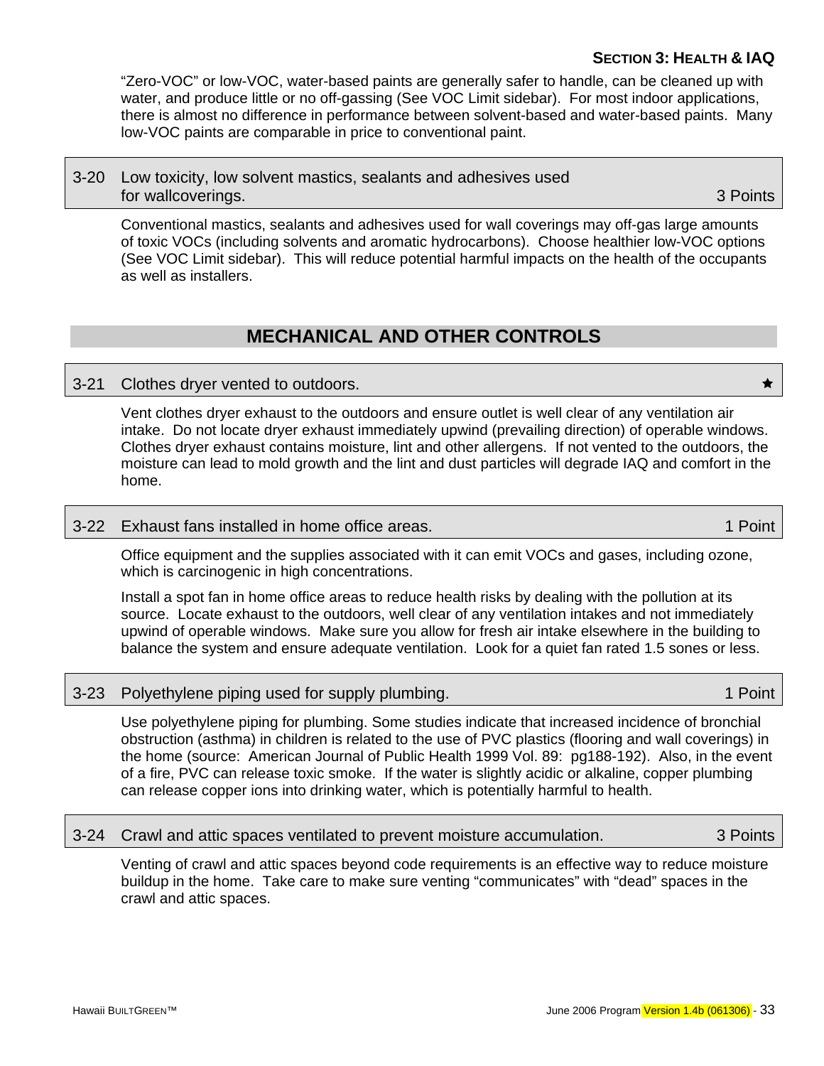"Zero-VOC" or low-VOC, water-based paints are generally safer to handle, can be cleaned up with water, and produce little or no off-gassing (See VOC Limit sidebar). For most indoor applications, there is almost no difference in performance between solvent-based and water-based paints. Many low-VOC paints are comparable in price to conventional paint.

### 3-20 Low toxicity, low solvent mastics, sealants and adhesives used for wallcoverings. — 3 Points

Conventional mastics, sealants and adhesives used for wall coverings may off-gas large amounts of toxic VOCs (including solvents and aromatic hydrocarbons). Choose healthier low-VOC options (See VOC Limit sidebar). This will reduce potential harmful impacts on the health of the occupants as well as installers.

## MECHANICAL AND OTHER CONTROLS

### 3-21 Clothes dryer vented to outdoors. ★

Vent clothes dryer exhaust to the outdoors and ensure outlet is well clear of any ventilation air intake. Do not locate dryer exhaust immediately upwind (prevailing direction) of operable windows. Clothes dryer exhaust contains moisture, lint and other allergens. If not vented to the outdoors, the moisture can lead to mold growth and the lint and dust particles will degrade IAQ and comfort in the home.

### 3-22 Exhaust fans installed in home office areas. — 1 Point

Office equipment and the supplies associated with it can emit VOCs and gases, including ozone, which is carcinogenic in high concentrations.

Install a spot fan in home office areas to reduce health risks by dealing with the pollution at its source. Locate exhaust to the outdoors, well clear of any ventilation intakes and not immediately upwind of operable windows. Make sure you allow for fresh air intake elsewhere in the building to balance the system and ensure adequate ventilation. Look for a quiet fan rated 1.5 sones or less.

### 3-23 Polyethylene piping used for supply plumbing. — 1 Point

Use polyethylene piping for plumbing. Some studies indicate that increased incidence of bronchial obstruction (asthma) in children is related to the use of PVC plastics (flooring and wall coverings) in the home (source: American Journal of Public Health 1999 Vol. 89: pg188-192). Also, in the event of a fire, PVC can release toxic smoke. If the water is slightly acidic or alkaline, copper plumbing can release copper ions into drinking water, which is potentially harmful to health.

### 3-24 Crawl and attic spaces ventilated to prevent moisture accumulation. — 3 Points

Venting of crawl and attic spaces beyond code requirements is an effective way to reduce moisture buildup in the home. Take care to make sure venting "communicates" with "dead" spaces in the crawl and attic spaces.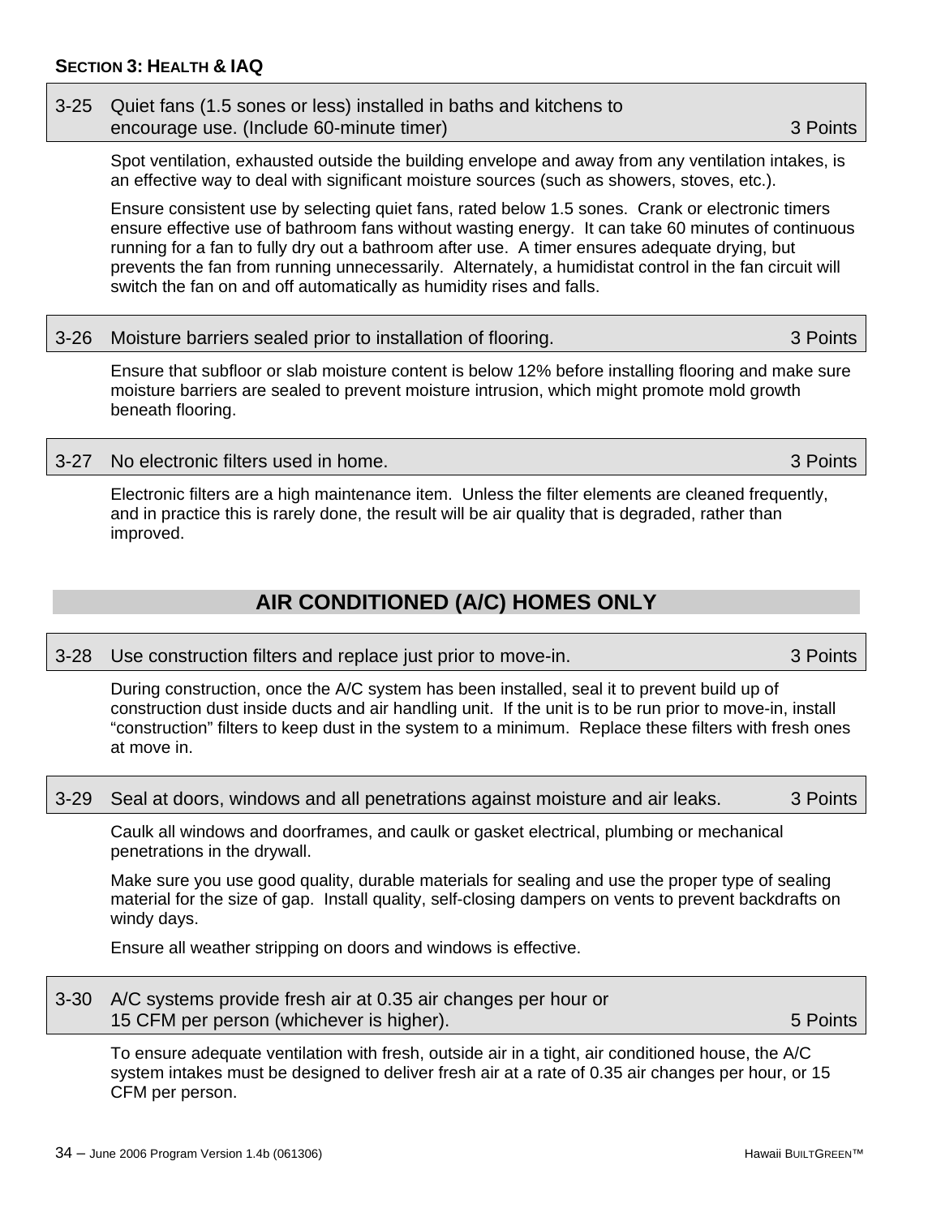## Section 3: Health & IAQ

### 3-25 Quiet fans (1.5 sones or less) installed in baths and kitchens to encourage use. (Include 60-minute timer) — 3 Points

Spot ventilation, exhausted outside the building envelope and away from any ventilation intakes, is an effective way to deal with significant moisture sources (such as showers, stoves, etc.).

Ensure consistent use by selecting quiet fans, rated below 1.5 sones. Crank or electronic timers ensure effective use of bathroom fans without wasting energy. It can take 60 minutes of continuous running for a fan to fully dry out a bathroom after use. A timer ensures adequate drying, but prevents the fan from running unnecessarily. Alternately, a humidistat control in the fan circuit will switch the fan on and off automatically as humidity rises and falls.

### 3-26 Moisture barriers sealed prior to installation of flooring. — 3 Points

Ensure that subfloor or slab moisture content is below 12% before installing flooring and make sure moisture barriers are sealed to prevent moisture intrusion, which might promote mold growth beneath flooring.

### 3-27 No electronic filters used in home. — 3 Points

Electronic filters are a high maintenance item. Unless the filter elements are cleaned frequently, and in practice this is rarely done, the result will be air quality that is degraded, rather than improved.

## AIR CONDITIONED (A/C) HOMES ONLY

### 3-28 Use construction filters and replace just prior to move-in. — 3 Points

During construction, once the A/C system has been installed, seal it to prevent build up of construction dust inside ducts and air handling unit. If the unit is to be run prior to move-in, install "construction" filters to keep dust in the system to a minimum. Replace these filters with fresh ones at move in.

### 3-29 Seal at doors, windows and all penetrations against moisture and air leaks. — 3 Points

Caulk all windows and doorframes, and caulk or gasket electrical, plumbing or mechanical penetrations in the drywall.

Make sure you use good quality, durable materials for sealing and use the proper type of sealing material for the size of gap. Install quality, self-closing dampers on vents to prevent backdrafts on windy days.

Ensure all weather stripping on doors and windows is effective.

### 3-30 A/C systems provide fresh air at 0.35 air changes per hour or 15 CFM per person (whichever is higher). — 5 Points

To ensure adequate ventilation with fresh, outside air in a tight, air conditioned house, the A/C system intakes must be designed to deliver fresh air at a rate of 0.35 air changes per hour, or 15 CFM per person.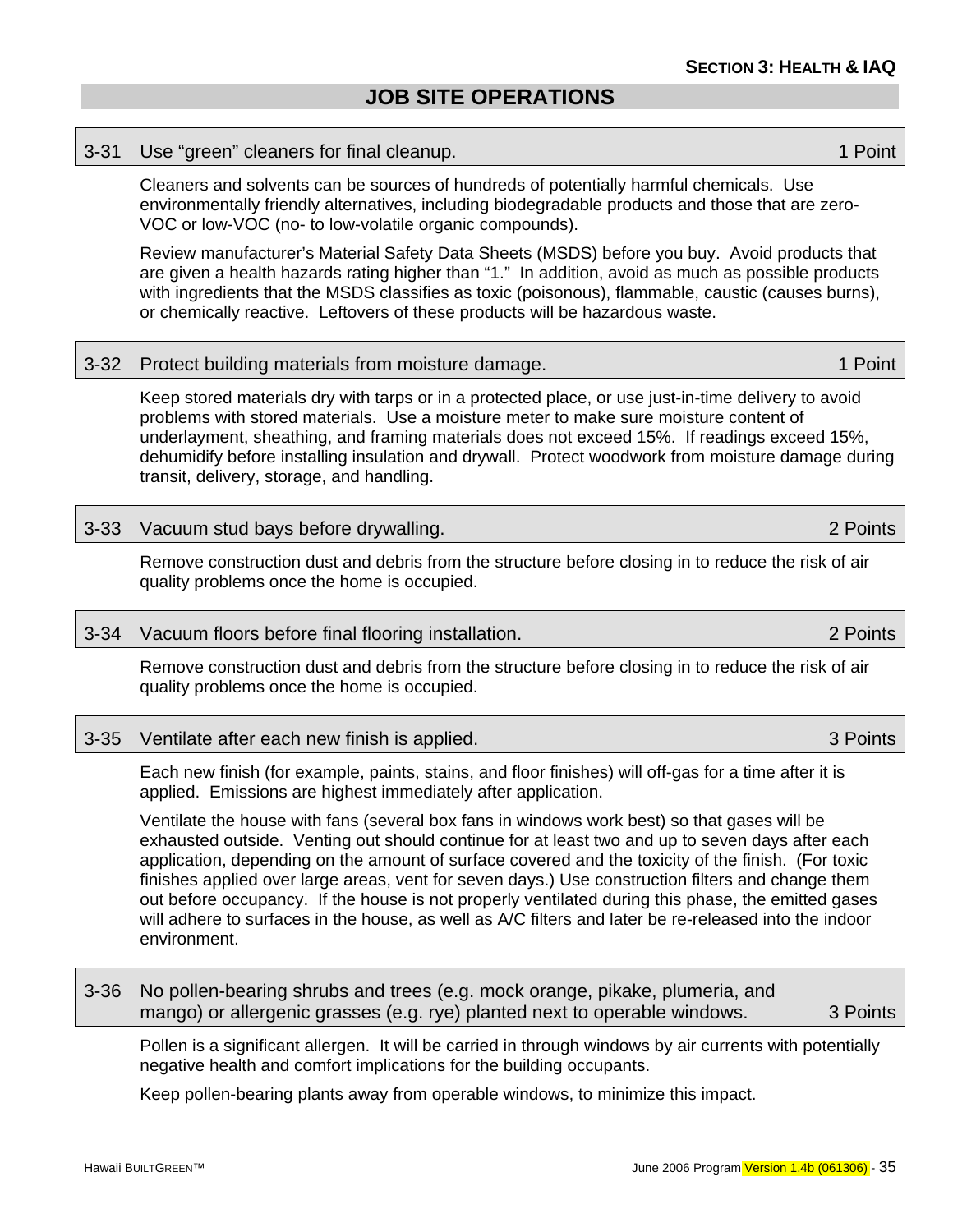## JOB SITE OPERATIONS

### 3-31 Use "green" cleaners for final cleanup. — 1 Point

Cleaners and solvents can be sources of hundreds of potentially harmful chemicals. Use environmentally friendly alternatives, including biodegradable products and those that are zero-VOC or low-VOC (no- to low-volatile organic compounds).

Review manufacturer's Material Safety Data Sheets (MSDS) before you buy. Avoid products that are given a health hazards rating higher than "1." In addition, avoid as much as possible products with ingredients that the MSDS classifies as toxic (poisonous), flammable, caustic (causes burns), or chemically reactive. Leftovers of these products will be hazardous waste.

### 3-32 Protect building materials from moisture damage. — 1 Point

Keep stored materials dry with tarps or in a protected place, or use just-in-time delivery to avoid problems with stored materials. Use a moisture meter to make sure moisture content of underlayment, sheathing, and framing materials does not exceed 15%. If readings exceed 15%, dehumidify before installing insulation and drywall. Protect woodwork from moisture damage during transit, delivery, storage, and handling.

### 3-33 Vacuum stud bays before drywalling. — 2 Points

Remove construction dust and debris from the structure before closing in to reduce the risk of air quality problems once the home is occupied.

### 3-34 Vacuum floors before final flooring installation. — 2 Points

Remove construction dust and debris from the structure before closing in to reduce the risk of air quality problems once the home is occupied.

### 3-35 Ventilate after each new finish is applied. — 3 Points

Each new finish (for example, paints, stains, and floor finishes) will off-gas for a time after it is applied. Emissions are highest immediately after application.

Ventilate the house with fans (several box fans in windows work best) so that gases will be exhausted outside. Venting out should continue for at least two and up to seven days after each application, depending on the amount of surface covered and the toxicity of the finish. (For toxic finishes applied over large areas, vent for seven days.) Use construction filters and change them out before occupancy. If the house is not properly ventilated during this phase, the emitted gases will adhere to surfaces in the house, as well as A/C filters and later be re-released into the indoor environment.

### 3-36 No pollen-bearing shrubs and trees (e.g. mock orange, pikake, plumeria, and mango) or allergenic grasses (e.g. rye) planted next to operable windows. — 3 Points

Pollen is a significant allergen. It will be carried in through windows by air currents with potentially negative health and comfort implications for the building occupants.

Keep pollen-bearing plants away from operable windows, to minimize this impact.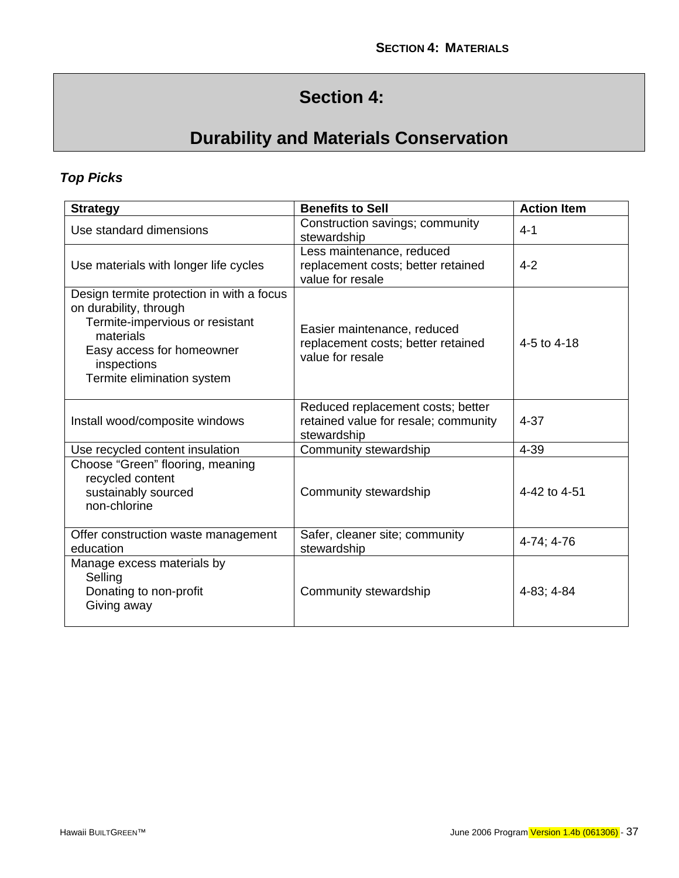# Section 4:

# Durability and Materials Conservation

### *Top Picks*

| Strategy | Benefits to Sell | Action Item |
|---|---|---|
| Use standard dimensions | Construction savings; community stewardship | 4-1 |
| Use materials with longer life cycles | Less maintenance, reduced replacement costs; better retained value for resale | 4-2 |
| Design termite protection in with a focus on durability, through<br>Termite-impervious or resistant materials<br>Easy access for homeowner inspections<br>Termite elimination system | Easier maintenance, reduced replacement costs; better retained value for resale | 4-5 to 4-18 |
| Install wood/composite windows | Reduced replacement costs; better retained value for resale; community stewardship | 4-37 |
| Use recycled content insulation | Community stewardship | 4-39 |
| Choose "Green" flooring, meaning<br>recycled content<br>sustainably sourced<br>non-chlorine | Community stewardship | 4-42 to 4-51 |
| Offer construction waste management education | Safer, cleaner site; community stewardship | 4-74; 4-76 |
| Manage excess materials by<br>Selling<br>Donating to non-profit<br>Giving away | Community stewardship | 4-83; 4-84 |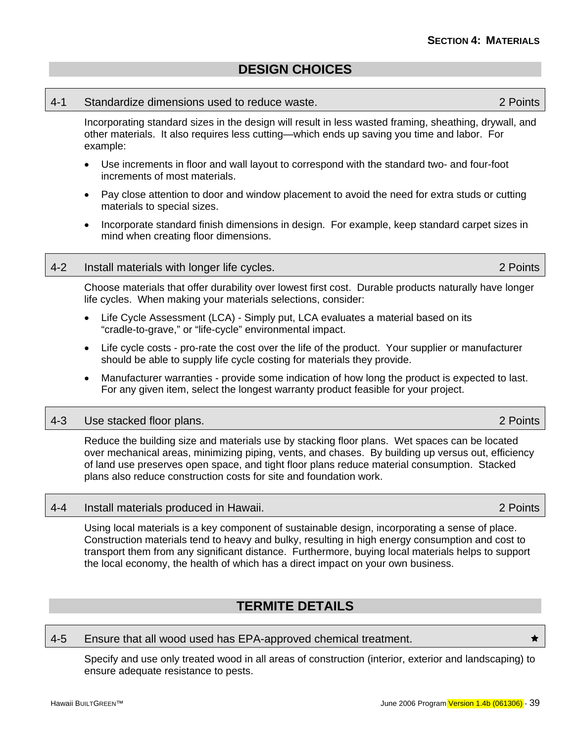## DESIGN CHOICES

### 4-1 Standardize dimensions used to reduce waste. — 2 Points

Incorporating standard sizes in the design will result in less wasted framing, sheathing, drywall, and other materials. It also requires less cutting—which ends up saving you time and labor. For example:

- Use increments in floor and wall layout to correspond with the standard two- and four-foot increments of most materials.
- Pay close attention to door and window placement to avoid the need for extra studs or cutting materials to special sizes.
- Incorporate standard finish dimensions in design. For example, keep standard carpet sizes in mind when creating floor dimensions.

### 4-2 Install materials with longer life cycles. — 2 Points

Choose materials that offer durability over lowest first cost. Durable products naturally have longer life cycles. When making your materials selections, consider:

- Life Cycle Assessment (LCA) - Simply put, LCA evaluates a material based on its "cradle-to-grave," or "life-cycle" environmental impact.
- Life cycle costs - pro-rate the cost over the life of the product. Your supplier or manufacturer should be able to supply life cycle costing for materials they provide.
- Manufacturer warranties - provide some indication of how long the product is expected to last. For any given item, select the longest warranty product feasible for your project.

### 4-3 Use stacked floor plans. — 2 Points

Reduce the building size and materials use by stacking floor plans. Wet spaces can be located over mechanical areas, minimizing piping, vents, and chases. By building up versus out, efficiency of land use preserves open space, and tight floor plans reduce material consumption. Stacked plans also reduce construction costs for site and foundation work.

### 4-4 Install materials produced in Hawaii. — 2 Points

Using local materials is a key component of sustainable design, incorporating a sense of place. Construction materials tend to heavy and bulky, resulting in high energy consumption and cost to transport them from any significant distance. Furthermore, buying local materials helps to support the local economy, the health of which has a direct impact on your own business.

## TERMITE DETAILS

### 4-5 Ensure that all wood used has EPA-approved chemical treatment. — ★

Specify and use only treated wood in all areas of construction (interior, exterior and landscaping) to ensure adequate resistance to pests.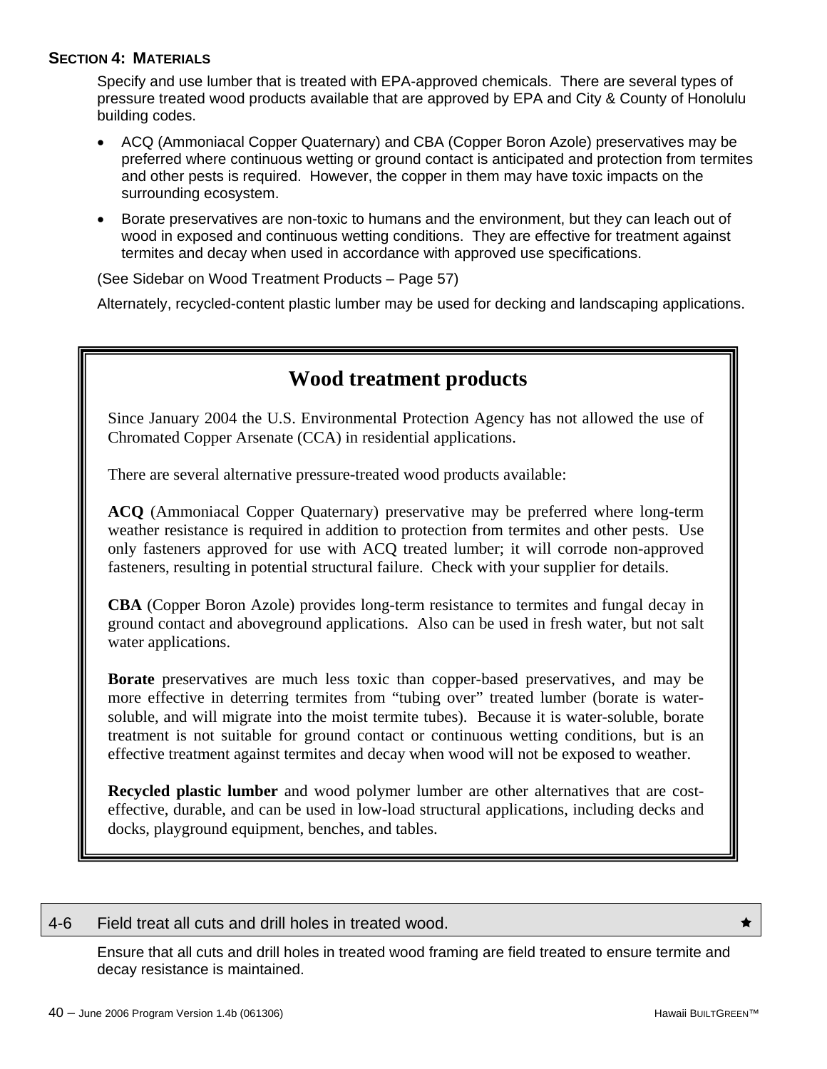## SECTION 4: MATERIALS

Specify and use lumber that is treated with EPA-approved chemicals. There are several types of pressure treated wood products available that are approved by EPA and City & County of Honolulu building codes.

- ACQ (Ammoniacal Copper Quaternary) and CBA (Copper Boron Azole) preservatives may be preferred where continuous wetting or ground contact is anticipated and protection from termites and other pests is required. However, the copper in them may have toxic impacts on the surrounding ecosystem.
- Borate preservatives are non-toxic to humans and the environment, but they can leach out of wood in exposed and continuous wetting conditions. They are effective for treatment against termites and decay when used in accordance with approved use specifications.

(See Sidebar on Wood Treatment Products – Page 57)

Alternately, recycled-content plastic lumber may be used for decking and landscaping applications.

### Wood treatment products

Since January 2004 the U.S. Environmental Protection Agency has not allowed the use of Chromated Copper Arsenate (CCA) in residential applications.

There are several alternative pressure-treated wood products available:

**ACQ** (Ammoniacal Copper Quaternary) preservative may be preferred where long-term weather resistance is required in addition to protection from termites and other pests. Use only fasteners approved for use with ACQ treated lumber; it will corrode non-approved fasteners, resulting in potential structural failure. Check with your supplier for details.

**CBA** (Copper Boron Azole) provides long-term resistance to termites and fungal decay in ground contact and aboveground applications. Also can be used in fresh water, but not salt water applications.

**Borate** preservatives are much less toxic than copper-based preservatives, and may be more effective in deterring termites from "tubing over" treated lumber (borate is water-soluble, and will migrate into the moist termite tubes). Because it is water-soluble, borate treatment is not suitable for ground contact or continuous wetting conditions, but is an effective treatment against termites and decay when wood will not be exposed to weather.

**Recycled plastic lumber** and wood polymer lumber are other alternatives that are cost-effective, durable, and can be used in low-load structural applications, including decks and docks, playground equipment, benches, and tables.

### 4-6 Field treat all cuts and drill holes in treated wood. ★

Ensure that all cuts and drill holes in treated wood framing are field treated to ensure termite and decay resistance is maintained.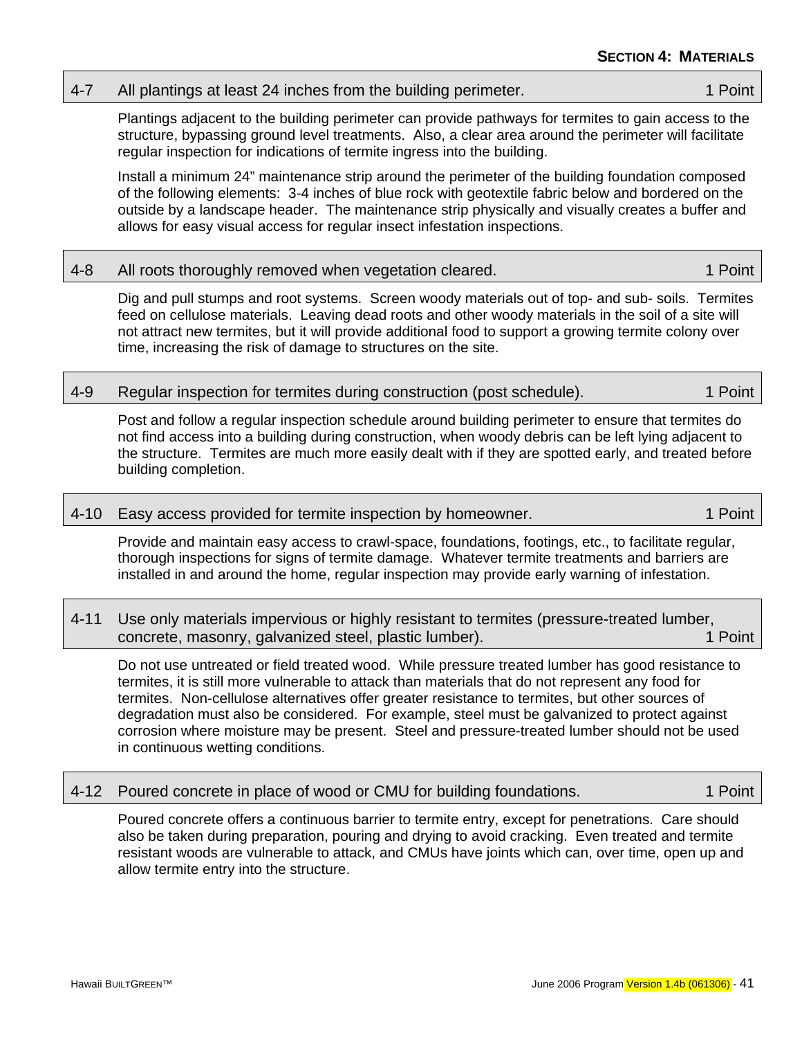### 4-7 All plantings at least 24 inches from the building perimeter. 1 Point

Plantings adjacent to the building perimeter can provide pathways for termites to gain access to the structure, bypassing ground level treatments. Also, a clear area around the perimeter will facilitate regular inspection for indications of termite ingress into the building.

Install a minimum 24" maintenance strip around the perimeter of the building foundation composed of the following elements: 3-4 inches of blue rock with geotextile fabric below and bordered on the outside by a landscape header. The maintenance strip physically and visually creates a buffer and allows for easy visual access for regular insect infestation inspections.

### 4-8 All roots thoroughly removed when vegetation cleared. 1 Point

Dig and pull stumps and root systems. Screen woody materials out of top- and sub- soils. Termites feed on cellulose materials. Leaving dead roots and other woody materials in the soil of a site will not attract new termites, but it will provide additional food to support a growing termite colony over time, increasing the risk of damage to structures on the site.

### 4-9 Regular inspection for termites during construction (post schedule). 1 Point

Post and follow a regular inspection schedule around building perimeter to ensure that termites do not find access into a building during construction, when woody debris can be left lying adjacent to the structure. Termites are much more easily dealt with if they are spotted early, and treated before building completion.

### 4-10 Easy access provided for termite inspection by homeowner. 1 Point

Provide and maintain easy access to crawl-space, foundations, footings, etc., to facilitate regular, thorough inspections for signs of termite damage. Whatever termite treatments and barriers are installed in and around the home, regular inspection may provide early warning of infestation.

### 4-11 Use only materials impervious or highly resistant to termites (pressure-treated lumber, concrete, masonry, galvanized steel, plastic lumber). 1 Point

Do not use untreated or field treated wood. While pressure treated lumber has good resistance to termites, it is still more vulnerable to attack than materials that do not represent any food for termites. Non-cellulose alternatives offer greater resistance to termites, but other sources of degradation must also be considered. For example, steel must be galvanized to protect against corrosion where moisture may be present. Steel and pressure-treated lumber should not be used in continuous wetting conditions.

### 4-12 Poured concrete in place of wood or CMU for building foundations. 1 Point

Poured concrete offers a continuous barrier to termite entry, except for penetrations. Care should also be taken during preparation, pouring and drying to avoid cracking. Even treated and termite resistant woods are vulnerable to attack, and CMUs have joints which can, over time, open up and allow termite entry into the structure.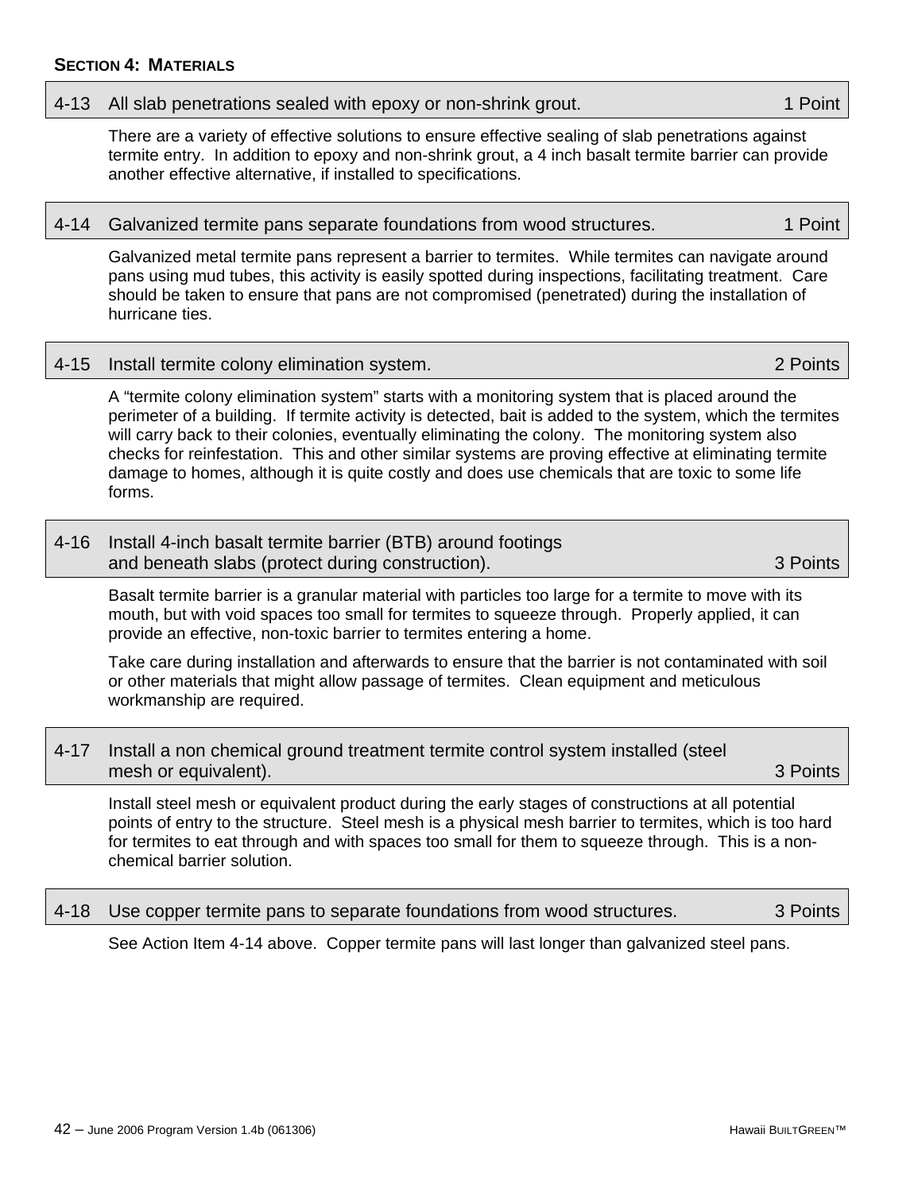**SECTION 4: MATERIALS**

### 4-13 All slab penetrations sealed with epoxy or non-shrink grout. — 1 Point

There are a variety of effective solutions to ensure effective sealing of slab penetrations against termite entry. In addition to epoxy and non-shrink grout, a 4 inch basalt termite barrier can provide another effective alternative, if installed to specifications.

### 4-14 Galvanized termite pans separate foundations from wood structures. — 1 Point

Galvanized metal termite pans represent a barrier to termites. While termites can navigate around pans using mud tubes, this activity is easily spotted during inspections, facilitating treatment. Care should be taken to ensure that pans are not compromised (penetrated) during the installation of hurricane ties.

### 4-15 Install termite colony elimination system. — 2 Points

A "termite colony elimination system" starts with a monitoring system that is placed around the perimeter of a building. If termite activity is detected, bait is added to the system, which the termites will carry back to their colonies, eventually eliminating the colony. The monitoring system also checks for reinfestation. This and other similar systems are proving effective at eliminating termite damage to homes, although it is quite costly and does use chemicals that are toxic to some life forms.

### 4-16 Install 4-inch basalt termite barrier (BTB) around footings and beneath slabs (protect during construction). — 3 Points

Basalt termite barrier is a granular material with particles too large for a termite to move with its mouth, but with void spaces too small for termites to squeeze through. Properly applied, it can provide an effective, non-toxic barrier to termites entering a home.

Take care during installation and afterwards to ensure that the barrier is not contaminated with soil or other materials that might allow passage of termites. Clean equipment and meticulous workmanship are required.

### 4-17 Install a non chemical ground treatment termite control system installed (steel mesh or equivalent). — 3 Points

Install steel mesh or equivalent product during the early stages of constructions at all potential points of entry to the structure. Steel mesh is a physical mesh barrier to termites, which is too hard for termites to eat through and with spaces too small for them to squeeze through. This is a non-chemical barrier solution.

### 4-18 Use copper termite pans to separate foundations from wood structures. — 3 Points

See Action Item 4-14 above. Copper termite pans will last longer than galvanized steel pans.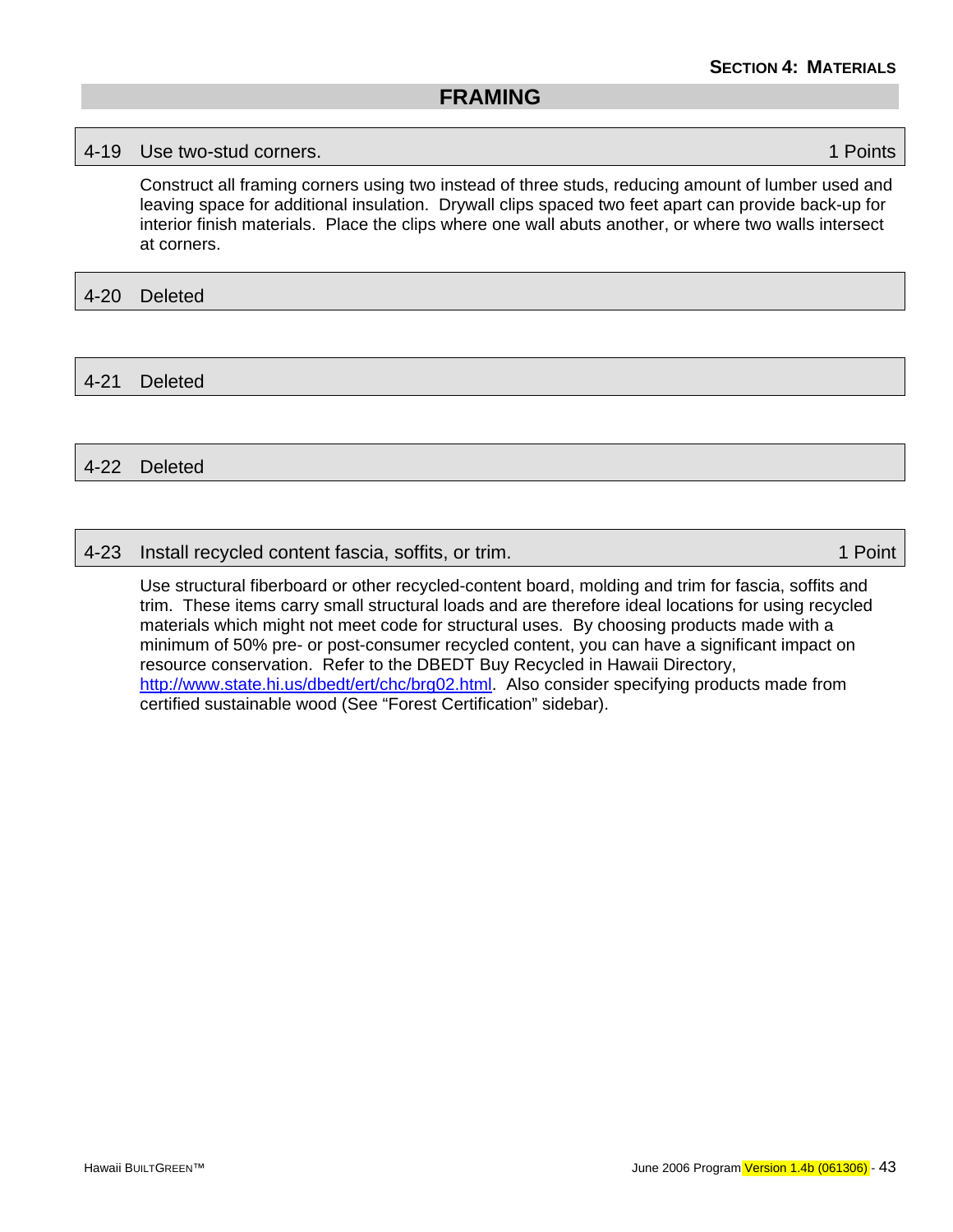## FRAMING

### 4-19 Use two-stud corners. — 1 Points

Construct all framing corners using two instead of three studs, reducing amount of lumber used and leaving space for additional insulation. Drywall clips spaced two feet apart can provide back-up for interior finish materials. Place the clips where one wall abuts another, or where two walls intersect at corners.

### 4-20 Deleted

### 4-21 Deleted

### 4-22 Deleted

### 4-23 Install recycled content fascia, soffits, or trim. — 1 Point

Use structural fiberboard or other recycled-content board, molding and trim for fascia, soffits and trim. These items carry small structural loads and are therefore ideal locations for using recycled materials which might not meet code for structural uses. By choosing products made with a minimum of 50% pre- or post-consumer recycled content, you can have a significant impact on resource conservation. Refer to the DBEDT Buy Recycled in Hawaii Directory, http://www.state.hi.us/dbedt/ert/chc/brg02.html. Also consider specifying products made from certified sustainable wood (See "Forest Certification" sidebar).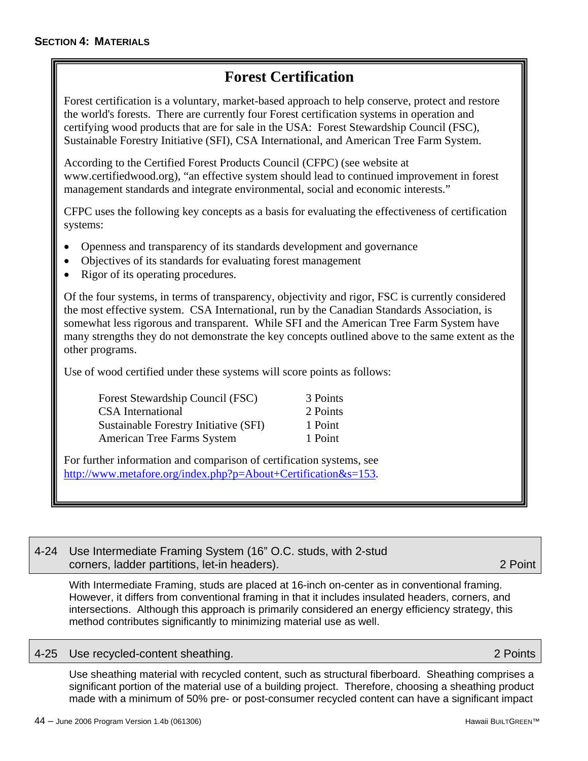## Forest Certification

Forest certification is a voluntary, market-based approach to help conserve, protect and restore the world's forests. There are currently four Forest certification systems in operation and certifying wood products that are for sale in the USA: Forest Stewardship Council (FSC), Sustainable Forestry Initiative (SFI), CSA International, and American Tree Farm System.

According to the Certified Forest Products Council (CFPC) (see website at www.certifiedwood.org), "an effective system should lead to continued improvement in forest management standards and integrate environmental, social and economic interests."

CFPC uses the following key concepts as a basis for evaluating the effectiveness of certification systems:

- Openness and transparency of its standards development and governance
- Objectives of its standards for evaluating forest management
- Rigor of its operating procedures.

Of the four systems, in terms of transparency, objectivity and rigor, FSC is currently considered the most effective system. CSA International, run by the Canadian Standards Association, is somewhat less rigorous and transparent. While SFI and the American Tree Farm System have many strengths they do not demonstrate the key concepts outlined above to the same extent as the other programs.

Use of wood certified under these systems will score points as follows:

| System | Points |
|---|---|
| Forest Stewardship Council (FSC) | 3 Points |
| CSA International | 2 Points |
| Sustainable Forestry Initiative (SFI) | 1 Point |
| American Tree Farms System | 1 Point |

For further information and comparison of certification systems, see http://www.metafore.org/index.php?p=About+Certification&s=153.

### 4-24 Use Intermediate Framing System (16" O.C. studs, with 2-stud corners, ladder partitions, let-in headers). — 2 Point

With Intermediate Framing, studs are placed at 16-inch on-center as in conventional framing. However, it differs from conventional framing in that it includes insulated headers, corners, and intersections. Although this approach is primarily considered an energy efficiency strategy, this method contributes significantly to minimizing material use as well.

### 4-25 Use recycled-content sheathing. — 2 Points

Use sheathing material with recycled content, such as structural fiberboard. Sheathing comprises a significant portion of the material use of a building project. Therefore, choosing a sheathing product made with a minimum of 50% pre- or post-consumer recycled content can have a significant impact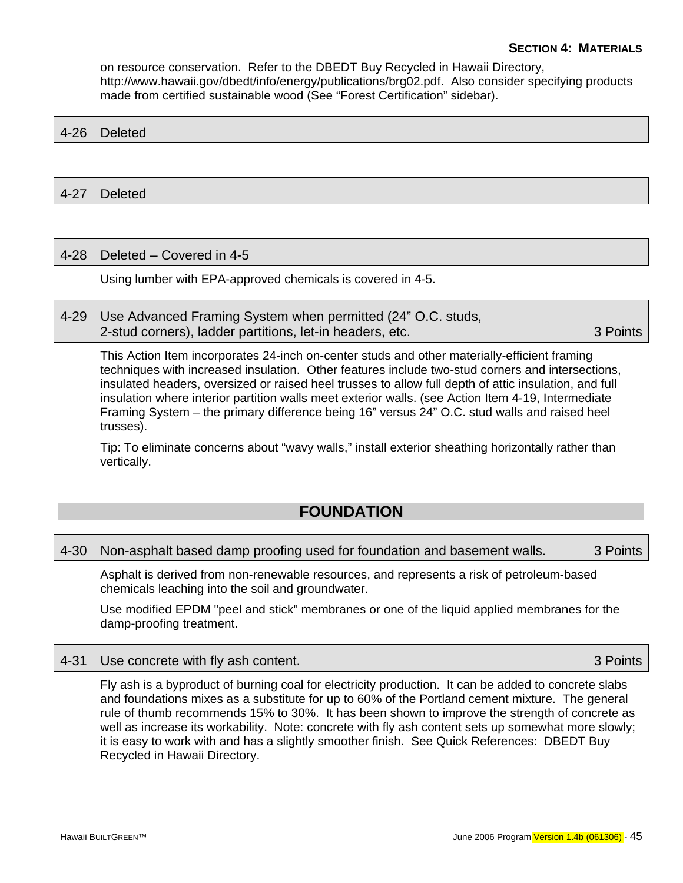on resource conservation. Refer to the DBEDT Buy Recycled in Hawaii Directory, http://www.hawaii.gov/dbedt/info/energy/publications/brg02.pdf. Also consider specifying products made from certified sustainable wood (See "Forest Certification" sidebar).

### 4-26 Deleted

### 4-27 Deleted

### 4-28 Deleted – Covered in 4-5

Using lumber with EPA-approved chemicals is covered in 4-5.

### 4-29 Use Advanced Framing System when permitted (24" O.C. studs, 2-stud corners), ladder partitions, let-in headers, etc. — 3 Points

This Action Item incorporates 24-inch on-center studs and other materially-efficient framing techniques with increased insulation. Other features include two-stud corners and intersections, insulated headers, oversized or raised heel trusses to allow full depth of attic insulation, and full insulation where interior partition walls meet exterior walls. (see Action Item 4-19, Intermediate Framing System – the primary difference being 16" versus 24" O.C. stud walls and raised heel trusses).

Tip: To eliminate concerns about "wavy walls," install exterior sheathing horizontally rather than vertically.

## FOUNDATION

### 4-30 Non-asphalt based damp proofing used for foundation and basement walls. — 3 Points

Asphalt is derived from non-renewable resources, and represents a risk of petroleum-based chemicals leaching into the soil and groundwater.

Use modified EPDM "peel and stick" membranes or one of the liquid applied membranes for the damp-proofing treatment.

### 4-31 Use concrete with fly ash content. — 3 Points

Fly ash is a byproduct of burning coal for electricity production. It can be added to concrete slabs and foundations mixes as a substitute for up to 60% of the Portland cement mixture. The general rule of thumb recommends 15% to 30%. It has been shown to improve the strength of concrete as well as increase its workability. Note: concrete with fly ash content sets up somewhat more slowly; it is easy to work with and has a slightly smoother finish. See Quick References: DBEDT Buy Recycled in Hawaii Directory.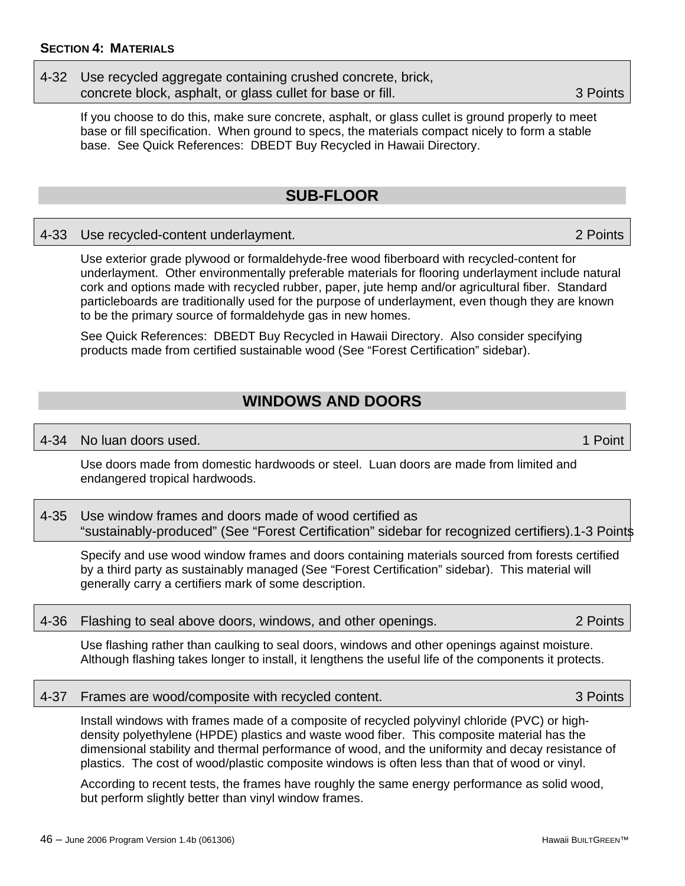**SECTION 4: MATERIALS**

**4-32 Use recycled aggregate containing crushed concrete, brick, concrete block, asphalt, or glass cullet for base or fill. — 3 Points**

If you choose to do this, make sure concrete, asphalt, or glass cullet is ground properly to meet base or fill specification. When ground to specs, the materials compact nicely to form a stable base. See Quick References: DBEDT Buy Recycled in Hawaii Directory.

## SUB-FLOOR

**4-33 Use recycled-content underlayment. — 2 Points**

Use exterior grade plywood or formaldehyde-free wood fiberboard with recycled-content for underlayment. Other environmentally preferable materials for flooring underlayment include natural cork and options made with recycled rubber, paper, jute hemp and/or agricultural fiber. Standard particleboards are traditionally used for the purpose of underlayment, even though they are known to be the primary source of formaldehyde gas in new homes.

See Quick References: DBEDT Buy Recycled in Hawaii Directory. Also consider specifying products made from certified sustainable wood (See "Forest Certification" sidebar).

## WINDOWS AND DOORS

**4-34 No luan doors used. — 1 Point**

Use doors made from domestic hardwoods or steel. Luan doors are made from limited and endangered tropical hardwoods.

**4-35 Use window frames and doors made of wood certified as "sustainably-produced" (See "Forest Certification" sidebar for recognized certifiers). — 1-3 Points**

Specify and use wood window frames and doors containing materials sourced from forests certified by a third party as sustainably managed (See "Forest Certification" sidebar). This material will generally carry a certifiers mark of some description.

**4-36 Flashing to seal above doors, windows, and other openings. — 2 Points**

Use flashing rather than caulking to seal doors, windows and other openings against moisture. Although flashing takes longer to install, it lengthens the useful life of the components it protects.

**4-37 Frames are wood/composite with recycled content. — 3 Points**

Install windows with frames made of a composite of recycled polyvinyl chloride (PVC) or high-density polyethylene (HPDE) plastics and waste wood fiber. This composite material has the dimensional stability and thermal performance of wood, and the uniformity and decay resistance of plastics. The cost of wood/plastic composite windows is often less than that of wood or vinyl.

According to recent tests, the frames have roughly the same energy performance as solid wood, but perform slightly better than vinyl window frames.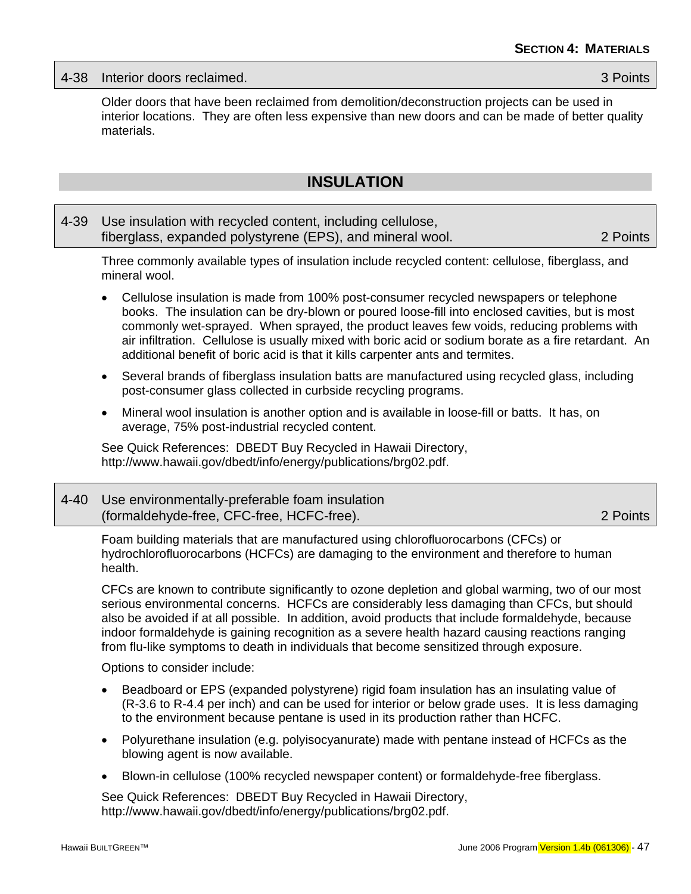### 4-38 Interior doors reclaimed. — 3 Points

Older doors that have been reclaimed from demolition/deconstruction projects can be used in interior locations. They are often less expensive than new doors and can be made of better quality materials.

## INSULATION

### 4-39 Use insulation with recycled content, including cellulose, fiberglass, expanded polystyrene (EPS), and mineral wool. — 2 Points

Three commonly available types of insulation include recycled content: cellulose, fiberglass, and mineral wool.

- Cellulose insulation is made from 100% post-consumer recycled newspapers or telephone books. The insulation can be dry-blown or poured loose-fill into enclosed cavities, but is most commonly wet-sprayed. When sprayed, the product leaves few voids, reducing problems with air infiltration. Cellulose is usually mixed with boric acid or sodium borate as a fire retardant. An additional benefit of boric acid is that it kills carpenter ants and termites.
- Several brands of fiberglass insulation batts are manufactured using recycled glass, including post-consumer glass collected in curbside recycling programs.
- Mineral wool insulation is another option and is available in loose-fill or batts. It has, on average, 75% post-industrial recycled content.

See Quick References: DBEDT Buy Recycled in Hawaii Directory, http://www.hawaii.gov/dbedt/info/energy/publications/brg02.pdf.

### 4-40 Use environmentally-preferable foam insulation (formaldehyde-free, CFC-free, HCFC-free). — 2 Points

Foam building materials that are manufactured using chlorofluorocarbons (CFCs) or hydrochlorofluorocarbons (HCFCs) are damaging to the environment and therefore to human health.

CFCs are known to contribute significantly to ozone depletion and global warming, two of our most serious environmental concerns. HCFCs are considerably less damaging than CFCs, but should also be avoided if at all possible. In addition, avoid products that include formaldehyde, because indoor formaldehyde is gaining recognition as a severe health hazard causing reactions ranging from flu-like symptoms to death in individuals that become sensitized through exposure.

Options to consider include:

- Beadboard or EPS (expanded polystyrene) rigid foam insulation has an insulating value of (R-3.6 to R-4.4 per inch) and can be used for interior or below grade uses. It is less damaging to the environment because pentane is used in its production rather than HCFC.
- Polyurethane insulation (e.g. polyisocyanurate) made with pentane instead of HCFCs as the blowing agent is now available.
- Blown-in cellulose (100% recycled newspaper content) or formaldehyde-free fiberglass.

See Quick References: DBEDT Buy Recycled in Hawaii Directory, http://www.hawaii.gov/dbedt/info/energy/publications/brg02.pdf.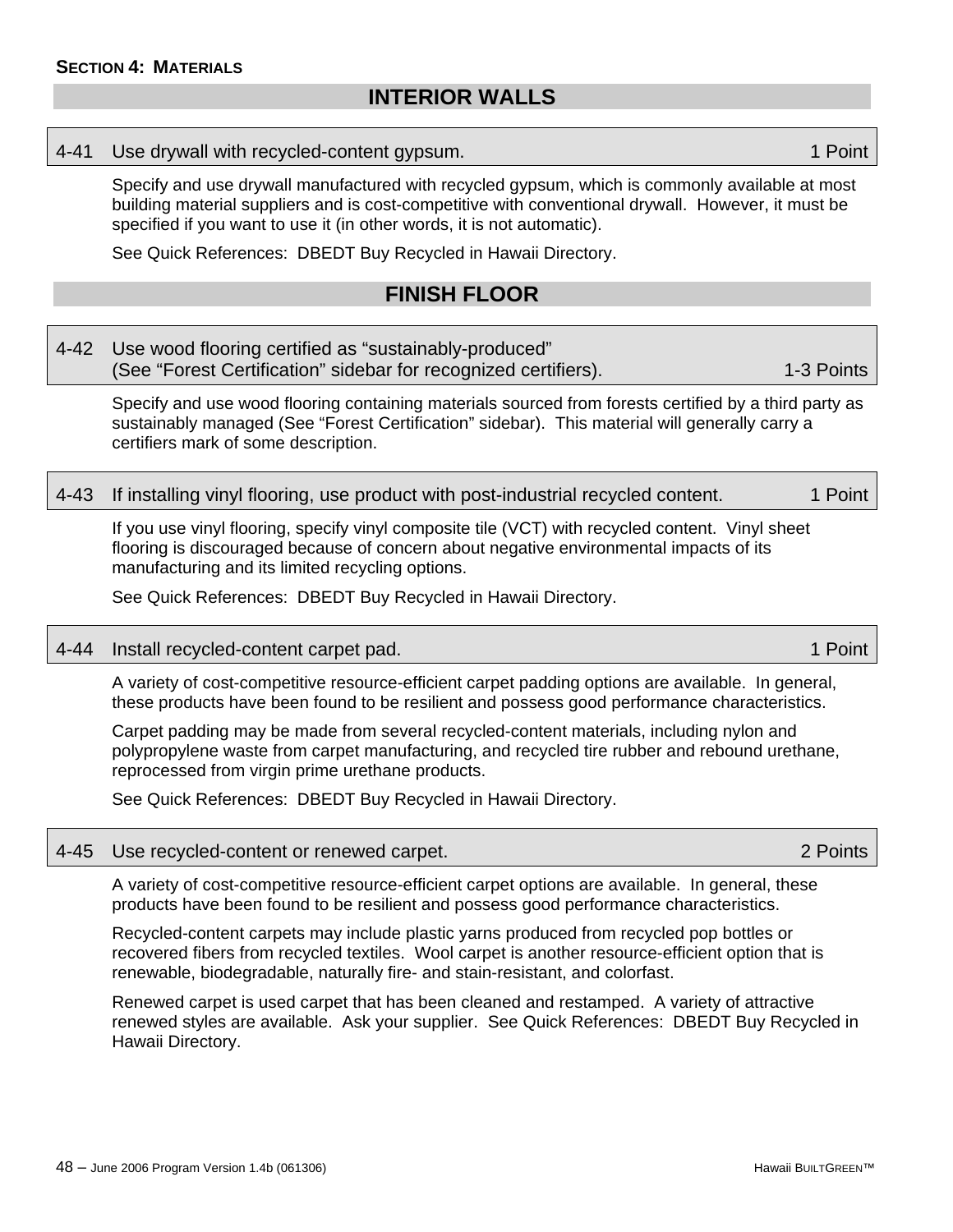## INTERIOR WALLS

### 4-41 Use drywall with recycled-content gypsum. — 1 Point

Specify and use drywall manufactured with recycled gypsum, which is commonly available at most building material suppliers and is cost-competitive with conventional drywall. However, it must be specified if you want to use it (in other words, it is not automatic).

See Quick References: DBEDT Buy Recycled in Hawaii Directory.

## FINISH FLOOR

### 4-42 Use wood flooring certified as "sustainably-produced" (See "Forest Certification" sidebar for recognized certifiers). — 1-3 Points

Specify and use wood flooring containing materials sourced from forests certified by a third party as sustainably managed (See "Forest Certification" sidebar). This material will generally carry a certifiers mark of some description.

### 4-43 If installing vinyl flooring, use product with post-industrial recycled content. — 1 Point

If you use vinyl flooring, specify vinyl composite tile (VCT) with recycled content. Vinyl sheet flooring is discouraged because of concern about negative environmental impacts of its manufacturing and its limited recycling options.

See Quick References: DBEDT Buy Recycled in Hawaii Directory.

### 4-44 Install recycled-content carpet pad. — 1 Point

A variety of cost-competitive resource-efficient carpet padding options are available. In general, these products have been found to be resilient and possess good performance characteristics.

Carpet padding may be made from several recycled-content materials, including nylon and polypropylene waste from carpet manufacturing, and recycled tire rubber and rebound urethane, reprocessed from virgin prime urethane products.

See Quick References: DBEDT Buy Recycled in Hawaii Directory.

### 4-45 Use recycled-content or renewed carpet. — 2 Points

A variety of cost-competitive resource-efficient carpet options are available. In general, these products have been found to be resilient and possess good performance characteristics.

Recycled-content carpets may include plastic yarns produced from recycled pop bottles or recovered fibers from recycled textiles. Wool carpet is another resource-efficient option that is renewable, biodegradable, naturally fire- and stain-resistant, and colorfast.

Renewed carpet is used carpet that has been cleaned and restamped. A variety of attractive renewed styles are available. Ask your supplier. See Quick References: DBEDT Buy Recycled in Hawaii Directory.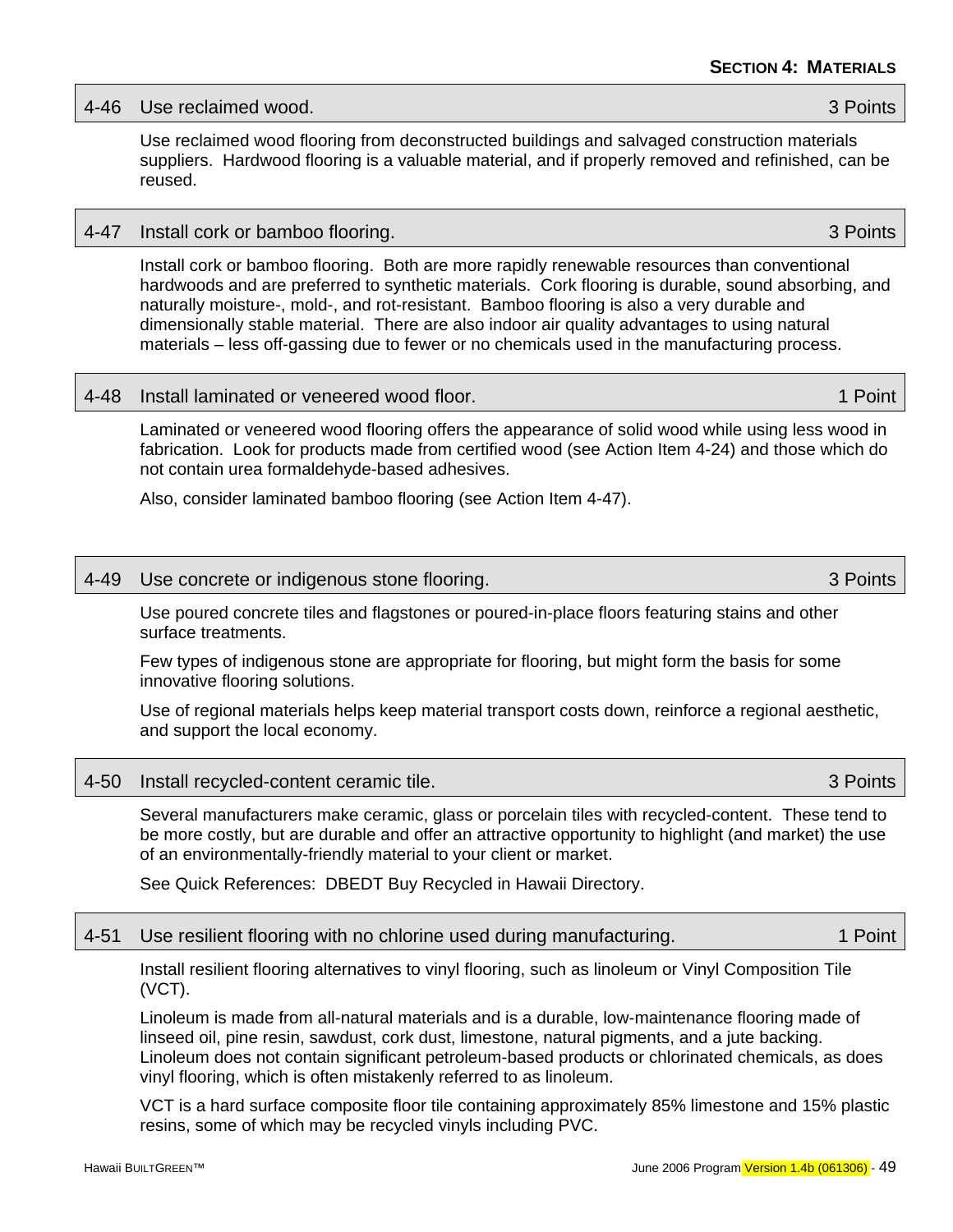### 4-46 Use reclaimed wood. — 3 Points

Use reclaimed wood flooring from deconstructed buildings and salvaged construction materials suppliers. Hardwood flooring is a valuable material, and if properly removed and refinished, can be reused.

### 4-47 Install cork or bamboo flooring. — 3 Points

Install cork or bamboo flooring. Both are more rapidly renewable resources than conventional hardwoods and are preferred to synthetic materials. Cork flooring is durable, sound absorbing, and naturally moisture-, mold-, and rot-resistant. Bamboo flooring is also a very durable and dimensionally stable material. There are also indoor air quality advantages to using natural materials – less off-gassing due to fewer or no chemicals used in the manufacturing process.

### 4-48 Install laminated or veneered wood floor. — 1 Point

Laminated or veneered wood flooring offers the appearance of solid wood while using less wood in fabrication. Look for products made from certified wood (see Action Item 4-24) and those which do not contain urea formaldehyde-based adhesives.

Also, consider laminated bamboo flooring (see Action Item 4-47).

### 4-49 Use concrete or indigenous stone flooring. — 3 Points

Use poured concrete tiles and flagstones or poured-in-place floors featuring stains and other surface treatments.

Few types of indigenous stone are appropriate for flooring, but might form the basis for some innovative flooring solutions.

Use of regional materials helps keep material transport costs down, reinforce a regional aesthetic, and support the local economy.

### 4-50 Install recycled-content ceramic tile. — 3 Points

Several manufacturers make ceramic, glass or porcelain tiles with recycled-content. These tend to be more costly, but are durable and offer an attractive opportunity to highlight (and market) the use of an environmentally-friendly material to your client or market.

See Quick References: DBEDT Buy Recycled in Hawaii Directory.

### 4-51 Use resilient flooring with no chlorine used during manufacturing. — 1 Point

Install resilient flooring alternatives to vinyl flooring, such as linoleum or Vinyl Composition Tile (VCT).

Linoleum is made from all-natural materials and is a durable, low-maintenance flooring made of linseed oil, pine resin, sawdust, cork dust, limestone, natural pigments, and a jute backing. Linoleum does not contain significant petroleum-based products or chlorinated chemicals, as does vinyl flooring, which is often mistakenly referred to as linoleum.

VCT is a hard surface composite floor tile containing approximately 85% limestone and 15% plastic resins, some of which may be recycled vinyls including PVC.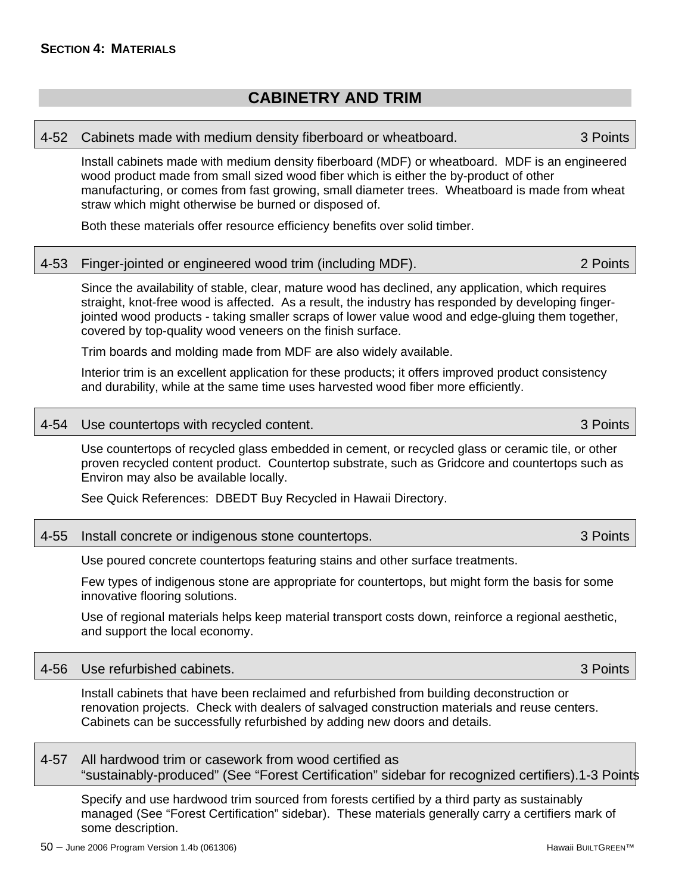## CABINETRY AND TRIM

### 4-52 Cabinets made with medium density fiberboard or wheatboard. 3 Points

Install cabinets made with medium density fiberboard (MDF) or wheatboard. MDF is an engineered wood product made from small sized wood fiber which is either the by-product of other manufacturing, or comes from fast growing, small diameter trees. Wheatboard is made from wheat straw which might otherwise be burned or disposed of.

Both these materials offer resource efficiency benefits over solid timber.

### 4-53 Finger-jointed or engineered wood trim (including MDF). 2 Points

Since the availability of stable, clear, mature wood has declined, any application, which requires straight, knot-free wood is affected. As a result, the industry has responded by developing finger-jointed wood products - taking smaller scraps of lower value wood and edge-gluing them together, covered by top-quality wood veneers on the finish surface.

Trim boards and molding made from MDF are also widely available.

Interior trim is an excellent application for these products; it offers improved product consistency and durability, while at the same time uses harvested wood fiber more efficiently.

### 4-54 Use countertops with recycled content. 3 Points

Use countertops of recycled glass embedded in cement, or recycled glass or ceramic tile, or other proven recycled content product. Countertop substrate, such as Gridcore and countertops such as Environ may also be available locally.

See Quick References: DBEDT Buy Recycled in Hawaii Directory.

### 4-55 Install concrete or indigenous stone countertops. 3 Points

Use poured concrete countertops featuring stains and other surface treatments.

Few types of indigenous stone are appropriate for countertops, but might form the basis for some innovative flooring solutions.

Use of regional materials helps keep material transport costs down, reinforce a regional aesthetic, and support the local economy.

### 4-56 Use refurbished cabinets. 3 Points

Install cabinets that have been reclaimed and refurbished from building deconstruction or renovation projects. Check with dealers of salvaged construction materials and reuse centers. Cabinets can be successfully refurbished by adding new doors and details.

### 4-57 All hardwood trim or casework from wood certified as "sustainably-produced" (See "Forest Certification" sidebar for recognized certifiers). 1-3 Points

Specify and use hardwood trim sourced from forests certified by a third party as sustainably managed (See "Forest Certification" sidebar). These materials generally carry a certifiers mark of some description.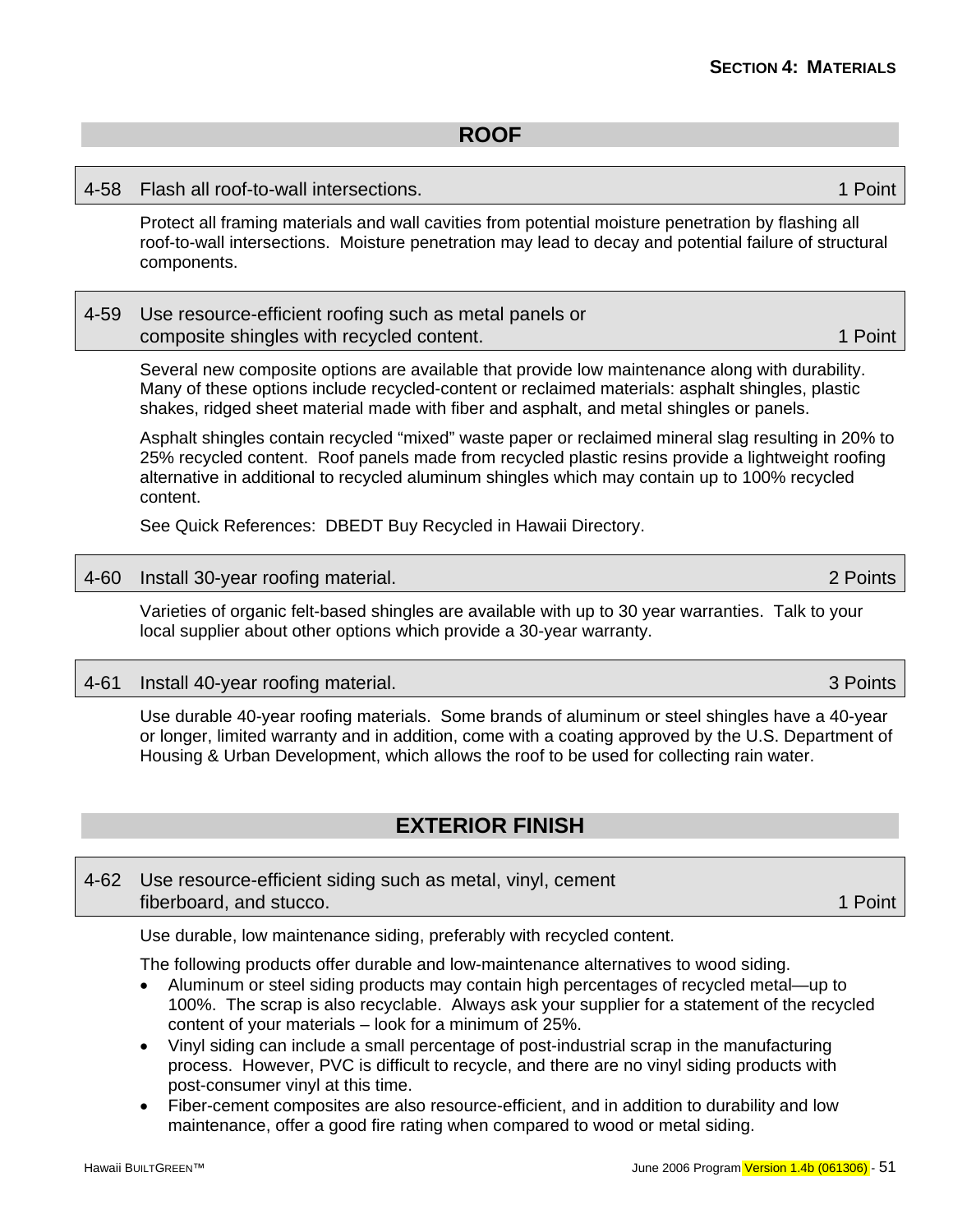## ROOF

### 4-58 Flash all roof-to-wall intersections. — 1 Point

Protect all framing materials and wall cavities from potential moisture penetration by flashing all roof-to-wall intersections. Moisture penetration may lead to decay and potential failure of structural components.

### 4-59 Use resource-efficient roofing such as metal panels or composite shingles with recycled content. — 1 Point

Several new composite options are available that provide low maintenance along with durability. Many of these options include recycled-content or reclaimed materials: asphalt shingles, plastic shakes, ridged sheet material made with fiber and asphalt, and metal shingles or panels.

Asphalt shingles contain recycled "mixed" waste paper or reclaimed mineral slag resulting in 20% to 25% recycled content. Roof panels made from recycled plastic resins provide a lightweight roofing alternative in additional to recycled aluminum shingles which may contain up to 100% recycled content.

See Quick References: DBEDT Buy Recycled in Hawaii Directory.

### 4-60 Install 30-year roofing material. — 2 Points

Varieties of organic felt-based shingles are available with up to 30 year warranties. Talk to your local supplier about other options which provide a 30-year warranty.

### 4-61 Install 40-year roofing material. — 3 Points

Use durable 40-year roofing materials. Some brands of aluminum or steel shingles have a 40-year or longer, limited warranty and in addition, come with a coating approved by the U.S. Department of Housing & Urban Development, which allows the roof to be used for collecting rain water.

## EXTERIOR FINISH

### 4-62 Use resource-efficient siding such as metal, vinyl, cement fiberboard, and stucco. — 1 Point

Use durable, low maintenance siding, preferably with recycled content.

The following products offer durable and low-maintenance alternatives to wood siding.

- Aluminum or steel siding products may contain high percentages of recycled metal—up to 100%. The scrap is also recyclable. Always ask your supplier for a statement of the recycled content of your materials – look for a minimum of 25%.
- Vinyl siding can include a small percentage of post-industrial scrap in the manufacturing process. However, PVC is difficult to recycle, and there are no vinyl siding products with post-consumer vinyl at this time.
- Fiber-cement composites are also resource-efficient, and in addition to durability and low maintenance, offer a good fire rating when compared to wood or metal siding.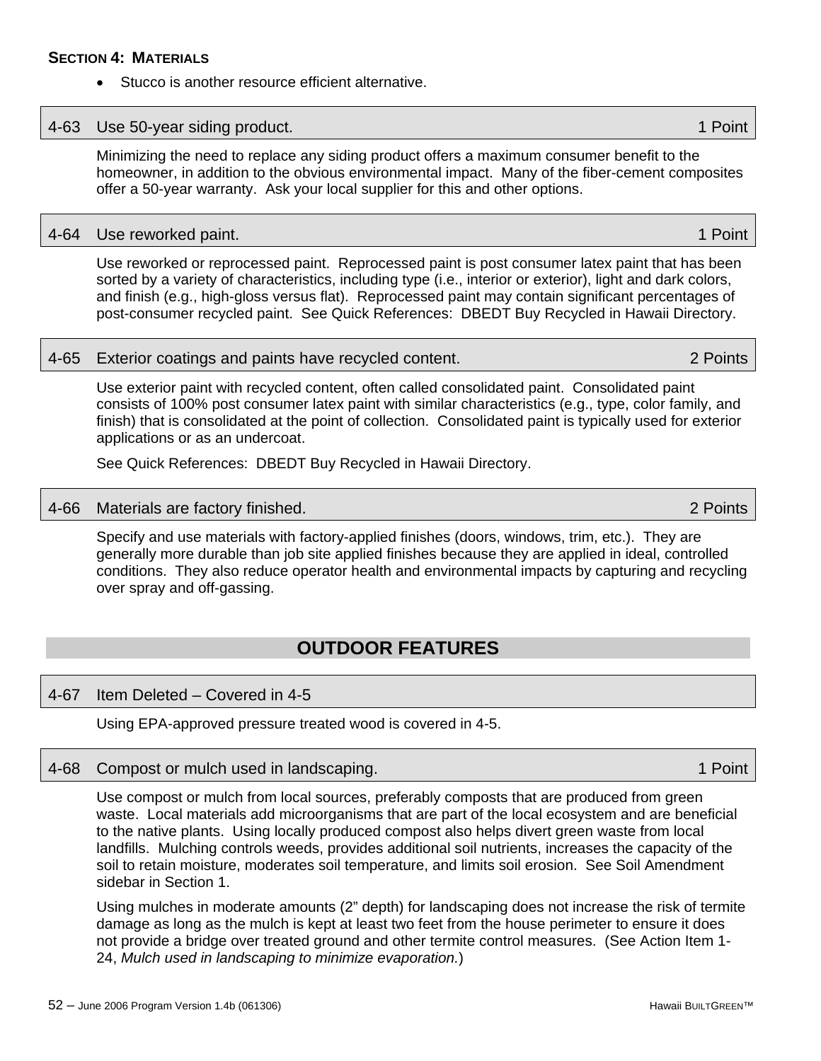**SECTION 4: MATERIALS**

- Stucco is another resource efficient alternative.

### 4-63 Use 50-year siding product. 1 Point

Minimizing the need to replace any siding product offers a maximum consumer benefit to the homeowner, in addition to the obvious environmental impact. Many of the fiber-cement composites offer a 50-year warranty. Ask your local supplier for this and other options.

### 4-64 Use reworked paint. 1 Point

Use reworked or reprocessed paint. Reprocessed paint is post consumer latex paint that has been sorted by a variety of characteristics, including type (i.e., interior or exterior), light and dark colors, and finish (e.g., high-gloss versus flat). Reprocessed paint may contain significant percentages of post-consumer recycled paint. See Quick References: DBEDT Buy Recycled in Hawaii Directory.

### 4-65 Exterior coatings and paints have recycled content. 2 Points

Use exterior paint with recycled content, often called consolidated paint. Consolidated paint consists of 100% post consumer latex paint with similar characteristics (e.g., type, color family, and finish) that is consolidated at the point of collection. Consolidated paint is typically used for exterior applications or as an undercoat.

See Quick References: DBEDT Buy Recycled in Hawaii Directory.

### 4-66 Materials are factory finished. 2 Points

Specify and use materials with factory-applied finishes (doors, windows, trim, etc.). They are generally more durable than job site applied finishes because they are applied in ideal, controlled conditions. They also reduce operator health and environmental impacts by capturing and recycling over spray and off-gassing.

## OUTDOOR FEATURES

### 4-67 Item Deleted – Covered in 4-5

Using EPA-approved pressure treated wood is covered in 4-5.

### 4-68 Compost or mulch used in landscaping. 1 Point

Use compost or mulch from local sources, preferably composts that are produced from green waste. Local materials add microorganisms that are part of the local ecosystem and are beneficial to the native plants. Using locally produced compost also helps divert green waste from local landfills. Mulching controls weeds, provides additional soil nutrients, increases the capacity of the soil to retain moisture, moderates soil temperature, and limits soil erosion. See Soil Amendment sidebar in Section 1.

Using mulches in moderate amounts (2" depth) for landscaping does not increase the risk of termite damage as long as the mulch is kept at least two feet from the house perimeter to ensure it does not provide a bridge over treated ground and other termite control measures. (See Action Item 1-24, *Mulch used in landscaping to minimize evaporation.*)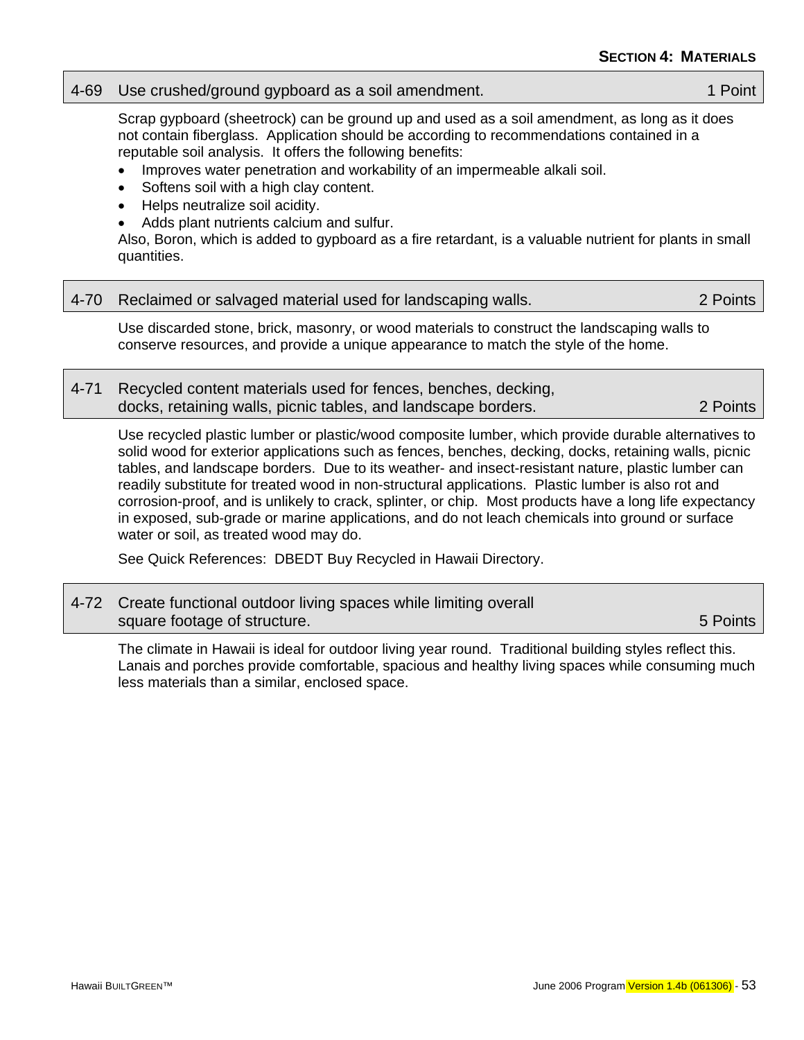## 4-69 Use crushed/ground gypboard as a soil amendment. — 1 Point

Scrap gypboard (sheetrock) can be ground up and used as a soil amendment, as long as it does not contain fiberglass. Application should be according to recommendations contained in a reputable soil analysis. It offers the following benefits:

- Improves water penetration and workability of an impermeable alkali soil.
- Softens soil with a high clay content.
- Helps neutralize soil acidity.
- Adds plant nutrients calcium and sulfur.

Also, Boron, which is added to gypboard as a fire retardant, is a valuable nutrient for plants in small quantities.

## 4-70 Reclaimed or salvaged material used for landscaping walls. — 2 Points

Use discarded stone, brick, masonry, or wood materials to construct the landscaping walls to conserve resources, and provide a unique appearance to match the style of the home.

## 4-71 Recycled content materials used for fences, benches, decking, docks, retaining walls, picnic tables, and landscape borders. — 2 Points

Use recycled plastic lumber or plastic/wood composite lumber, which provide durable alternatives to solid wood for exterior applications such as fences, benches, decking, docks, retaining walls, picnic tables, and landscape borders. Due to its weather- and insect-resistant nature, plastic lumber can readily substitute for treated wood in non-structural applications. Plastic lumber is also rot and corrosion-proof, and is unlikely to crack, splinter, or chip. Most products have a long life expectancy in exposed, sub-grade or marine applications, and do not leach chemicals into ground or surface water or soil, as treated wood may do.

See Quick References: DBEDT Buy Recycled in Hawaii Directory.

## 4-72 Create functional outdoor living spaces while limiting overall square footage of structure. — 5 Points

The climate in Hawaii is ideal for outdoor living year round. Traditional building styles reflect this. Lanais and porches provide comfortable, spacious and healthy living spaces while consuming much less materials than a similar, enclosed space.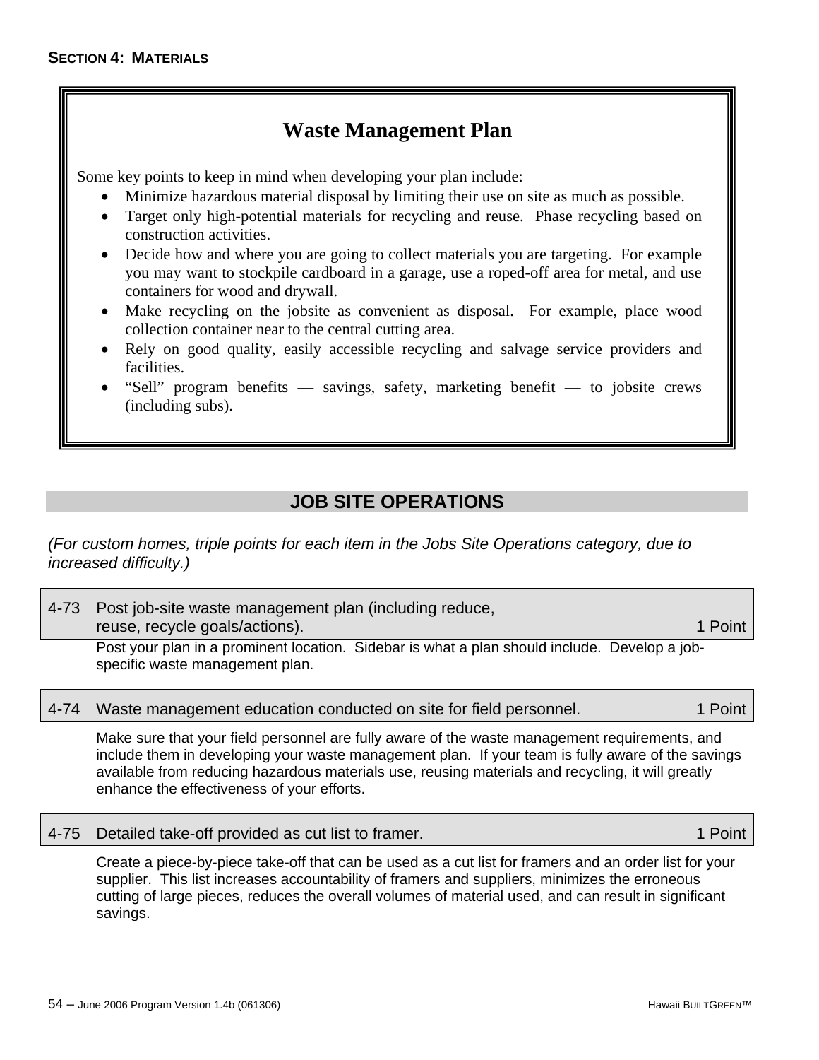## SECTION 4: MATERIALS

### Waste Management Plan

Some key points to keep in mind when developing your plan include:

- Minimize hazardous material disposal by limiting their use on site as much as possible.
- Target only high-potential materials for recycling and reuse. Phase recycling based on construction activities.
- Decide how and where you are going to collect materials you are targeting. For example you may want to stockpile cardboard in a garage, use a roped-off area for metal, and use containers for wood and drywall.
- Make recycling on the jobsite as convenient as disposal. For example, place wood collection container near to the central cutting area.
- Rely on good quality, easily accessible recycling and salvage service providers and facilities.
- "Sell" program benefits — savings, safety, marketing benefit — to jobsite crews (including subs).

## JOB SITE OPERATIONS

*(For custom homes, triple points for each item in the Jobs Site Operations category, due to increased difficulty.)*

**4-73 Post job-site waste management plan (including reduce, reuse, recycle goals/actions). — 1 Point**

Post your plan in a prominent location. Sidebar is what a plan should include. Develop a job-specific waste management plan.

**4-74 Waste management education conducted on site for field personnel. — 1 Point**

Make sure that your field personnel are fully aware of the waste management requirements, and include them in developing your waste management plan. If your team is fully aware of the savings available from reducing hazardous materials use, reusing materials and recycling, it will greatly enhance the effectiveness of your efforts.

**4-75 Detailed take-off provided as cut list to framer. — 1 Point**

Create a piece-by-piece take-off that can be used as a cut list for framers and an order list for your supplier. This list increases accountability of framers and suppliers, minimizes the erroneous cutting of large pieces, reduces the overall volumes of material used, and can result in significant savings.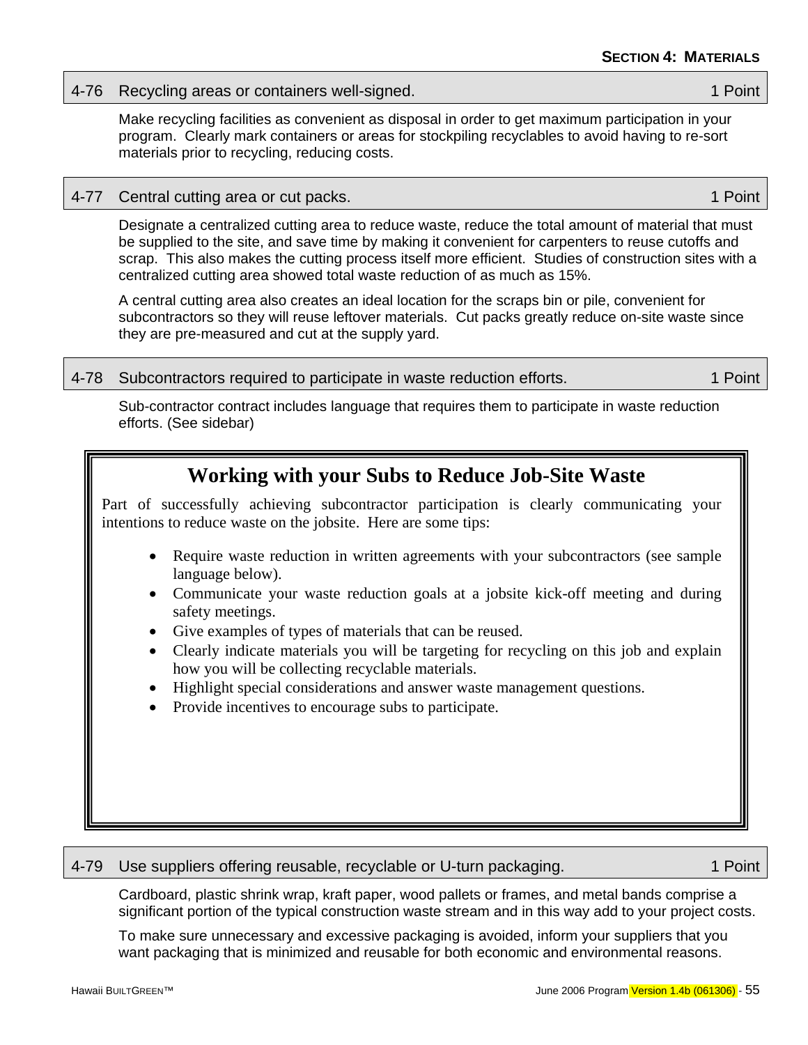## 4-76 Recycling areas or containers well-signed. 1 Point

Make recycling facilities as convenient as disposal in order to get maximum participation in your program. Clearly mark containers or areas for stockpiling recyclables to avoid having to re-sort materials prior to recycling, reducing costs.

## 4-77 Central cutting area or cut packs. 1 Point

Designate a centralized cutting area to reduce waste, reduce the total amount of material that must be supplied to the site, and save time by making it convenient for carpenters to reuse cutoffs and scrap. This also makes the cutting process itself more efficient. Studies of construction sites with a centralized cutting area showed total waste reduction of as much as 15%.

A central cutting area also creates an ideal location for the scraps bin or pile, convenient for subcontractors so they will reuse leftover materials. Cut packs greatly reduce on-site waste since they are pre-measured and cut at the supply yard.

## 4-78 Subcontractors required to participate in waste reduction efforts. 1 Point

Sub-contractor contract includes language that requires them to participate in waste reduction efforts. (See sidebar)

### Working with your Subs to Reduce Job-Site Waste

Part of successfully achieving subcontractor participation is clearly communicating your intentions to reduce waste on the jobsite. Here are some tips:

- Require waste reduction in written agreements with your subcontractors (see sample language below).
- Communicate your waste reduction goals at a jobsite kick-off meeting and during safety meetings.
- Give examples of types of materials that can be reused.
- Clearly indicate materials you will be targeting for recycling on this job and explain how you will be collecting recyclable materials.
- Highlight special considerations and answer waste management questions.
- Provide incentives to encourage subs to participate.

## 4-79 Use suppliers offering reusable, recyclable or U-turn packaging. 1 Point

Cardboard, plastic shrink wrap, kraft paper, wood pallets or frames, and metal bands comprise a significant portion of the typical construction waste stream and in this way add to your project costs.

To make sure unnecessary and excessive packaging is avoided, inform your suppliers that you want packaging that is minimized and reusable for both economic and environmental reasons.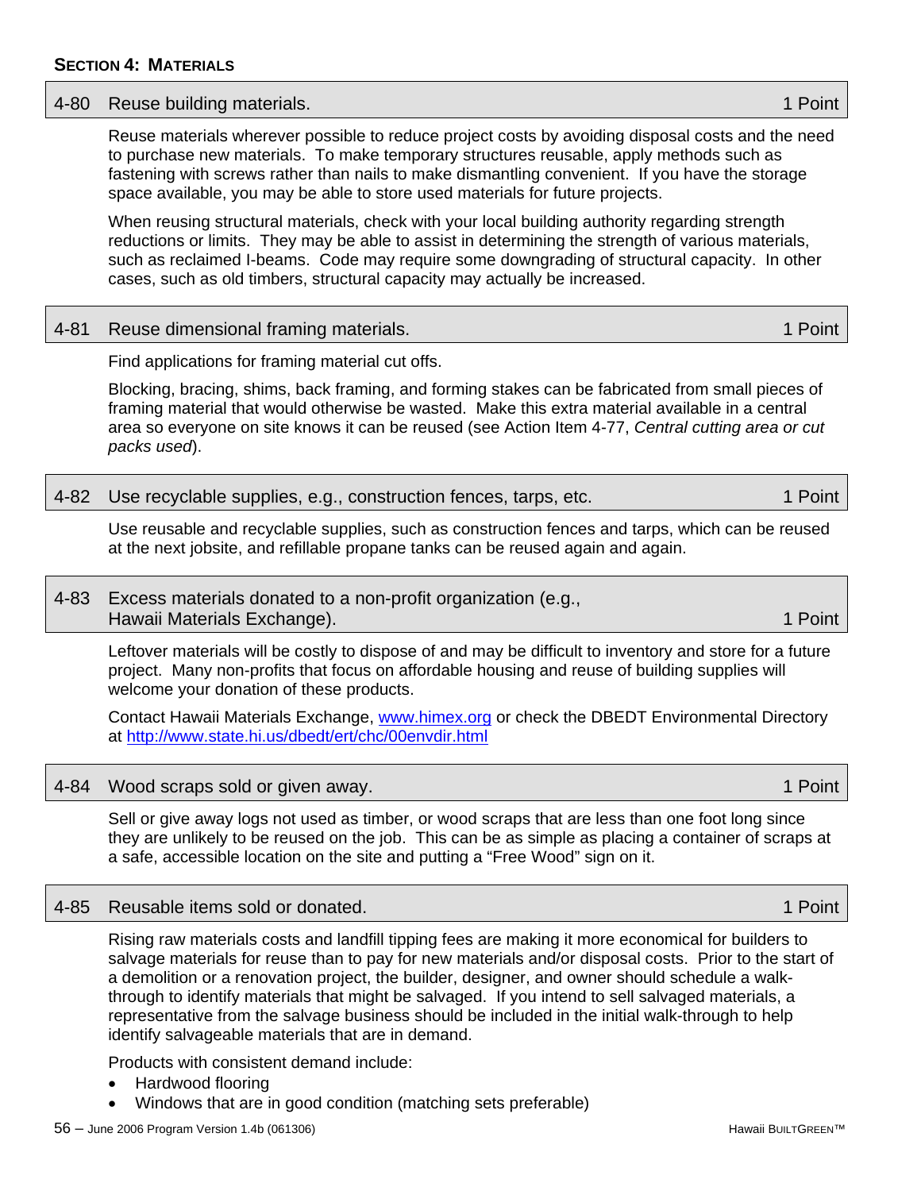## SECTION 4: MATERIALS

### 4-80 Reuse building materials. 1 Point

Reuse materials wherever possible to reduce project costs by avoiding disposal costs and the need to purchase new materials. To make temporary structures reusable, apply methods such as fastening with screws rather than nails to make dismantling convenient. If you have the storage space available, you may be able to store used materials for future projects.

When reusing structural materials, check with your local building authority regarding strength reductions or limits. They may be able to assist in determining the strength of various materials, such as reclaimed I-beams. Code may require some downgrading of structural capacity. In other cases, such as old timbers, structural capacity may actually be increased.

### 4-81 Reuse dimensional framing materials. 1 Point

Find applications for framing material cut offs.

Blocking, bracing, shims, back framing, and forming stakes can be fabricated from small pieces of framing material that would otherwise be wasted. Make this extra material available in a central area so everyone on site knows it can be reused (see Action Item 4-77, *Central cutting area or cut packs used*).

### 4-82 Use recyclable supplies, e.g., construction fences, tarps, etc. 1 Point

Use reusable and recyclable supplies, such as construction fences and tarps, which can be reused at the next jobsite, and refillable propane tanks can be reused again and again.

### 4-83 Excess materials donated to a non-profit organization (e.g., Hawaii Materials Exchange). 1 Point

Leftover materials will be costly to dispose of and may be difficult to inventory and store for a future project. Many non-profits that focus on affordable housing and reuse of building supplies will welcome your donation of these products.

Contact Hawaii Materials Exchange, www.himex.org or check the DBEDT Environmental Directory at http://www.state.hi.us/dbedt/ert/chc/00envdir.html

### 4-84 Wood scraps sold or given away. 1 Point

Sell or give away logs not used as timber, or wood scraps that are less than one foot long since they are unlikely to be reused on the job. This can be as simple as placing a container of scraps at a safe, accessible location on the site and putting a "Free Wood" sign on it.

### 4-85 Reusable items sold or donated. 1 Point

Rising raw materials costs and landfill tipping fees are making it more economical for builders to salvage materials for reuse than to pay for new materials and/or disposal costs. Prior to the start of a demolition or a renovation project, the builder, designer, and owner should schedule a walk-through to identify materials that might be salvaged. If you intend to sell salvaged materials, a representative from the salvage business should be included in the initial walk-through to help identify salvageable materials that are in demand.

Products with consistent demand include:

- Hardwood flooring
- Windows that are in good condition (matching sets preferable)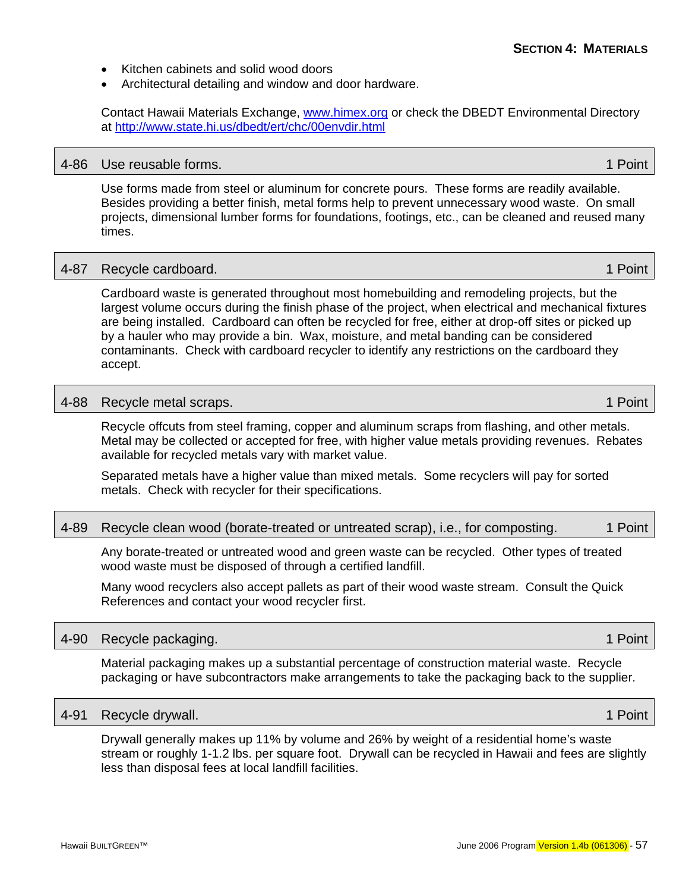- Kitchen cabinets and solid wood doors
- Architectural detailing and window and door hardware.

Contact Hawaii Materials Exchange, www.himex.org or check the DBEDT Environmental Directory at http://www.state.hi.us/dbedt/ert/chc/00envdir.html

### 4-86 Use reusable forms. — 1 Point

Use forms made from steel or aluminum for concrete pours. These forms are readily available. Besides providing a better finish, metal forms help to prevent unnecessary wood waste. On small projects, dimensional lumber forms for foundations, footings, etc., can be cleaned and reused many times.

### 4-87 Recycle cardboard. — 1 Point

Cardboard waste is generated throughout most homebuilding and remodeling projects, but the largest volume occurs during the finish phase of the project, when electrical and mechanical fixtures are being installed. Cardboard can often be recycled for free, either at drop-off sites or picked up by a hauler who may provide a bin. Wax, moisture, and metal banding can be considered contaminants. Check with cardboard recycler to identify any restrictions on the cardboard they accept.

### 4-88 Recycle metal scraps. — 1 Point

Recycle offcuts from steel framing, copper and aluminum scraps from flashing, and other metals. Metal may be collected or accepted for free, with higher value metals providing revenues. Rebates available for recycled metals vary with market value.

Separated metals have a higher value than mixed metals. Some recyclers will pay for sorted metals. Check with recycler for their specifications.

### 4-89 Recycle clean wood (borate-treated or untreated scrap), i.e., for composting. — 1 Point

Any borate-treated or untreated wood and green waste can be recycled. Other types of treated wood waste must be disposed of through a certified landfill.

Many wood recyclers also accept pallets as part of their wood waste stream. Consult the Quick References and contact your wood recycler first.

### 4-90 Recycle packaging. — 1 Point

Material packaging makes up a substantial percentage of construction material waste. Recycle packaging or have subcontractors make arrangements to take the packaging back to the supplier.

### 4-91 Recycle drywall. — 1 Point

Drywall generally makes up 11% by volume and 26% by weight of a residential home's waste stream or roughly 1-1.2 lbs. per square foot. Drywall can be recycled in Hawaii and fees are slightly less than disposal fees at local landfill facilities.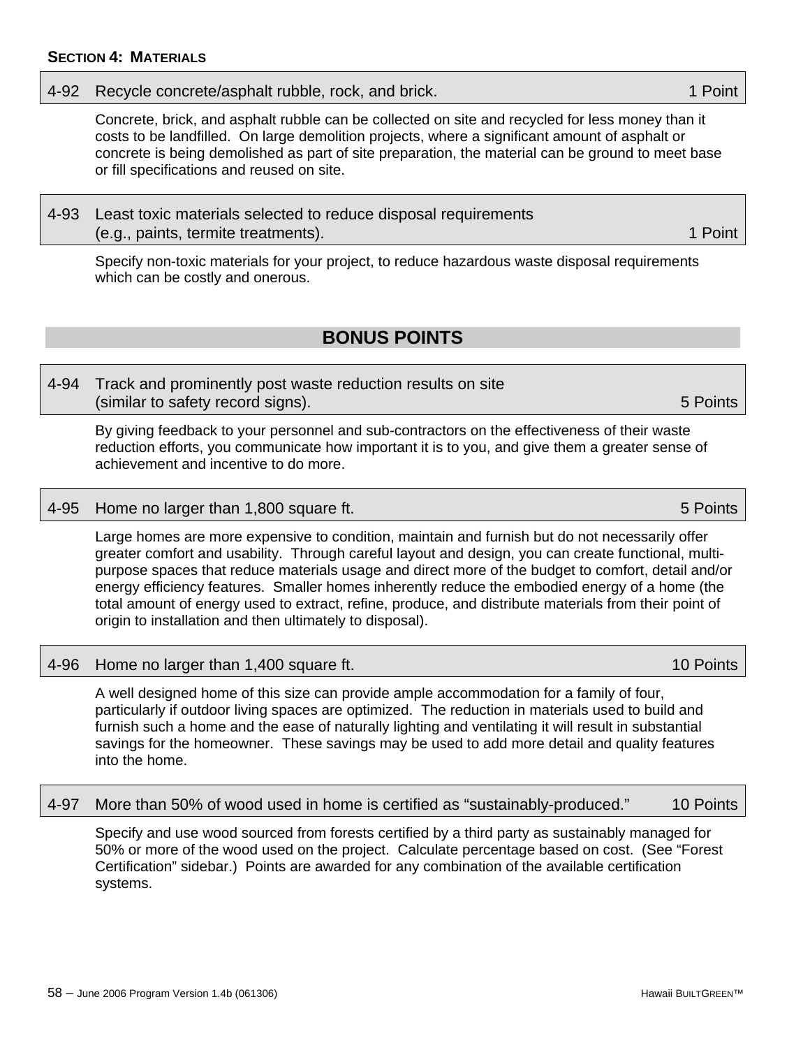**SECTION 4: MATERIALS**

### 4-92 Recycle concrete/asphalt rubble, rock, and brick. — 1 Point

Concrete, brick, and asphalt rubble can be collected on site and recycled for less money than it costs to be landfilled. On large demolition projects, where a significant amount of asphalt or concrete is being demolished as part of site preparation, the material can be ground to meet base or fill specifications and reused on site.

### 4-93 Least toxic materials selected to reduce disposal requirements (e.g., paints, termite treatments). — 1 Point

Specify non-toxic materials for your project, to reduce hazardous waste disposal requirements which can be costly and onerous.

## BONUS POINTS

### 4-94 Track and prominently post waste reduction results on site (similar to safety record signs). — 5 Points

By giving feedback to your personnel and sub-contractors on the effectiveness of their waste reduction efforts, you communicate how important it is to you, and give them a greater sense of achievement and incentive to do more.

### 4-95 Home no larger than 1,800 square ft. — 5 Points

Large homes are more expensive to condition, maintain and furnish but do not necessarily offer greater comfort and usability. Through careful layout and design, you can create functional, multi-purpose spaces that reduce materials usage and direct more of the budget to comfort, detail and/or energy efficiency features. Smaller homes inherently reduce the embodied energy of a home (the total amount of energy used to extract, refine, produce, and distribute materials from their point of origin to installation and then ultimately to disposal).

### 4-96 Home no larger than 1,400 square ft. — 10 Points

A well designed home of this size can provide ample accommodation for a family of four, particularly if outdoor living spaces are optimized. The reduction in materials used to build and furnish such a home and the ease of naturally lighting and ventilating it will result in substantial savings for the homeowner. These savings may be used to add more detail and quality features into the home.

### 4-97 More than 50% of wood used in home is certified as "sustainably-produced." — 10 Points

Specify and use wood sourced from forests certified by a third party as sustainably managed for 50% or more of the wood used on the project. Calculate percentage based on cost. (See "Forest Certification" sidebar.) Points are awarded for any combination of the available certification systems.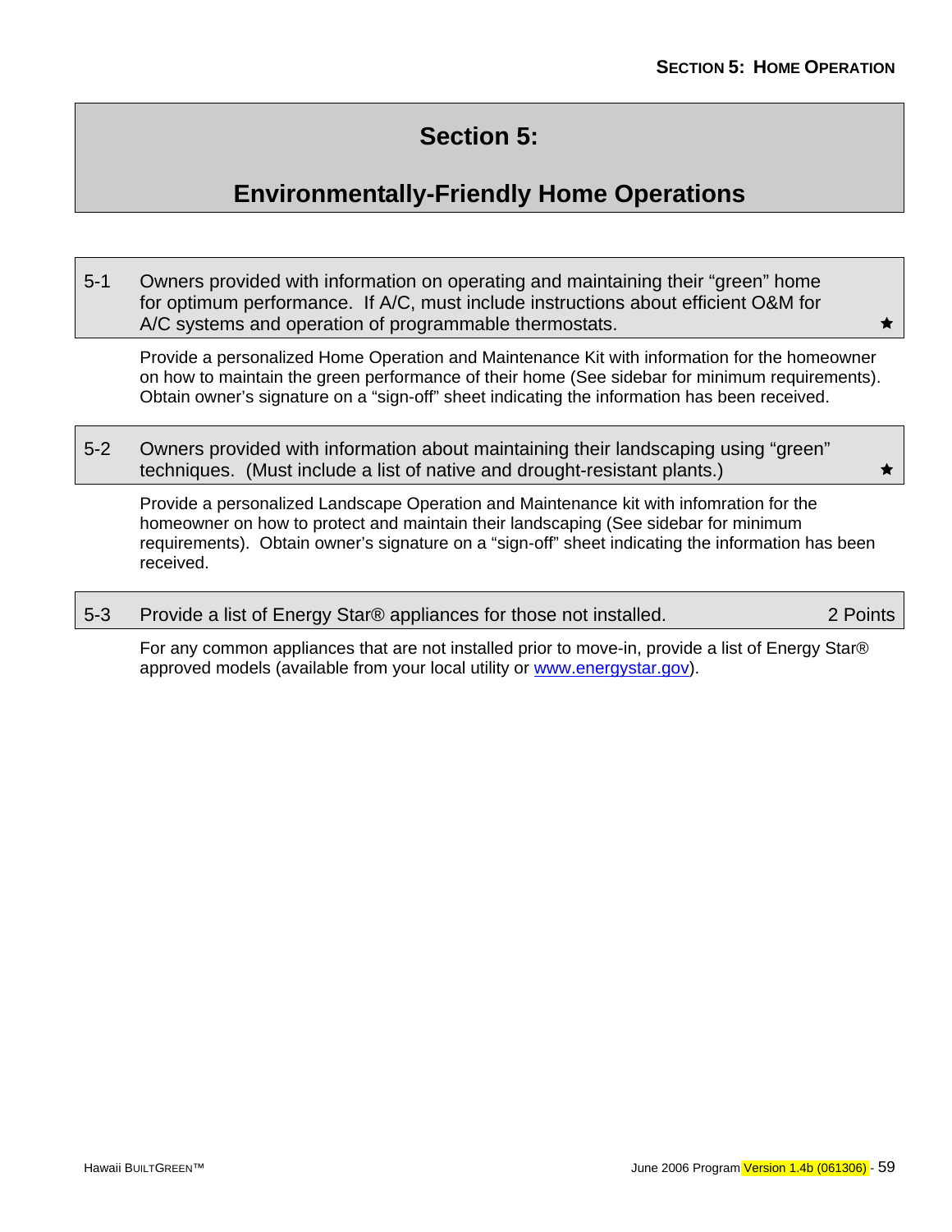# Section 5:

# Environmentally-Friendly Home Operations

**5-1** Owners provided with information on operating and maintaining their "green" home for optimum performance. If A/C, must include instructions about efficient O&M for A/C systems and operation of programmable thermostats. ★

Provide a personalized Home Operation and Maintenance Kit with information for the homeowner on how to maintain the green performance of their home (See sidebar for minimum requirements). Obtain owner's signature on a "sign-off" sheet indicating the information has been received.

**5-2** Owners provided with information about maintaining their landscaping using "green" techniques. (Must include a list of native and drought-resistant plants.) ★

Provide a personalized Landscape Operation and Maintenance kit with infomration for the homeowner on how to protect and maintain their landscaping (See sidebar for minimum requirements). Obtain owner's signature on a "sign-off" sheet indicating the information has been received.

**5-3** Provide a list of Energy Star® appliances for those not installed. 2 Points

For any common appliances that are not installed prior to move-in, provide a list of Energy Star® approved models (available from your local utility or www.energystar.gov).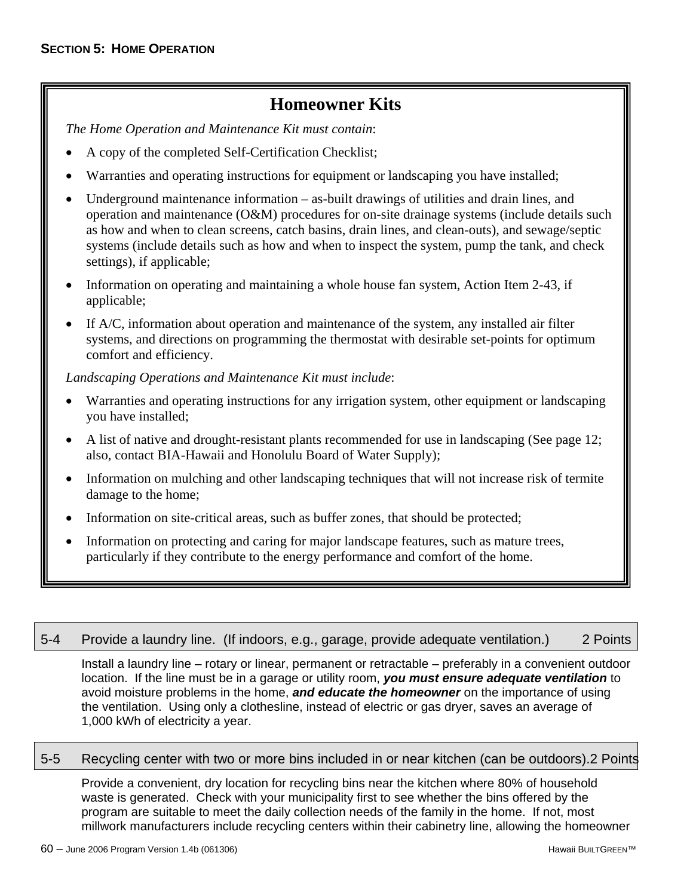## Homeowner Kits

*The Home Operation and Maintenance Kit must contain*:

- A copy of the completed Self-Certification Checklist;
- Warranties and operating instructions for equipment or landscaping you have installed;
- Underground maintenance information – as-built drawings of utilities and drain lines, and operation and maintenance (O&M) procedures for on-site drainage systems (include details such as how and when to clean screens, catch basins, drain lines, and clean-outs), and sewage/septic systems (include details such as how and when to inspect the system, pump the tank, and check settings), if applicable;
- Information on operating and maintaining a whole house fan system, Action Item 2-43, if applicable;
- If A/C, information about operation and maintenance of the system, any installed air filter systems, and directions on programming the thermostat with desirable set-points for optimum comfort and efficiency.

*Landscaping Operations and Maintenance Kit must include*:

- Warranties and operating instructions for any irrigation system, other equipment or landscaping you have installed;
- A list of native and drought-resistant plants recommended for use in landscaping (See page 12; also, contact BIA-Hawaii and Honolulu Board of Water Supply);
- Information on mulching and other landscaping techniques that will not increase risk of termite damage to the home;
- Information on site-critical areas, such as buffer zones, that should be protected;
- Information on protecting and caring for major landscape features, such as mature trees, particularly if they contribute to the energy performance and comfort of the home.

### 5-4 Provide a laundry line. (If indoors, e.g., garage, provide adequate ventilation.) 2 Points

Install a laundry line – rotary or linear, permanent or retractable – preferably in a convenient outdoor location. If the line must be in a garage or utility room, ***you must ensure adequate ventilation*** to avoid moisture problems in the home, ***and educate the homeowner*** on the importance of using the ventilation. Using only a clothesline, instead of electric or gas dryer, saves an average of 1,000 kWh of electricity a year.

### 5-5 Recycling center with two or more bins included in or near kitchen (can be outdoors). 2 Points

Provide a convenient, dry location for recycling bins near the kitchen where 80% of household waste is generated. Check with your municipality first to see whether the bins offered by the program are suitable to meet the daily collection needs of the family in the home. If not, most millwork manufacturers include recycling centers within their cabinetry line, allowing the homeowner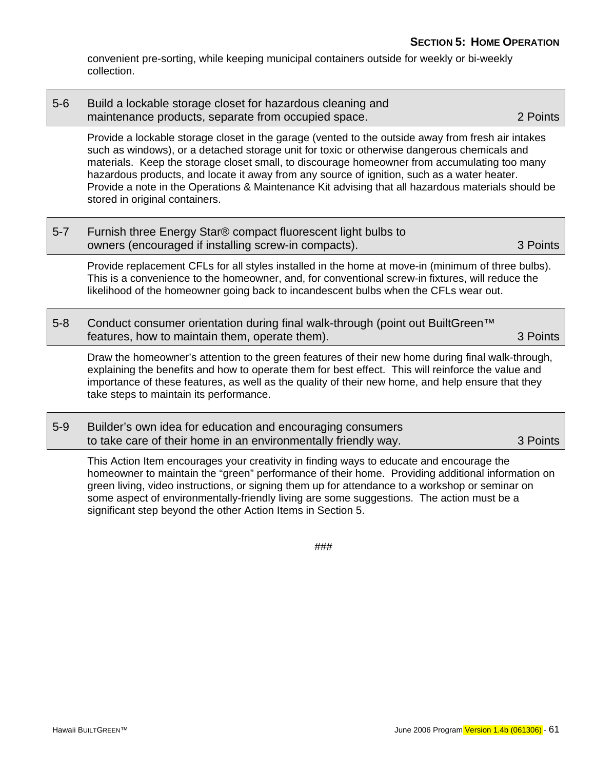convenient pre-sorting, while keeping municipal containers outside for weekly or bi-weekly collection.

| | | |
|---|---|---|
| 5-6 | Build a lockable storage closet for hazardous cleaning and maintenance products, separate from occupied space. | 2 Points |

Provide a lockable storage closet in the garage (vented to the outside away from fresh air intakes such as windows), or a detached storage unit for toxic or otherwise dangerous chemicals and materials. Keep the storage closet small, to discourage homeowner from accumulating too many hazardous products, and locate it away from any source of ignition, such as a water heater. Provide a note in the Operations & Maintenance Kit advising that all hazardous materials should be stored in original containers.

| | | |
|---|---|---|
| 5-7 | Furnish three Energy Star® compact fluorescent light bulbs to owners (encouraged if installing screw-in compacts). | 3 Points |

Provide replacement CFLs for all styles installed in the home at move-in (minimum of three bulbs). This is a convenience to the homeowner, and, for conventional screw-in fixtures, will reduce the likelihood of the homeowner going back to incandescent bulbs when the CFLs wear out.

| | | |
|---|---|---|
| 5-8 | Conduct consumer orientation during final walk-through (point out BuiltGreen™ features, how to maintain them, operate them). | 3 Points |

Draw the homeowner's attention to the green features of their new home during final walk-through, explaining the benefits and how to operate them for best effect. This will reinforce the value and importance of these features, as well as the quality of their new home, and help ensure that they take steps to maintain its performance.

| | | |
|---|---|---|
| 5-9 | Builder's own idea for education and encouraging consumers to take care of their home in an environmentally friendly way. | 3 Points |

This Action Item encourages your creativity in finding ways to educate and encourage the homeowner to maintain the "green" performance of their home. Providing additional information on green living, video instructions, or signing them up for attendance to a workshop or seminar on some aspect of environmentally-friendly living are some suggestions. The action must be a significant step beyond the other Action Items in Section 5.

###